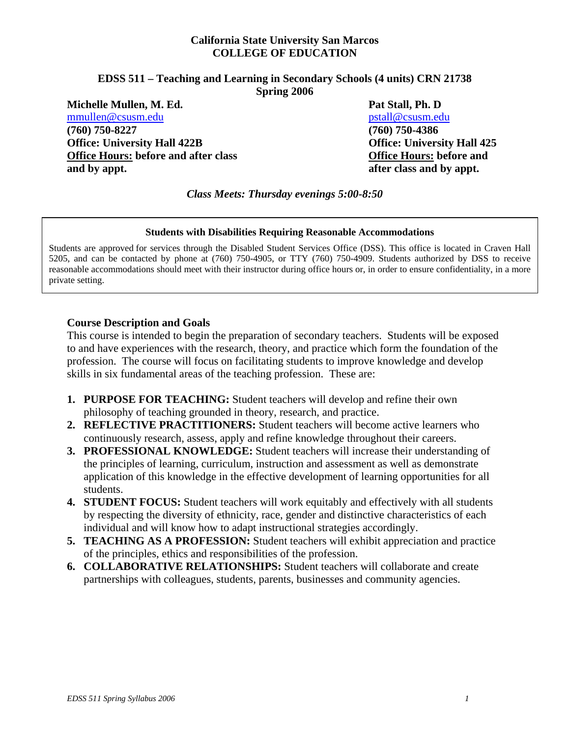**California State University San Marcos**
**COLLEGE OF EDUCATION**

**EDSS 511 – Teaching and Learning in Secondary Schools (4 units) CRN 21738**
**Spring 2006**

**Michelle Mullen, M. Ed.**
mmullen@csusm.edu
**(760) 750-8227**
**Office: University Hall 422B**
**Office Hours: before and after class and by appt.**

**Pat Stall, Ph. D**
pstall@csusm.edu
**(760) 750-4386**
**Office: University Hall 425**
**Office Hours: before and after class and by appt.**

*Class Meets: Thursday evenings 5:00-8:50*

**Students with Disabilities Requiring Reasonable Accommodations**

Students are approved for services through the Disabled Student Services Office (DSS). This office is located in Craven Hall 5205, and can be contacted by phone at (760) 750-4905, or TTY (760) 750-4909. Students authorized by DSS to receive reasonable accommodations should meet with their instructor during office hours or, in order to ensure confidentiality, in a more private setting.

## Course Description and Goals

This course is intended to begin the preparation of secondary teachers. Students will be exposed to and have experiences with the research, theory, and practice which form the foundation of the profession. The course will focus on facilitating students to improve knowledge and develop skills in six fundamental areas of the teaching profession. These are:

1. **PURPOSE FOR TEACHING:** Student teachers will develop and refine their own philosophy of teaching grounded in theory, research, and practice.
2. **REFLECTIVE PRACTITIONERS:** Student teachers will become active learners who continuously research, assess, apply and refine knowledge throughout their careers.
3. **PROFESSIONAL KNOWLEDGE:** Student teachers will increase their understanding of the principles of learning, curriculum, instruction and assessment as well as demonstrate application of this knowledge in the effective development of learning opportunities for all students.
4. **STUDENT FOCUS:** Student teachers will work equitably and effectively with all students by respecting the diversity of ethnicity, race, gender and distinctive characteristics of each individual and will know how to adapt instructional strategies accordingly.
5. **TEACHING AS A PROFESSION:** Student teachers will exhibit appreciation and practice of the principles, ethics and responsibilities of the profession.
6. **COLLABORATIVE RELATIONSHIPS:** Student teachers will collaborate and create partnerships with colleagues, students, parents, businesses and community agencies.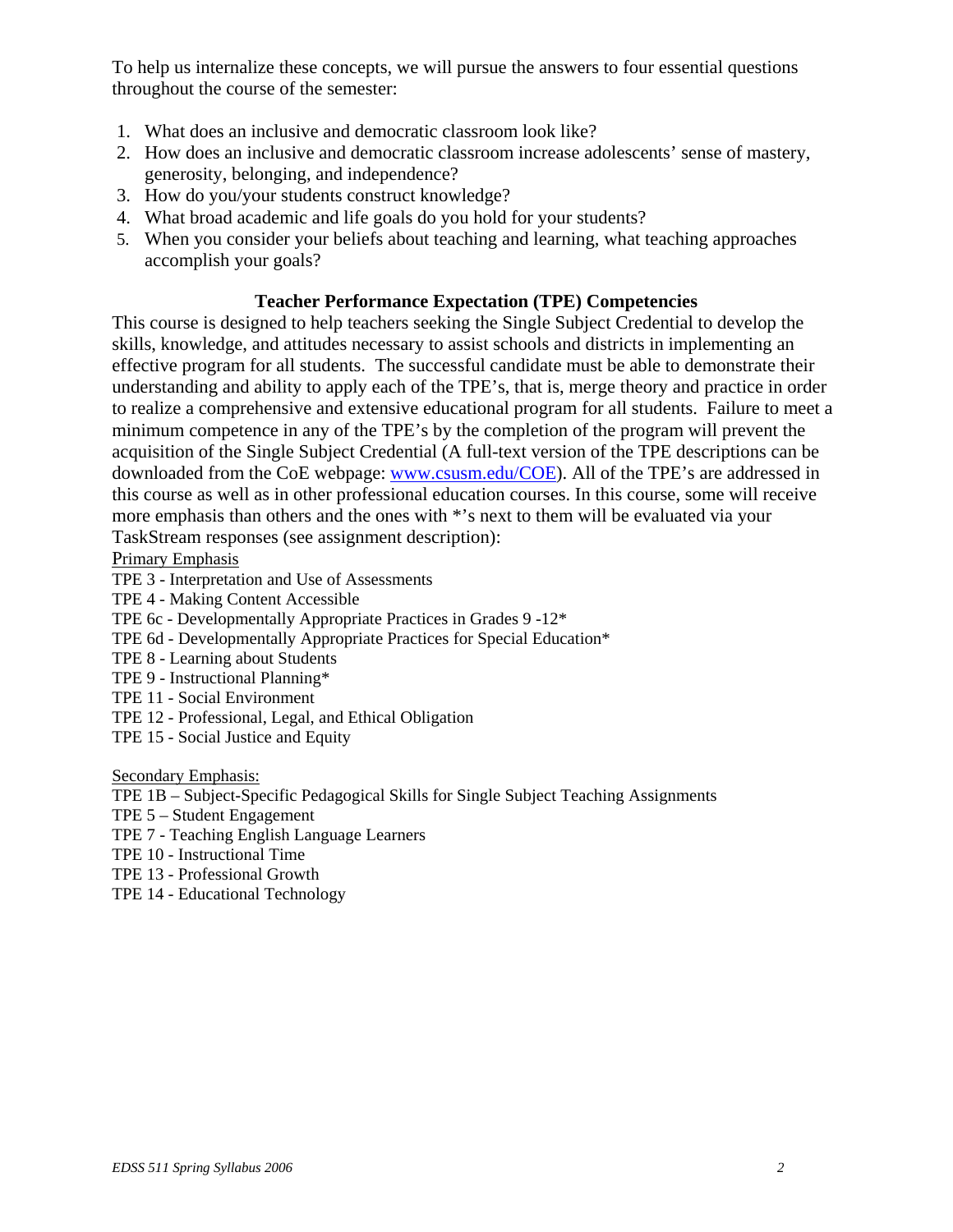To help us internalize these concepts, we will pursue the answers to four essential questions throughout the course of the semester:

1. What does an inclusive and democratic classroom look like?
2. How does an inclusive and democratic classroom increase adolescents' sense of mastery, generosity, belonging, and independence?
3. How do you/your students construct knowledge?
4. What broad academic and life goals do you hold for your students?
5. When you consider your beliefs about teaching and learning, what teaching approaches accomplish your goals?

### Teacher Performance Expectation (TPE) Competencies

This course is designed to help teachers seeking the Single Subject Credential to develop the skills, knowledge, and attitudes necessary to assist schools and districts in implementing an effective program for all students. The successful candidate must be able to demonstrate their understanding and ability to apply each of the TPE's, that is, merge theory and practice in order to realize a comprehensive and extensive educational program for all students. Failure to meet a minimum competence in any of the TPE's by the completion of the program will prevent the acquisition of the Single Subject Credential (A full-text version of the TPE descriptions can be downloaded from the CoE webpage: [www.csusm.edu/COE](www.csusm.edu/COE)). All of the TPE's are addressed in this course as well as in other professional education courses. In this course, some will receive more emphasis than others and the ones with *'s next to them will be evaluated via your TaskStream responses (see assignment description):

Primary Emphasis

TPE 3 - Interpretation and Use of Assessments
TPE 4 - Making Content Accessible
TPE 6c - Developmentally Appropriate Practices in Grades 9 -12*
TPE 6d - Developmentally Appropriate Practices for Special Education*
TPE 8 - Learning about Students
TPE 9 - Instructional Planning*
TPE 11 - Social Environment
TPE 12 - Professional, Legal, and Ethical Obligation
TPE 15 - Social Justice and Equity

Secondary Emphasis:

TPE 1B – Subject-Specific Pedagogical Skills for Single Subject Teaching Assignments
TPE 5 – Student Engagement
TPE 7 - Teaching English Language Learners
TPE 10 - Instructional Time
TPE 13 - Professional Growth
TPE 14 - Educational Technology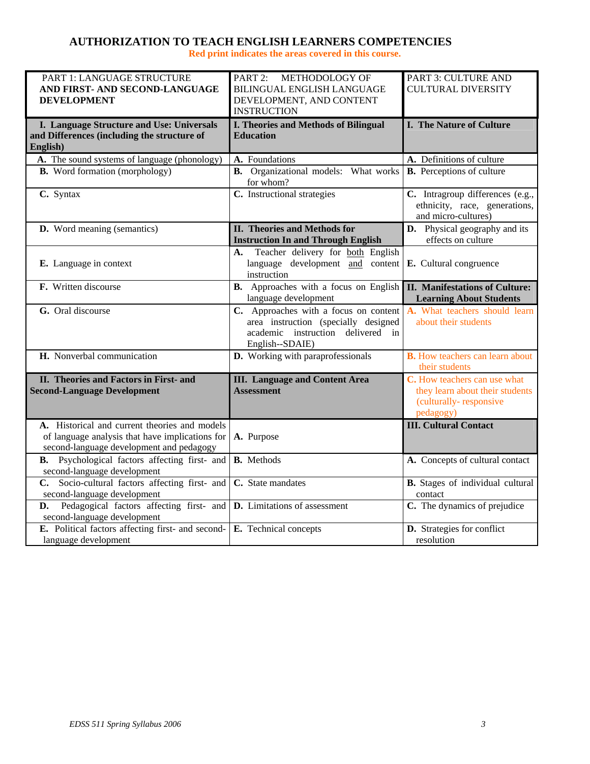# AUTHORIZATION TO TEACH ENGLISH LEARNERS COMPETENCIES

**Red print indicates the areas covered in this course.**

| PART 1: LANGUAGE STRUCTURE **AND FIRST- AND SECOND-LANGUAGE DEVELOPMENT** | PART 2: METHODOLOGY OF BILINGUAL ENGLISH LANGUAGE DEVELOPMENT, AND CONTENT INSTRUCTION | PART 3: CULTURE AND CULTURAL DIVERSITY |
|---|---|---|
| **I. Language Structure and Use: Universals and Differences (including the structure of English)** | **I. Theories and Methods of Bilingual Education** | **I. The Nature of Culture** |
| **A.** The sound systems of language (phonology) | **A.** Foundations | **A.** Definitions of culture |
| **B.** Word formation (morphology) | **B.** Organizational models: What works for whom? | **B.** Perceptions of culture |
| **C.** Syntax | **C.** Instructional strategies | **C.** Intragroup differences (e.g., ethnicity, race, generations, and micro-cultures) |
| **D.** Word meaning (semantics) | **II. Theories and Methods for Instruction In and Through English** | **D.** Physical geography and its effects on culture |
| **E.** Language in context | **A.** Teacher delivery for both English language development and content instruction | **E.** Cultural congruence |
| **F.** Written discourse | **B.** Approaches with a focus on English language development | **II. Manifestations of Culture: Learning About Students** |
| **G.** Oral discourse | **C.** Approaches with a focus on content area instruction (specially designed academic instruction delivered in English--SDAIE) | **A.** What teachers should learn about their students |
| **H.** Nonverbal communication | **D.** Working with paraprofessionals | **B.** How teachers can learn about their students |
| **II. Theories and Factors in First- and Second-Language Development** | **III. Language and Content Area Assessment** | **C.** How teachers can use what they learn about their students (culturally- responsive pedagogy) |
| **A.** Historical and current theories and models of language analysis that have implications for second-language development and pedagogy | **A.** Purpose | **III. Cultural Contact** |
| **B.** Psychological factors affecting first- and second-language development | **B.** Methods | **A.** Concepts of cultural contact |
| **C.** Socio-cultural factors affecting first- and second-language development | **C.** State mandates | **B.** Stages of individual cultural contact |
| **D.** Pedagogical factors affecting first- and second-language development | **D.** Limitations of assessment | **C.** The dynamics of prejudice |
| **E.** Political factors affecting first- and second-language development | **E.** Technical concepts | **D.** Strategies for conflict resolution |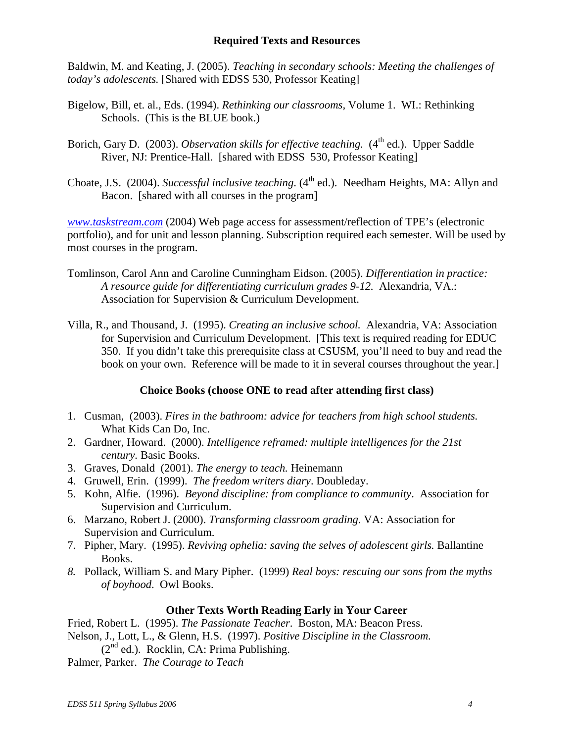## Required Texts and Resources

Baldwin, M. and Keating, J. (2005). *Teaching in secondary schools: Meeting the challenges of today's adolescents.* [Shared with EDSS 530, Professor Keating]

Bigelow, Bill, et. al., Eds. (1994). *Rethinking our classrooms*, Volume 1. WI.: Rethinking Schools. (This is the BLUE book.)

Borich, Gary D. (2003). *Observation skills for effective teaching.* (4th ed.). Upper Saddle River, NJ: Prentice-Hall. [shared with EDSS 530, Professor Keating]

Choate, J.S. (2004). *Successful inclusive teaching*. (4th ed.). Needham Heights, MA: Allyn and Bacon. [shared with all courses in the program]

*www.taskstream.com* (2004) Web page access for assessment/reflection of TPE's (electronic portfolio), and for unit and lesson planning. Subscription required each semester. Will be used by most courses in the program.

Tomlinson, Carol Ann and Caroline Cunningham Eidson. (2005). *Differentiation in practice: A resource guide for differentiating curriculum grades 9-12.* Alexandria, VA.: Association for Supervision & Curriculum Development.

Villa, R., and Thousand, J. (1995). *Creating an inclusive school.* Alexandria, VA: Association for Supervision and Curriculum Development. [This text is required reading for EDUC 350. If you didn't take this prerequisite class at CSUSM, you'll need to buy and read the book on your own. Reference will be made to it in several courses throughout the year.]

## Choice Books (choose ONE to read after attending first class)

1. Cusman, (2003). *Fires in the bathroom: advice for teachers from high school students.* What Kids Can Do, Inc.
2. Gardner, Howard. (2000). *Intelligence reframed: multiple intelligences for the 21st century.* Basic Books.
3. Graves, Donald (2001). *The energy to teach.* Heinemann
4. Gruwell, Erin. (1999). *The freedom writers diary*. Doubleday.
5. Kohn, Alfie. (1996). *Beyond discipline: from compliance to community*. Association for Supervision and Curriculum.
6. Marzano, Robert J. (2000). *Transforming classroom grading.* VA: Association for Supervision and Curriculum.
7. Pipher, Mary. (1995). *Reviving ophelia: saving the selves of adolescent girls.* Ballantine Books.
8. Pollack, William S. and Mary Pipher. (1999) *Real boys: rescuing our sons from the myths of boyhood.* Owl Books.

## Other Texts Worth Reading Early in Your Career

Fried, Robert L. (1995). *The Passionate Teacher*. Boston, MA: Beacon Press.

Nelson, J., Lott, L., & Glenn, H.S. (1997). *Positive Discipline in the Classroom.* (2nd ed.). Rocklin, CA: Prima Publishing.

Palmer, Parker. *The Courage to Teach*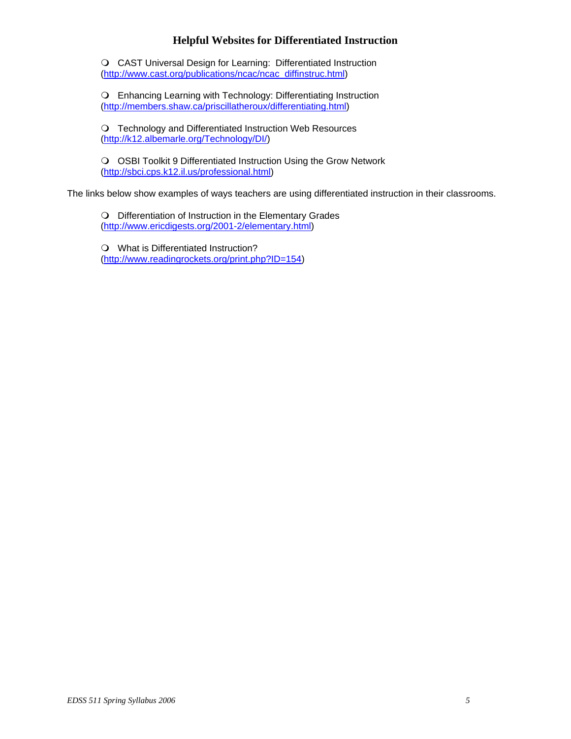## Helpful Websites for Differentiated Instruction

- CAST Universal Design for Learning: Differentiated Instruction (http://www.cast.org/publications/ncac/ncac_diffinstruc.html)

- Enhancing Learning with Technology: Differentiating Instruction (http://members.shaw.ca/priscillatheroux/differentiating.html)

- Technology and Differentiated Instruction Web Resources (http://k12.albemarle.org/Technology/DI/)

- OSBI Toolkit 9 Differentiated Instruction Using the Grow Network (http://sbci.cps.k12.il.us/professional.html)

The links below show examples of ways teachers are using differentiated instruction in their classrooms.

- Differentiation of Instruction in the Elementary Grades (http://www.ericdigests.org/2001-2/elementary.html)

- What is Differentiated Instruction? (http://www.readingrockets.org/print.php?ID=154)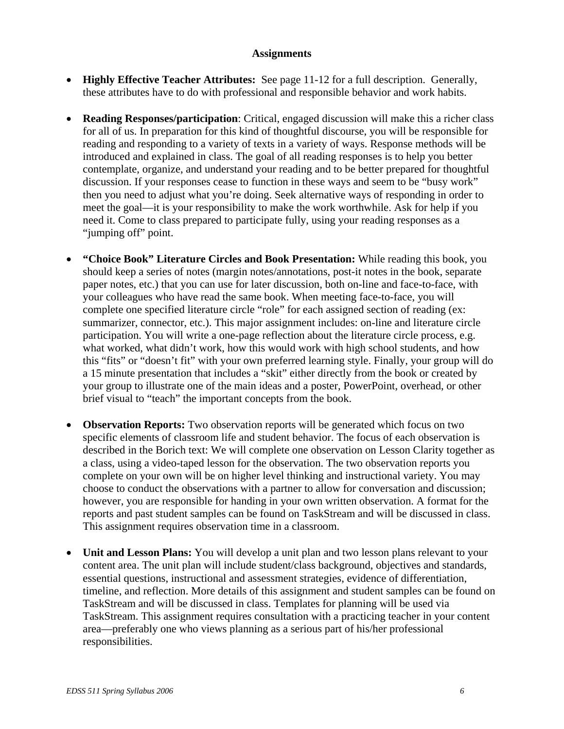## Assignments

- **Highly Effective Teacher Attributes:** See page 11-12 for a full description. Generally, these attributes have to do with professional and responsible behavior and work habits.

- **Reading Responses/participation**: Critical, engaged discussion will make this a richer class for all of us. In preparation for this kind of thoughtful discourse, you will be responsible for reading and responding to a variety of texts in a variety of ways. Response methods will be introduced and explained in class. The goal of all reading responses is to help you better contemplate, organize, and understand your reading and to be better prepared for thoughtful discussion. If your responses cease to function in these ways and seem to be "busy work" then you need to adjust what you're doing. Seek alternative ways of responding in order to meet the goal—it is your responsibility to make the work worthwhile. Ask for help if you need it. Come to class prepared to participate fully, using your reading responses as a "jumping off" point.

- **"Choice Book" Literature Circles and Book Presentation:** While reading this book, you should keep a series of notes (margin notes/annotations, post-it notes in the book, separate paper notes, etc.) that you can use for later discussion, both on-line and face-to-face, with your colleagues who have read the same book. When meeting face-to-face, you will complete one specified literature circle "role" for each assigned section of reading (ex: summarizer, connector, etc.). This major assignment includes: on-line and literature circle participation. You will write a one-page reflection about the literature circle process, e.g. what worked, what didn't work, how this would work with high school students, and how this "fits" or "doesn't fit" with your own preferred learning style. Finally, your group will do a 15 minute presentation that includes a "skit" either directly from the book or created by your group to illustrate one of the main ideas and a poster, PowerPoint, overhead, or other brief visual to "teach" the important concepts from the book.

- **Observation Reports:** Two observation reports will be generated which focus on two specific elements of classroom life and student behavior. The focus of each observation is described in the Borich text: We will complete one observation on Lesson Clarity together as a class, using a video-taped lesson for the observation. The two observation reports you complete on your own will be on higher level thinking and instructional variety. You may choose to conduct the observations with a partner to allow for conversation and discussion; however, you are responsible for handing in your own written observation. A format for the reports and past student samples can be found on TaskStream and will be discussed in class. This assignment requires observation time in a classroom.

- **Unit and Lesson Plans:** You will develop a unit plan and two lesson plans relevant to your content area. The unit plan will include student/class background, objectives and standards, essential questions, instructional and assessment strategies, evidence of differentiation, timeline, and reflection. More details of this assignment and student samples can be found on TaskStream and will be discussed in class. Templates for planning will be used via TaskStream. This assignment requires consultation with a practicing teacher in your content area—preferably one who views planning as a serious part of his/her professional responsibilities.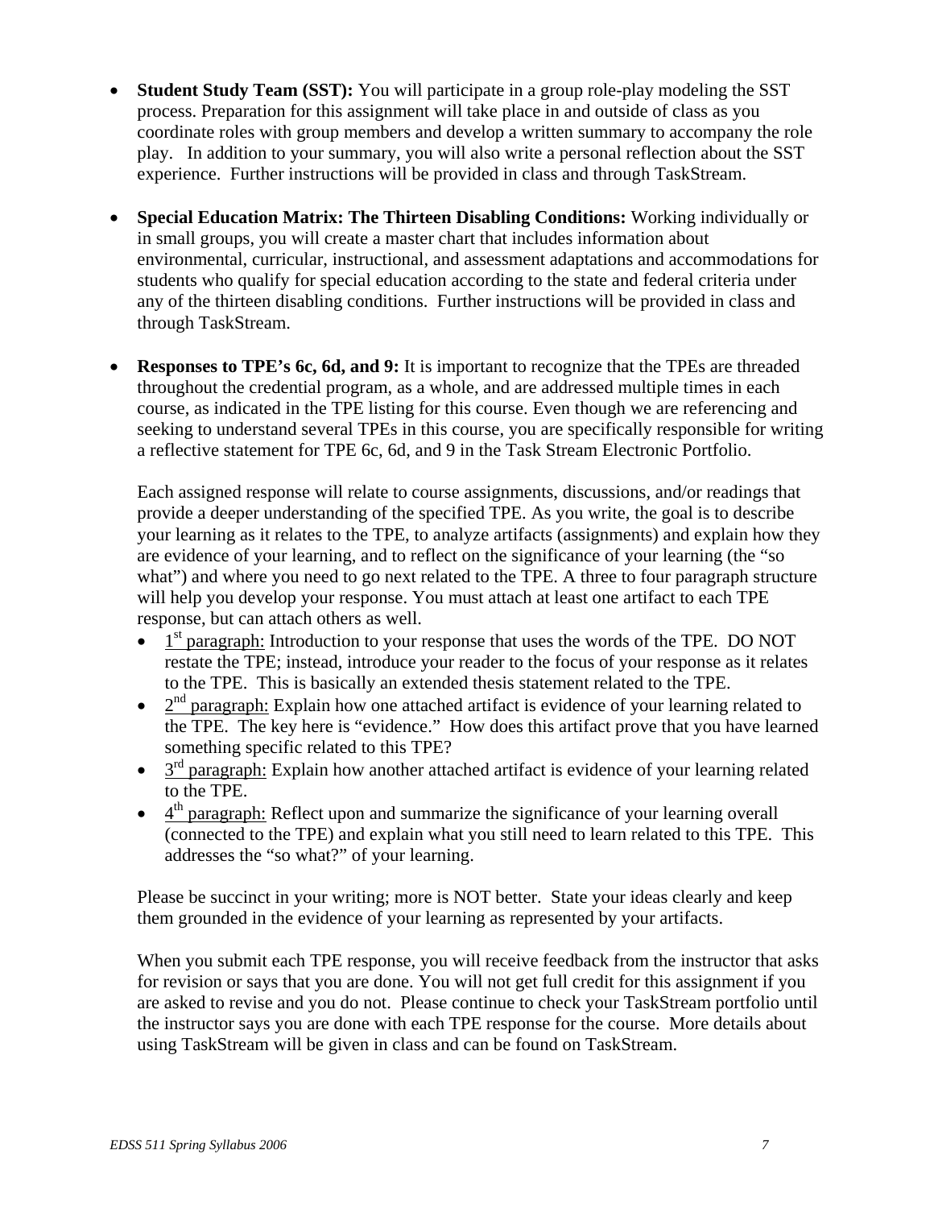- **Student Study Team (SST):** You will participate in a group role-play modeling the SST process. Preparation for this assignment will take place in and outside of class as you coordinate roles with group members and develop a written summary to accompany the role play. In addition to your summary, you will also write a personal reflection about the SST experience. Further instructions will be provided in class and through TaskStream.

- **Special Education Matrix: The Thirteen Disabling Conditions:** Working individually or in small groups, you will create a master chart that includes information about environmental, curricular, instructional, and assessment adaptations and accommodations for students who qualify for special education according to the state and federal criteria under any of the thirteen disabling conditions. Further instructions will be provided in class and through TaskStream.

- **Responses to TPE's 6c, 6d, and 9:** It is important to recognize that the TPEs are threaded throughout the credential program, as a whole, and are addressed multiple times in each course, as indicated in the TPE listing for this course. Even though we are referencing and seeking to understand several TPEs in this course, you are specifically responsible for writing a reflective statement for TPE 6c, 6d, and 9 in the Task Stream Electronic Portfolio.

  Each assigned response will relate to course assignments, discussions, and/or readings that provide a deeper understanding of the specified TPE. As you write, the goal is to describe your learning as it relates to the TPE, to analyze artifacts (assignments) and explain how they are evidence of your learning, and to reflect on the significance of your learning (the "so what") and where you need to go next related to the TPE. A three to four paragraph structure will help you develop your response. You must attach at least one artifact to each TPE response, but can attach others as well.

  - 1st paragraph: Introduction to your response that uses the words of the TPE. DO NOT restate the TPE; instead, introduce your reader to the focus of your response as it relates to the TPE. This is basically an extended thesis statement related to the TPE.
  - 2nd paragraph: Explain how one attached artifact is evidence of your learning related to the TPE. The key here is "evidence." How does this artifact prove that you have learned something specific related to this TPE?
  - 3rd paragraph: Explain how another attached artifact is evidence of your learning related to the TPE.
  - 4th paragraph: Reflect upon and summarize the significance of your learning overall (connected to the TPE) and explain what you still need to learn related to this TPE. This addresses the "so what?" of your learning.

  Please be succinct in your writing; more is NOT better. State your ideas clearly and keep them grounded in the evidence of your learning as represented by your artifacts.

  When you submit each TPE response, you will receive feedback from the instructor that asks for revision or says that you are done. You will not get full credit for this assignment if you are asked to revise and you do not. Please continue to check your TaskStream portfolio until the instructor says you are done with each TPE response for the course. More details about using TaskStream will be given in class and can be found on TaskStream.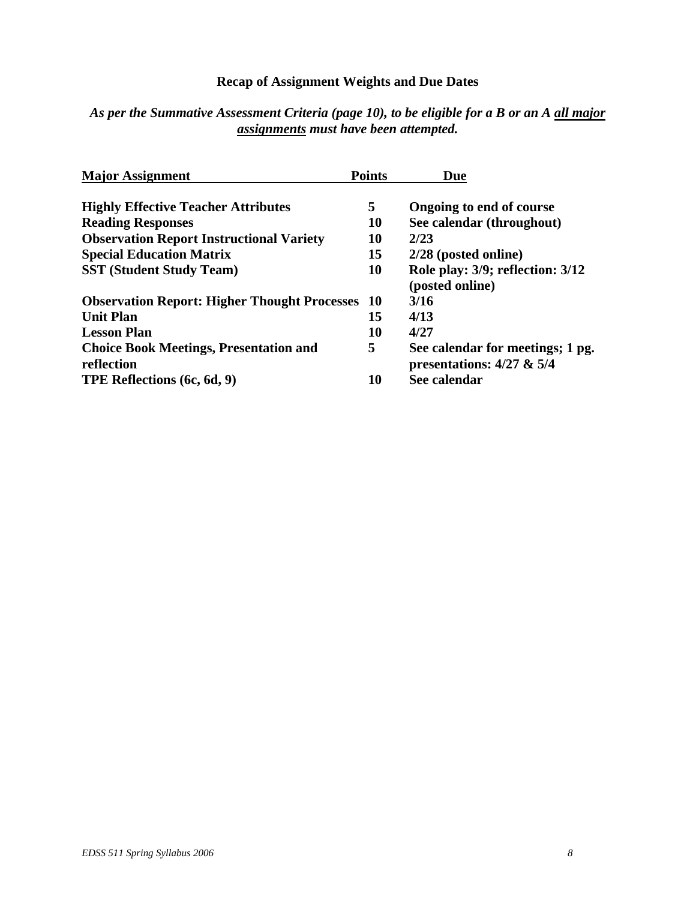## Recap of Assignment Weights and Due Dates

***As per the Summative Assessment Criteria (page 10), to be eligible for a B or an A <u>all major assignments</u> must have been attempted.***

| Major Assignment | Points | Due |
|---|---|---|
| **Highly Effective Teacher Attributes** | **5** | **Ongoing to end of course** |
| **Reading Responses** | **10** | **See calendar (throughout)** |
| **Observation Report Instructional Variety** | **10** | **2/23** |
| **Special Education Matrix** | **15** | **2/28 (posted online)** |
| **SST (Student Study Team)** | **10** | **Role play: 3/9; reflection: 3/12 (posted online)** |
| **Observation Report: Higher Thought Processes** | **10** | **3/16** |
| **Unit Plan** | **15** | **4/13** |
| **Lesson Plan** | **10** | **4/27** |
| **Choice Book Meetings, Presentation and reflection** | **5** | **See calendar for meetings; 1 pg. presentations: 4/27 & 5/4** |
| **TPE Reflections (6c, 6d, 9)** | **10** | **See calendar** |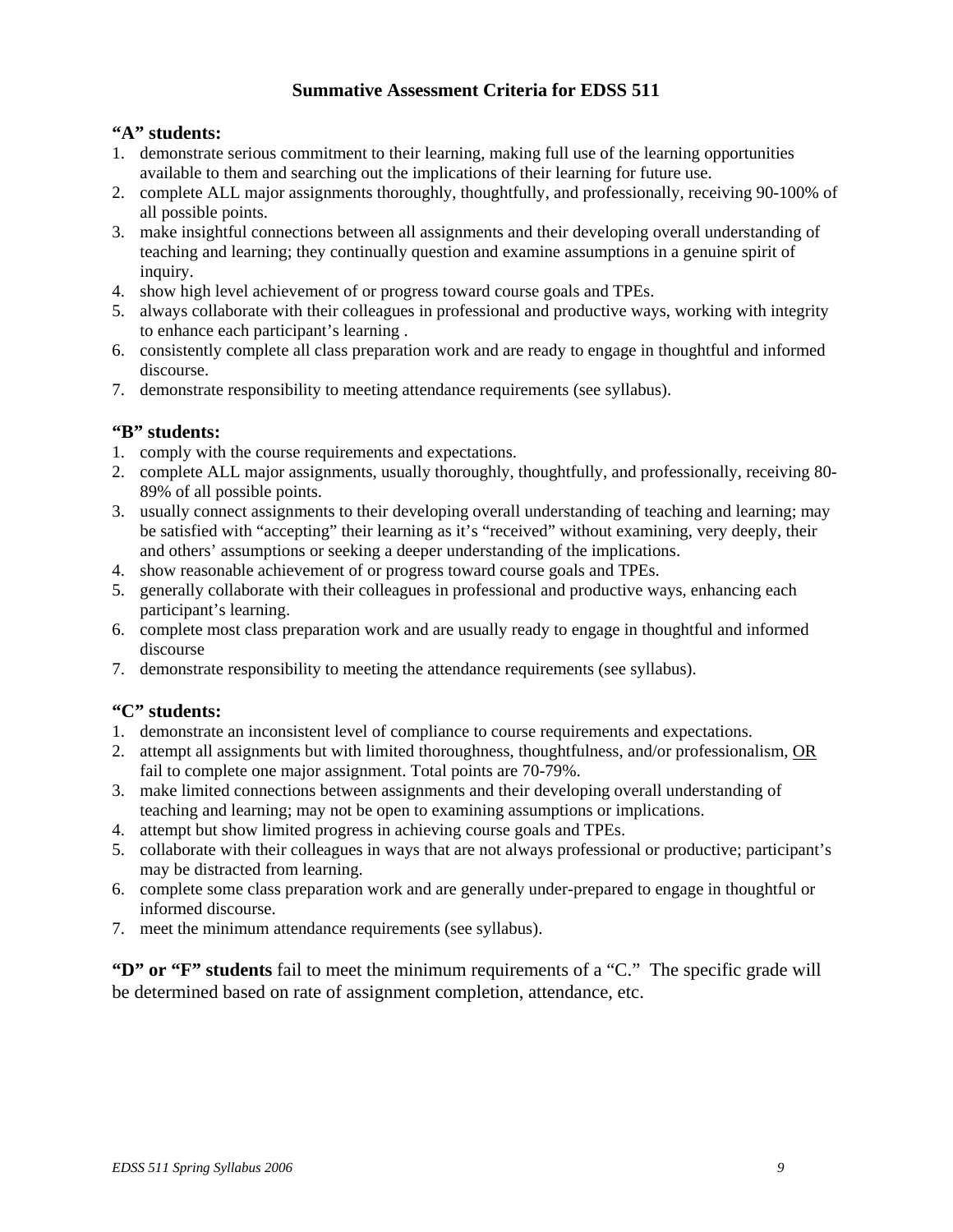## Summative Assessment Criteria for EDSS 511

### "A" students:

1. demonstrate serious commitment to their learning, making full use of the learning opportunities available to them and searching out the implications of their learning for future use.
2. complete ALL major assignments thoroughly, thoughtfully, and professionally, receiving 90-100% of all possible points.
3. make insightful connections between all assignments and their developing overall understanding of teaching and learning; they continually question and examine assumptions in a genuine spirit of inquiry.
4. show high level achievement of or progress toward course goals and TPEs.
5. always collaborate with their colleagues in professional and productive ways, working with integrity to enhance each participant's learning .
6. consistently complete all class preparation work and are ready to engage in thoughtful and informed discourse.
7. demonstrate responsibility to meeting attendance requirements (see syllabus).

### "B" students:

1. comply with the course requirements and expectations.
2. complete ALL major assignments, usually thoroughly, thoughtfully, and professionally, receiving 80-89% of all possible points.
3. usually connect assignments to their developing overall understanding of teaching and learning; may be satisfied with "accepting" their learning as it's "received" without examining, very deeply, their and others' assumptions or seeking a deeper understanding of the implications.
4. show reasonable achievement of or progress toward course goals and TPEs.
5. generally collaborate with their colleagues in professional and productive ways, enhancing each participant's learning.
6. complete most class preparation work and are usually ready to engage in thoughtful and informed discourse
7. demonstrate responsibility to meeting the attendance requirements (see syllabus).

### "C" students:

1. demonstrate an inconsistent level of compliance to course requirements and expectations.
2. attempt all assignments but with limited thoroughness, thoughtfulness, and/or professionalism, <u>OR</u> fail to complete one major assignment. Total points are 70-79%.
3. make limited connections between assignments and their developing overall understanding of teaching and learning; may not be open to examining assumptions or implications.
4. attempt but show limited progress in achieving course goals and TPEs.
5. collaborate with their colleagues in ways that are not always professional or productive; participant's may be distracted from learning.
6. complete some class preparation work and are generally under-prepared to engage in thoughtful or informed discourse.
7. meet the minimum attendance requirements (see syllabus).

**"D" or "F" students** fail to meet the minimum requirements of a "C." The specific grade will be determined based on rate of assignment completion, attendance, etc.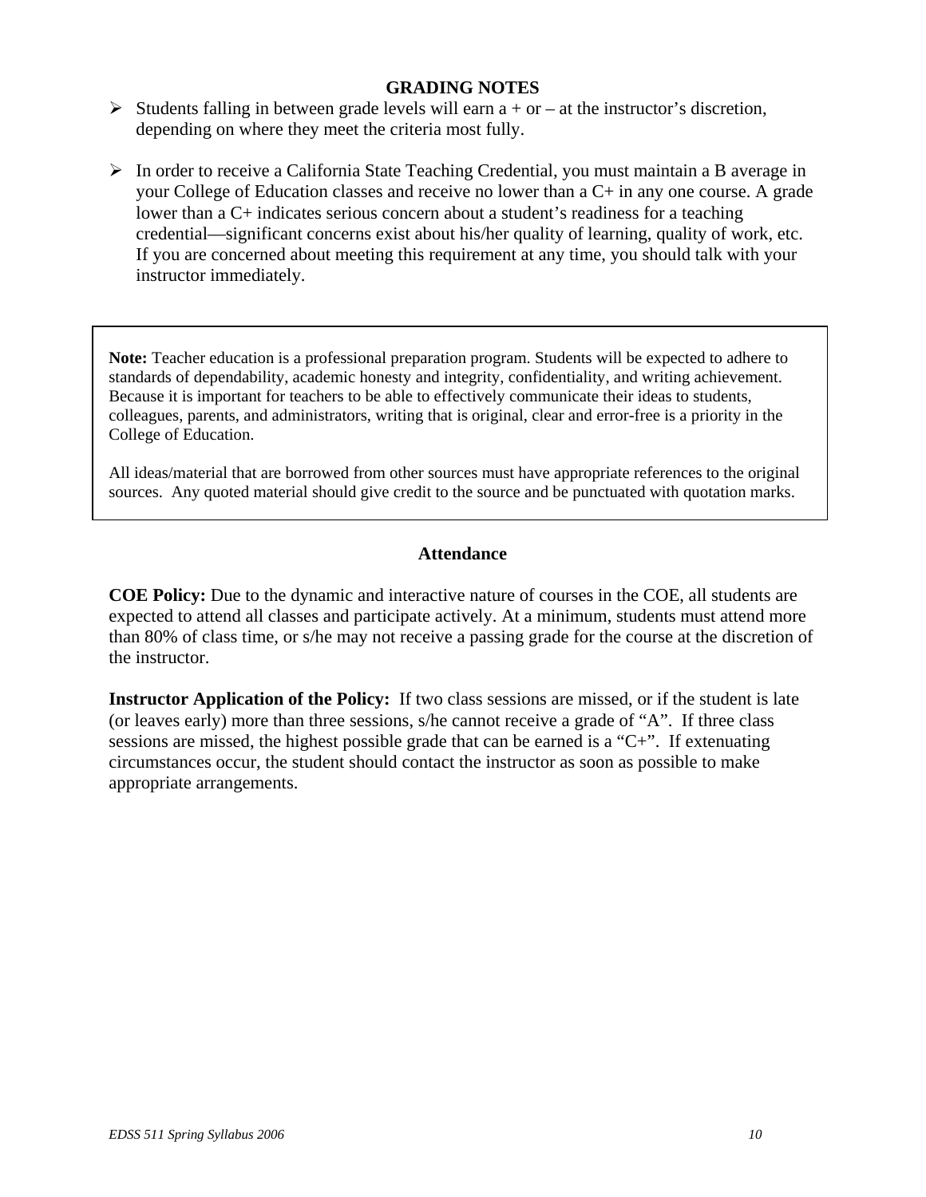## GRADING NOTES

- Students falling in between grade levels will earn a + or – at the instructor's discretion, depending on where they meet the criteria most fully.

- In order to receive a California State Teaching Credential, you must maintain a B average in your College of Education classes and receive no lower than a C+ in any one course. A grade lower than a C+ indicates serious concern about a student's readiness for a teaching credential—significant concerns exist about his/her quality of learning, quality of work, etc. If you are concerned about meeting this requirement at any time, you should talk with your instructor immediately.

**Note:** Teacher education is a professional preparation program. Students will be expected to adhere to standards of dependability, academic honesty and integrity, confidentiality, and writing achievement. Because it is important for teachers to be able to effectively communicate their ideas to students, colleagues, parents, and administrators, writing that is original, clear and error-free is a priority in the College of Education.

All ideas/material that are borrowed from other sources must have appropriate references to the original sources. Any quoted material should give credit to the source and be punctuated with quotation marks.

## Attendance

**COE Policy:** Due to the dynamic and interactive nature of courses in the COE, all students are expected to attend all classes and participate actively. At a minimum, students must attend more than 80% of class time, or s/he may not receive a passing grade for the course at the discretion of the instructor.

**Instructor Application of the Policy:** If two class sessions are missed, or if the student is late (or leaves early) more than three sessions, s/he cannot receive a grade of "A". If three class sessions are missed, the highest possible grade that can be earned is a "C+". If extenuating circumstances occur, the student should contact the instructor as soon as possible to make appropriate arrangements.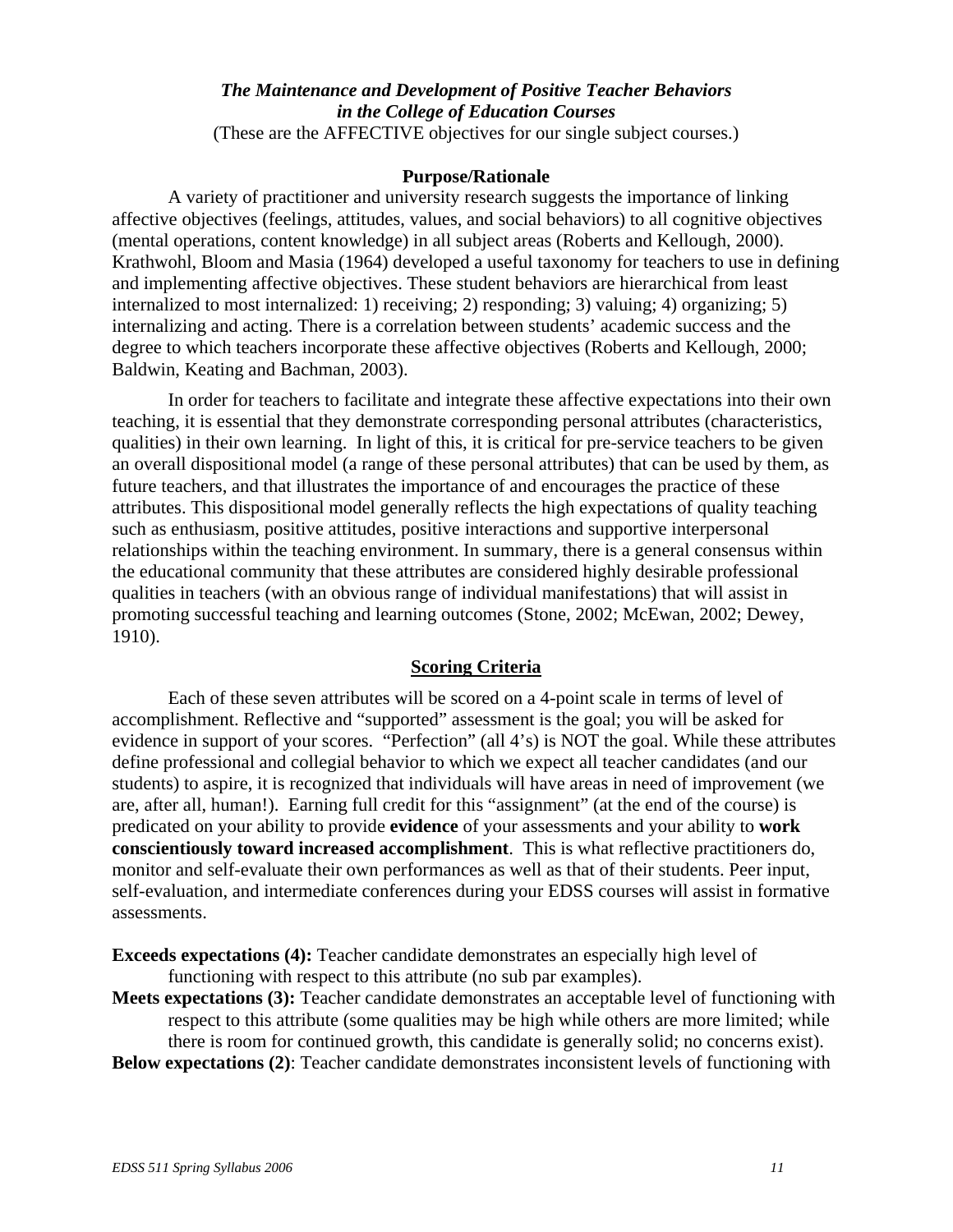***The Maintenance and Development of Positive Teacher Behaviors in the College of Education Courses***

(These are the AFFECTIVE objectives for our single subject courses.)

**Purpose/Rationale**

A variety of practitioner and university research suggests the importance of linking affective objectives (feelings, attitudes, values, and social behaviors) to all cognitive objectives (mental operations, content knowledge) in all subject areas (Roberts and Kellough, 2000). Krathwohl, Bloom and Masia (1964) developed a useful taxonomy for teachers to use in defining and implementing affective objectives. These student behaviors are hierarchical from least internalized to most internalized: 1) receiving; 2) responding; 3) valuing; 4) organizing; 5) internalizing and acting. There is a correlation between students' academic success and the degree to which teachers incorporate these affective objectives (Roberts and Kellough, 2000; Baldwin, Keating and Bachman, 2003).

In order for teachers to facilitate and integrate these affective expectations into their own teaching, it is essential that they demonstrate corresponding personal attributes (characteristics, qualities) in their own learning. In light of this, it is critical for pre-service teachers to be given an overall dispositional model (a range of these personal attributes) that can be used by them, as future teachers, and that illustrates the importance of and encourages the practice of these attributes. This dispositional model generally reflects the high expectations of quality teaching such as enthusiasm, positive attitudes, positive interactions and supportive interpersonal relationships within the teaching environment. In summary, there is a general consensus within the educational community that these attributes are considered highly desirable professional qualities in teachers (with an obvious range of individual manifestations) that will assist in promoting successful teaching and learning outcomes (Stone, 2002; McEwan, 2002; Dewey, 1910).

**Scoring Criteria**

Each of these seven attributes will be scored on a 4-point scale in terms of level of accomplishment. Reflective and "supported" assessment is the goal; you will be asked for evidence in support of your scores. "Perfection" (all 4's) is NOT the goal. While these attributes define professional and collegial behavior to which we expect all teacher candidates (and our students) to aspire, it is recognized that individuals will have areas in need of improvement (we are, after all, human!). Earning full credit for this "assignment" (at the end of the course) is predicated on your ability to provide **evidence** of your assessments and your ability to **work conscientiously toward increased accomplishment**. This is what reflective practitioners do, monitor and self-evaluate their own performances as well as that of their students. Peer input, self-evaluation, and intermediate conferences during your EDSS courses will assist in formative assessments.

**Exceeds expectations (4):** Teacher candidate demonstrates an especially high level of functioning with respect to this attribute (no sub par examples).

**Meets expectations (3):** Teacher candidate demonstrates an acceptable level of functioning with respect to this attribute (some qualities may be high while others are more limited; while there is room for continued growth, this candidate is generally solid; no concerns exist).

**Below expectations (2)**: Teacher candidate demonstrates inconsistent levels of functioning with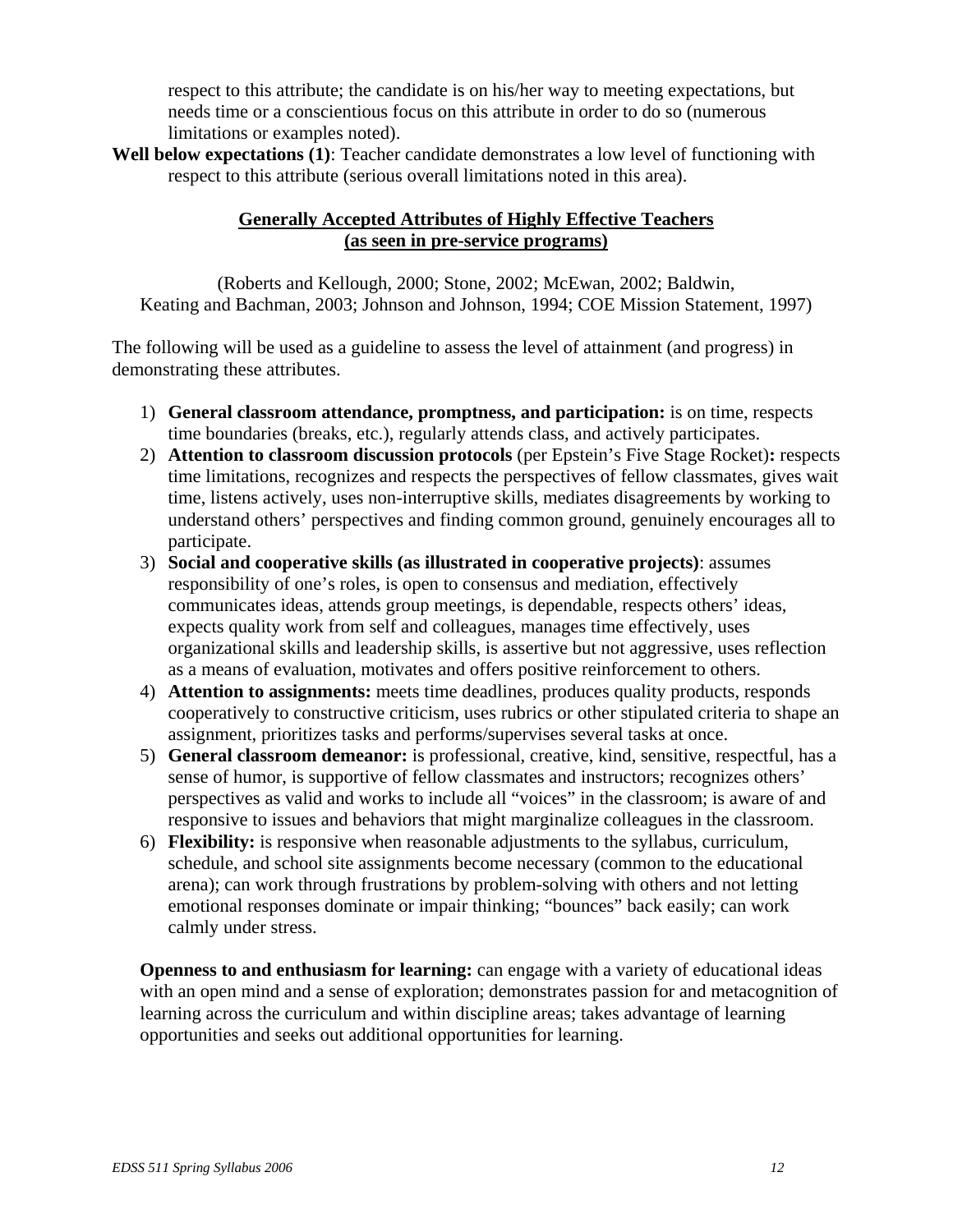respect to this attribute; the candidate is on his/her way to meeting expectations, but needs time or a conscientious focus on this attribute in order to do so (numerous limitations or examples noted).

**Well below expectations (1)**: Teacher candidate demonstrates a low level of functioning with respect to this attribute (serious overall limitations noted in this area).

## Generally Accepted Attributes of Highly Effective Teachers (as seen in pre-service programs)

(Roberts and Kellough, 2000; Stone, 2002; McEwan, 2002; Baldwin, Keating and Bachman, 2003; Johnson and Johnson, 1994; COE Mission Statement, 1997)

The following will be used as a guideline to assess the level of attainment (and progress) in demonstrating these attributes.

1) **General classroom attendance, promptness, and participation:** is on time, respects time boundaries (breaks, etc.), regularly attends class, and actively participates.
2) **Attention to classroom discussion protocols** (per Epstein's Five Stage Rocket)**:** respects time limitations, recognizes and respects the perspectives of fellow classmates, gives wait time, listens actively, uses non-interruptive skills, mediates disagreements by working to understand others' perspectives and finding common ground, genuinely encourages all to participate.
3) **Social and cooperative skills (as illustrated in cooperative projects)**: assumes responsibility of one's roles, is open to consensus and mediation, effectively communicates ideas, attends group meetings, is dependable, respects others' ideas, expects quality work from self and colleagues, manages time effectively, uses organizational skills and leadership skills, is assertive but not aggressive, uses reflection as a means of evaluation, motivates and offers positive reinforcement to others.
4) **Attention to assignments:** meets time deadlines, produces quality products, responds cooperatively to constructive criticism, uses rubrics or other stipulated criteria to shape an assignment, prioritizes tasks and performs/supervises several tasks at once.
5) **General classroom demeanor:** is professional, creative, kind, sensitive, respectful, has a sense of humor, is supportive of fellow classmates and instructors; recognizes others' perspectives as valid and works to include all "voices" in the classroom; is aware of and responsive to issues and behaviors that might marginalize colleagues in the classroom.
6) **Flexibility:** is responsive when reasonable adjustments to the syllabus, curriculum, schedule, and school site assignments become necessary (common to the educational arena); can work through frustrations by problem-solving with others and not letting emotional responses dominate or impair thinking; "bounces" back easily; can work calmly under stress.

**Openness to and enthusiasm for learning:** can engage with a variety of educational ideas with an open mind and a sense of exploration; demonstrates passion for and metacognition of learning across the curriculum and within discipline areas; takes advantage of learning opportunities and seeks out additional opportunities for learning.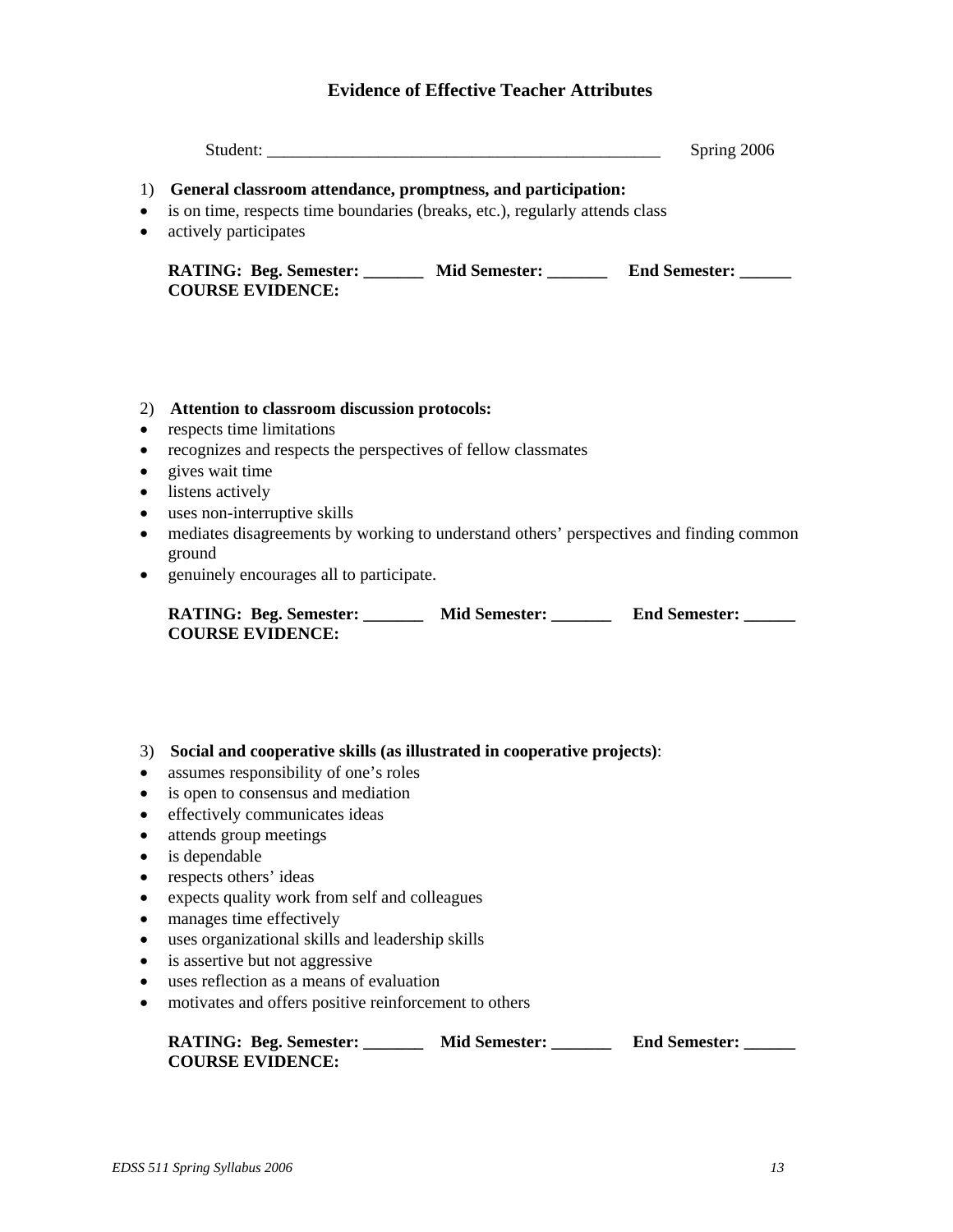# Evidence of Effective Teacher Attributes

Student: _______________________________________________ Spring 2006

1) **General classroom attendance, promptness, and participation:**

- is on time, respects time boundaries (breaks, etc.), regularly attends class
- actively participates

**RATING: Beg. Semester: _______ Mid Semester: _______ End Semester: ______**
**COURSE EVIDENCE:**

2) **Attention to classroom discussion protocols:**

- respects time limitations
- recognizes and respects the perspectives of fellow classmates
- gives wait time
- listens actively
- uses non-interruptive skills
- mediates disagreements by working to understand others' perspectives and finding common ground
- genuinely encourages all to participate.

**RATING: Beg. Semester: _______ Mid Semester: _______ End Semester: ______**
**COURSE EVIDENCE:**

3) **Social and cooperative skills (as illustrated in cooperative projects)**:

- assumes responsibility of one's roles
- is open to consensus and mediation
- effectively communicates ideas
- attends group meetings
- is dependable
- respects others' ideas
- expects quality work from self and colleagues
- manages time effectively
- uses organizational skills and leadership skills
- is assertive but not aggressive
- uses reflection as a means of evaluation
- motivates and offers positive reinforcement to others

**RATING: Beg. Semester: _______ Mid Semester: _______ End Semester: ______**
**COURSE EVIDENCE:**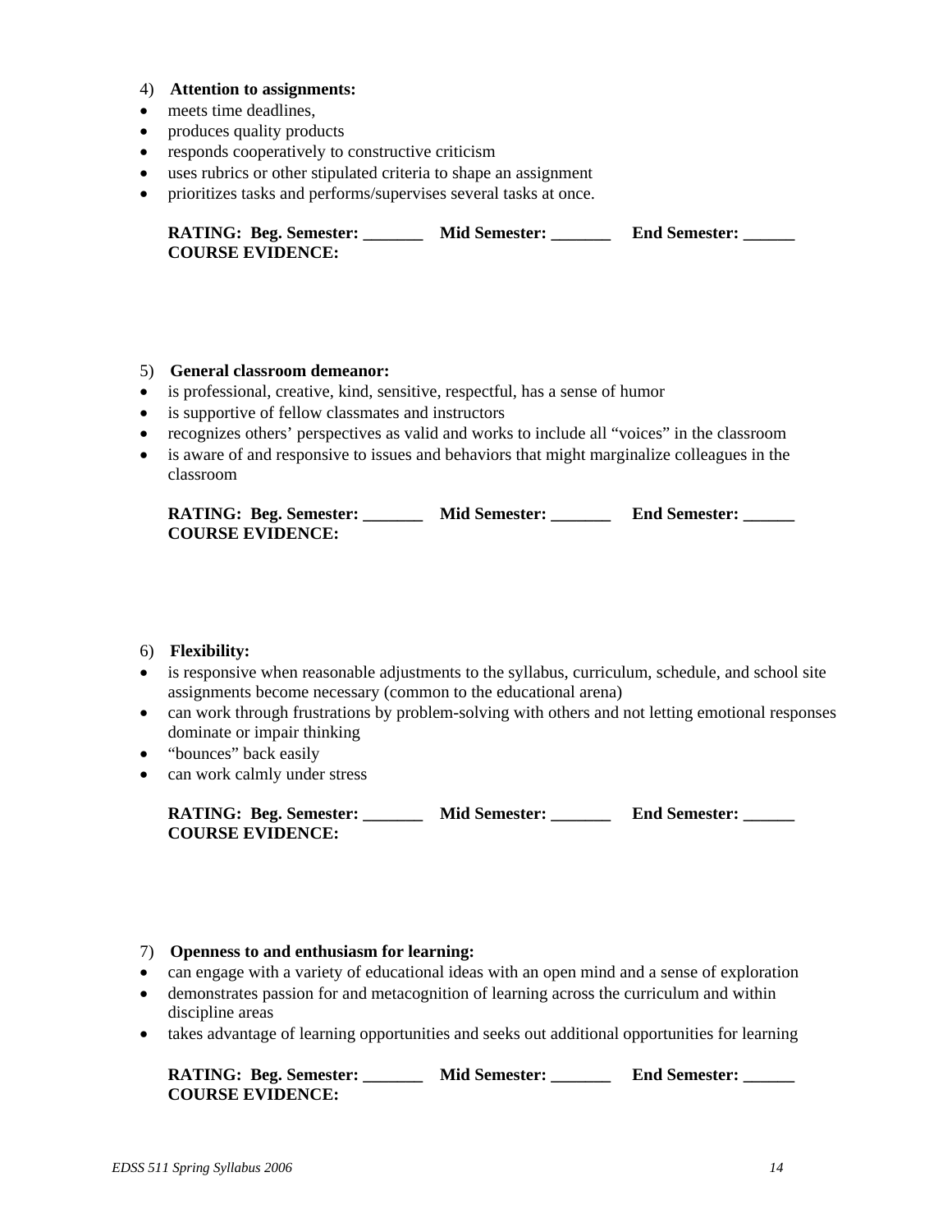4) **Attention to assignments:**

- meets time deadlines,
- produces quality products
- responds cooperatively to constructive criticism
- uses rubrics or other stipulated criteria to shape an assignment
- prioritizes tasks and performs/supervises several tasks at once.

**RATING: Beg. Semester: _______ Mid Semester: _______ End Semester: ______**
**COURSE EVIDENCE:**

5) **General classroom demeanor:**

- is professional, creative, kind, sensitive, respectful, has a sense of humor
- is supportive of fellow classmates and instructors
- recognizes others' perspectives as valid and works to include all "voices" in the classroom
- is aware of and responsive to issues and behaviors that might marginalize colleagues in the classroom

**RATING: Beg. Semester: _______ Mid Semester: _______ End Semester: ______**
**COURSE EVIDENCE:**

6) **Flexibility:**

- is responsive when reasonable adjustments to the syllabus, curriculum, schedule, and school site assignments become necessary (common to the educational arena)
- can work through frustrations by problem-solving with others and not letting emotional responses dominate or impair thinking
- "bounces" back easily
- can work calmly under stress

**RATING: Beg. Semester: _______ Mid Semester: _______ End Semester: ______**
**COURSE EVIDENCE:**

7) **Openness to and enthusiasm for learning:**

- can engage with a variety of educational ideas with an open mind and a sense of exploration
- demonstrates passion for and metacognition of learning across the curriculum and within discipline areas
- takes advantage of learning opportunities and seeks out additional opportunities for learning

**RATING: Beg. Semester: _______ Mid Semester: _______ End Semester: ______**
**COURSE EVIDENCE:**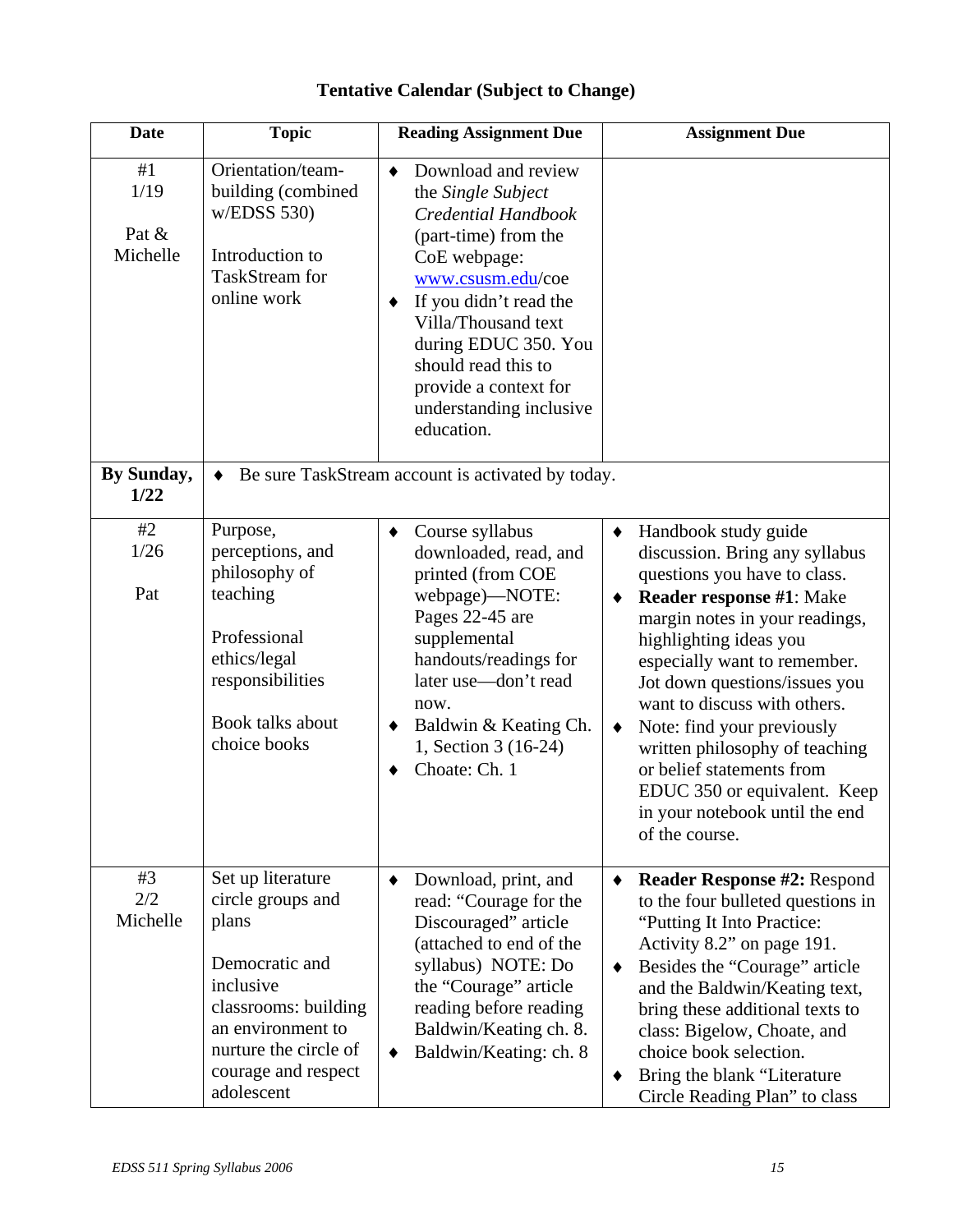## Tentative Calendar (Subject to Change)

| Date | Topic | Reading Assignment Due | Assignment Due |
|---|---|---|---|
| #1<br>1/19<br><br>Pat & Michelle | Orientation/team-building (combined w/EDSS 530)<br><br>Introduction to TaskStream for online work | ♦ Download and review the *Single Subject Credential Handbook* (part-time) from the CoE webpage: www.csusm.edu/coe<br>♦ If you didn't read the Villa/Thousand text during EDUC 350. You should read this to provide a context for understanding inclusive education. | |
| **By Sunday, 1/22** | ♦ Be sure TaskStream account is activated by today. | | |
| #2<br>1/26<br><br>Pat | Purpose, perceptions, and philosophy of teaching<br><br>Professional ethics/legal responsibilities<br><br>Book talks about choice books | ♦ Course syllabus downloaded, read, and printed (from COE webpage)—NOTE: Pages 22-45 are supplemental handouts/readings for later use—don't read now.<br>♦ Baldwin & Keating Ch. 1, Section 3 (16-24)<br>♦ Choate: Ch. 1 | ♦ Handbook study guide discussion. Bring any syllabus questions you have to class.<br>♦ **Reader response #1**: Make margin notes in your readings, highlighting ideas you especially want to remember. Jot down questions/issues you want to discuss with others.<br>♦ Note: find your previously written philosophy of teaching or belief statements from EDUC 350 or equivalent. Keep in your notebook until the end of the course. |
| #3<br>2/2<br>Michelle | Set up literature circle groups and plans<br><br>Democratic and inclusive classrooms: building an environment to nurture the circle of courage and respect adolescent | ♦ Download, print, and read: "Courage for the Discouraged" article (attached to end of the syllabus) NOTE: Do the "Courage" article reading before reading Baldwin/Keating ch. 8.<br>♦ Baldwin/Keating: ch. 8 | ♦ **Reader Response #2:** Respond to the four bulleted questions in "Putting It Into Practice: Activity 8.2" on page 191.<br>♦ Besides the "Courage" article and the Baldwin/Keating text, bring these additional texts to class: Bigelow, Choate, and choice book selection.<br>♦ Bring the blank "Literature Circle Reading Plan" to class |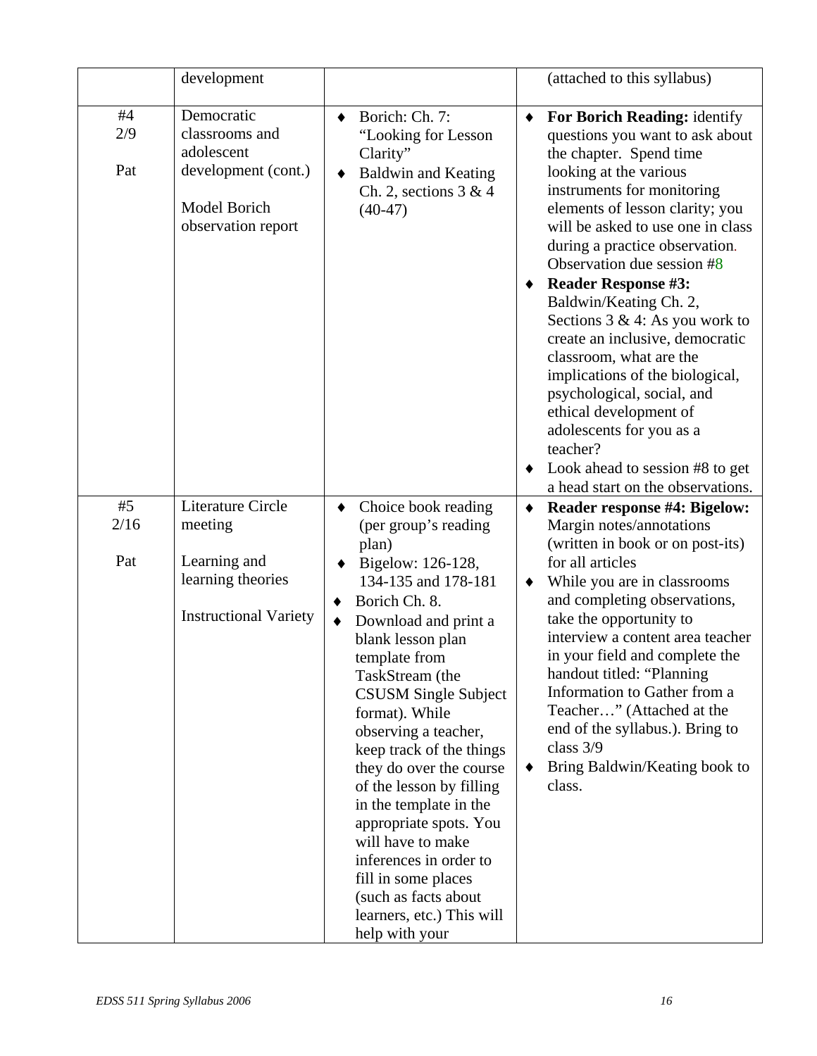| | | | |
|---|---|---|---|
| | development | | (attached to this syllabus) |
| #4<br>2/9<br><br>Pat | Democratic classrooms and adolescent development (cont.)<br><br>Model Borich observation report | ♦ Borich: Ch. 7: "Looking for Lesson Clarity"<br>♦ Baldwin and Keating Ch. 2, sections 3 & 4 (40-47) | ♦ **For Borich Reading:** identify questions you want to ask about the chapter. Spend time looking at the various instruments for monitoring elements of lesson clarity; you will be asked to use one in class during a practice observation. Observation due session #8<br>♦ **Reader Response #3:** Baldwin/Keating Ch. 2, Sections 3 & 4: As you work to create an inclusive, democratic classroom, what are the implications of the biological, psychological, social, and ethical development of adolescents for you as a teacher?<br>♦ Look ahead to session #8 to get a head start on the observations. |
| #5<br>2/16<br><br>Pat | Literature Circle meeting<br><br>Learning and learning theories<br><br>Instructional Variety | ♦ Choice book reading (per group's reading plan)<br>♦ Bigelow: 126-128, 134-135 and 178-181<br>♦ Borich Ch. 8.<br>♦ Download and print a blank lesson plan template from TaskStream (the CSUSM Single Subject format). While observing a teacher, keep track of the things they do over the course of the lesson by filling in the template in the appropriate spots. You will have to make inferences in order to fill in some places (such as facts about learners, etc.) This will help with your | ♦ **Reader response #4: Bigelow:** Margin notes/annotations (written in book or on post-its) for all articles<br>♦ While you are in classrooms and completing observations, take the opportunity to interview a content area teacher in your field and complete the handout titled: "Planning Information to Gather from a Teacher…" (Attached at the end of the syllabus.). Bring to class 3/9<br>♦ Bring Baldwin/Keating book to class. |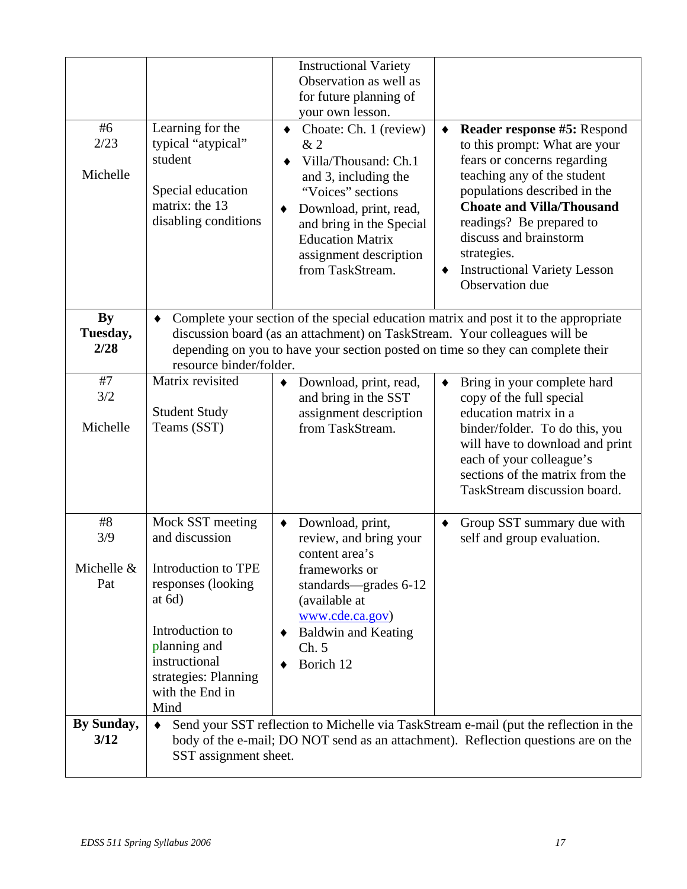| | | | |
|---|---|---|---|
| | | Instructional Variety Observation as well as for future planning of your own lesson. | |
| #6<br>2/23<br><br>Michelle | Learning for the typical "atypical" student<br><br>Special education matrix: the 13 disabling conditions | ♦ Choate: Ch. 1 (review) & 2<br>♦ Villa/Thousand: Ch.1 and 3, including the "Voices" sections<br>♦ Download, print, read, and bring in the Special Education Matrix assignment description from TaskStream. | ♦ **Reader response #5:** Respond to this prompt: What are your fears or concerns regarding teaching any of the student populations described in the **Choate and Villa/Thousand** readings? Be prepared to discuss and brainstorm strategies.<br>♦ Instructional Variety Lesson Observation due |
| **By Tuesday, 2/28** | ♦ Complete your section of the special education matrix and post it to the appropriate discussion board (as an attachment) on TaskStream. Your colleagues will be depending on you to have your section posted on time so they can complete their resource binder/folder. | | |
| #7<br>3/2<br><br>Michelle | Matrix revisited<br><br>Student Study Teams (SST) | ♦ Download, print, read, and bring in the SST assignment description from TaskStream. | ♦ Bring in your complete hard copy of the full special education matrix in a binder/folder. To do this, you will have to download and print each of your colleague's sections of the matrix from the TaskStream discussion board. |
| #8<br>3/9<br><br>Michelle & Pat | Mock SST meeting and discussion<br><br>Introduction to TPE responses (looking at 6d)<br><br>Introduction to planning and instructional strategies: Planning with the End in Mind | ♦ Download, print, review, and bring your content area's frameworks or standards—grades 6-12 (available at www.cde.ca.gov)<br>♦ Baldwin and Keating Ch. 5<br>♦ Borich 12 | ♦ Group SST summary due with self and group evaluation. |
| **By Sunday, 3/12** | ♦ Send your SST reflection to Michelle via TaskStream e-mail (put the reflection in the body of the e-mail; DO NOT send as an attachment). Reflection questions are on the SST assignment sheet. | | |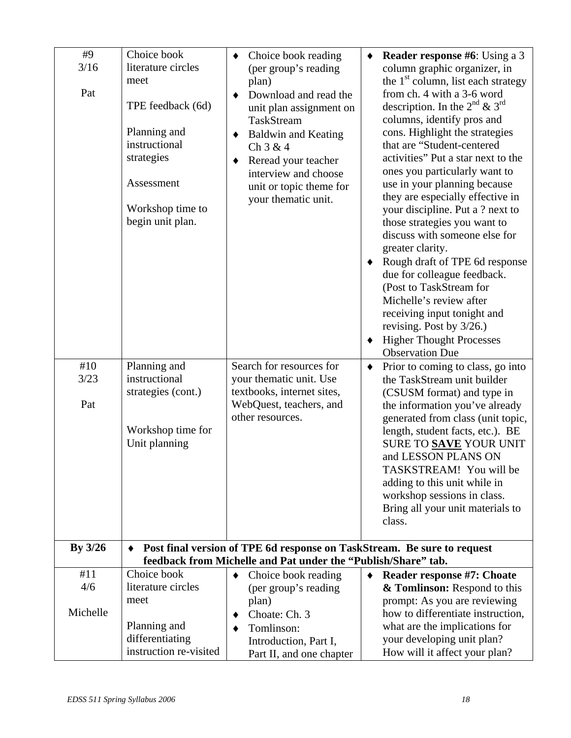| #9<br>3/16<br><br>Pat | Choice book literature circles meet<br><br>TPE feedback (6d)<br><br>Planning and instructional strategies<br><br>Assessment<br><br>Workshop time to begin unit plan. | ♦ Choice book reading (per group's reading plan)<br>♦ Download and read the unit plan assignment on TaskStream<br>♦ Baldwin and Keating Ch 3 & 4<br>♦ Reread your teacher interview and choose unit or topic theme for your thematic unit. | ♦ **Reader response #6**: Using a 3 column graphic organizer, in the 1st column, list each strategy from ch. 4 with a 3-6 word description. In the 2nd & 3rd columns, identify pros and cons. Highlight the strategies that are "Student-centered activities" Put a star next to the ones you particularly want to use in your planning because they are especially effective in your discipline. Put a ? next to those strategies you want to discuss with someone else for greater clarity.<br>♦ Rough draft of TPE 6d response due for colleague feedback. (Post to TaskStream for Michelle's review after receiving input tonight and revising. Post by 3/26.)<br>♦ Higher Thought Processes Observation Due |
|---|---|---|---|
| #10<br>3/23<br><br>Pat | Planning and instructional strategies (cont.)<br><br>Workshop time for Unit planning | Search for resources for your thematic unit. Use textbooks, internet sites, WebQuest, teachers, and other resources. | ♦ Prior to coming to class, go into the TaskStream unit builder (CSUSM format) and type in the information you've already generated from class (unit topic, length, student facts, etc.). BE SURE TO **SAVE** YOUR UNIT and LESSON PLANS ON TASKSTREAM! You will be adding to this unit while in workshop sessions in class. Bring all your unit materials to class. |
| **By 3/26** | ♦ **Post final version of TPE 6d response on TaskStream. Be sure to request feedback from Michelle and Pat under the "Publish/Share" tab.** | | |
| #11<br>4/6<br><br>Michelle | Choice book literature circles meet<br><br>Planning and differentiating instruction re-visited | ♦ Choice book reading (per group's reading plan)<br>♦ Choate: Ch. 3<br>♦ Tomlinson: Introduction, Part I, Part II, and one chapter | ♦ **Reader response #7: Choate & Tomlinson:** Respond to this prompt: As you are reviewing how to differentiate instruction, what are the implications for your developing unit plan? How will it affect your plan? |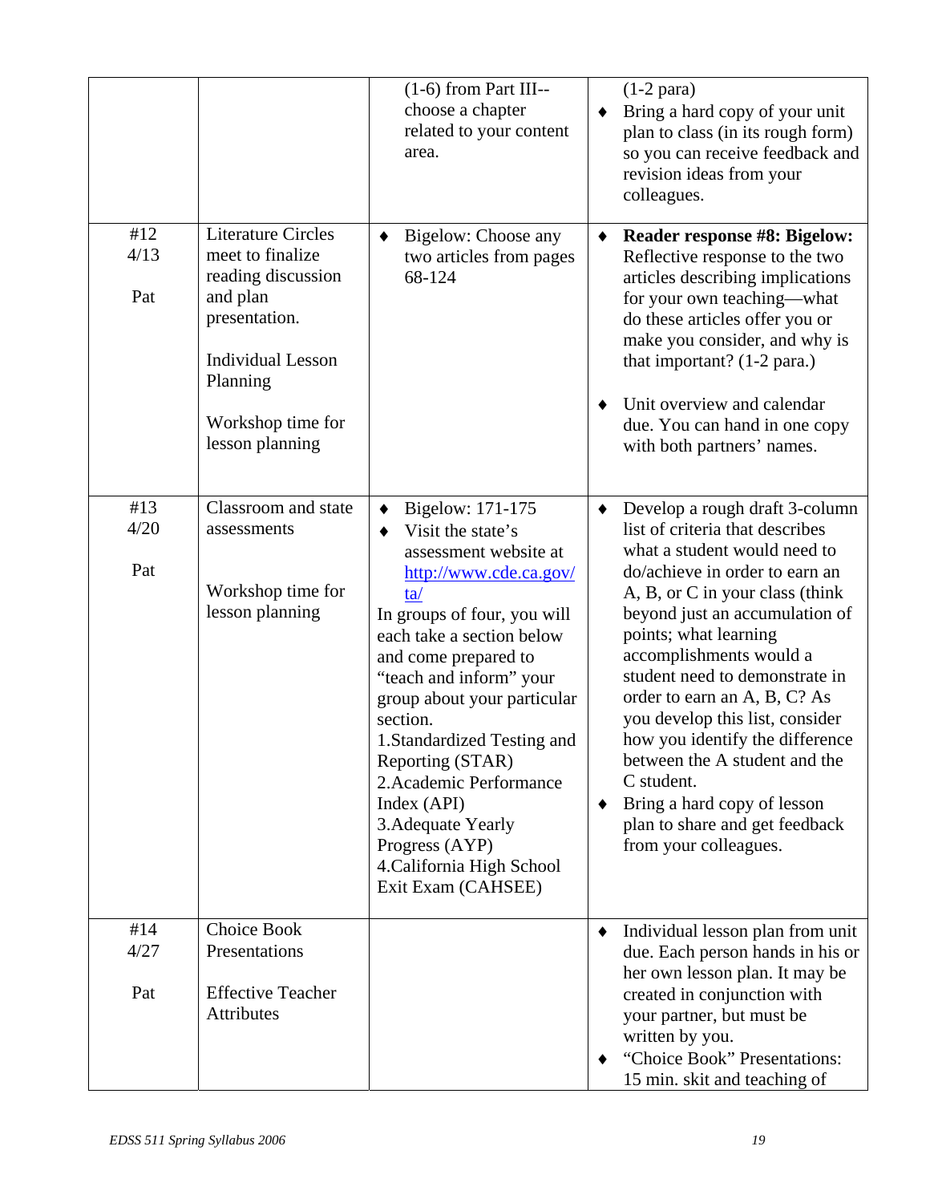| | | | |
|---|---|---|---|
| | | (1-6) from Part III--choose a chapter related to your content area. | (1-2 para)<br>♦ Bring a hard copy of your unit plan to class (in its rough form) so you can receive feedback and revision ideas from your colleagues. |
| #12<br>4/13<br><br>Pat | Literature Circles meet to finalize reading discussion and plan presentation.<br><br>Individual Lesson Planning<br><br>Workshop time for lesson planning | ♦ Bigelow: Choose any two articles from pages 68-124 | ♦ **Reader response #8: Bigelow:** Reflective response to the two articles describing implications for your own teaching—what do these articles offer you or make you consider, and why is that important? (1-2 para.)<br><br>♦ Unit overview and calendar due. You can hand in one copy with both partners' names. |
| #13<br>4/20<br><br>Pat | Classroom and state assessments<br><br><br>Workshop time for lesson planning | ♦ Bigelow: 171-175<br>♦ Visit the state's assessment website at http://www.cde.ca.gov/ta/<br>In groups of four, you will each take a section below and come prepared to "teach and inform" your group about your particular section.<br>1.Standardized Testing and Reporting (STAR)<br>2.Academic Performance Index (API)<br>3.Adequate Yearly Progress (AYP)<br>4.California High School Exit Exam (CAHSEE) | ♦ Develop a rough draft 3-column list of criteria that describes what a student would need to do/achieve in order to earn an A, B, or C in your class (think beyond just an accumulation of points; what learning accomplishments would a student need to demonstrate in order to earn an A, B, C? As you develop this list, consider how you identify the difference between the A student and the C student.<br>♦ Bring a hard copy of lesson plan to share and get feedback from your colleagues. |
| #14<br>4/27<br><br>Pat | Choice Book Presentations<br><br>Effective Teacher Attributes | | ♦ Individual lesson plan from unit due. Each person hands in his or her own lesson plan. It may be created in conjunction with your partner, but must be written by you.<br>♦ "Choice Book" Presentations: 15 min. skit and teaching of |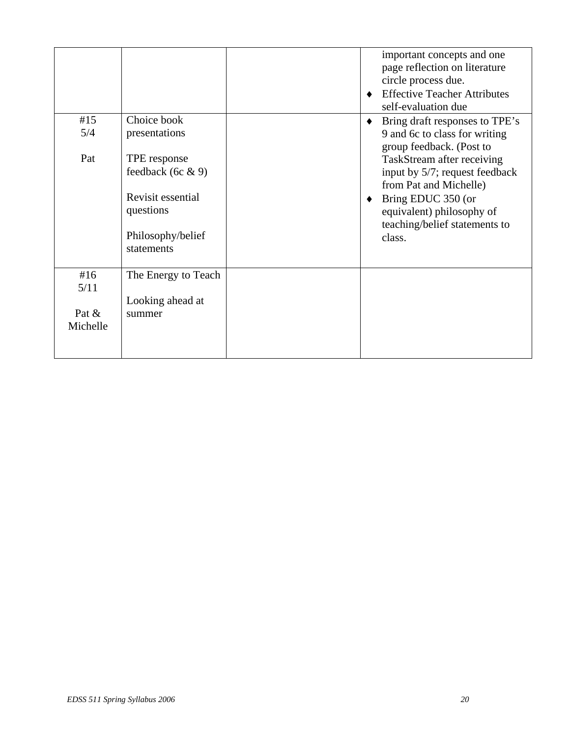| | | | |
|---|---|---|---|
| | | | important concepts and one page reflection on literature circle process due.<br>♦ Effective Teacher Attributes self-evaluation due |
| #15<br>5/4<br><br>Pat | Choice book presentations<br><br>TPE response feedback (6c & 9)<br><br>Revisit essential questions<br><br>Philosophy/belief statements | | ♦ Bring draft responses to TPE's 9 and 6c to class for writing group feedback. (Post to TaskStream after receiving input by 5/7; request feedback from Pat and Michelle)<br>♦ Bring EDUC 350 (or equivalent) philosophy of teaching/belief statements to class. |
| #16<br>5/11<br><br>Pat & Michelle | The Energy to Teach<br><br>Looking ahead at summer | | |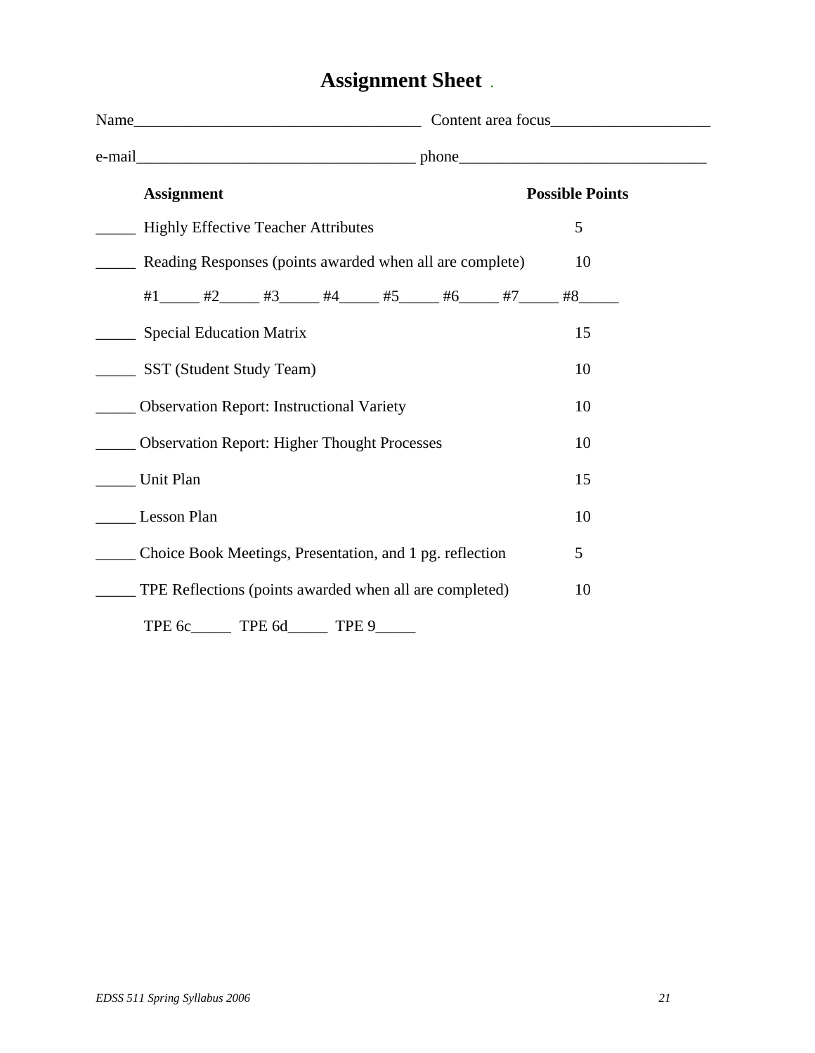# Assignment Sheet

Name_____________________________________ Content area focus____________________

e-mail____________________________________ phone________________________________

| | Assignment | Possible Points |
|---|---|---|
| _____ | Highly Effective Teacher Attributes | 5 |
| _____ | Reading Responses (points awarded when all are complete) | 10 |
| | #1_____ #2_____ #3_____ #4_____ #5_____ #6_____ #7_____ #8_____ | |
| _____ | Special Education Matrix | 15 |
| _____ | SST (Student Study Team) | 10 |
| _____ | Observation Report: Instructional Variety | 10 |
| _____ | Observation Report: Higher Thought Processes | 10 |
| _____ | Unit Plan | 15 |
| _____ | Lesson Plan | 10 |
| _____ | Choice Book Meetings, Presentation, and 1 pg. reflection | 5 |
| _____ | TPE Reflections (points awarded when all are completed) | 10 |
| | TPE 6c_____ TPE 6d_____ TPE 9_____ | |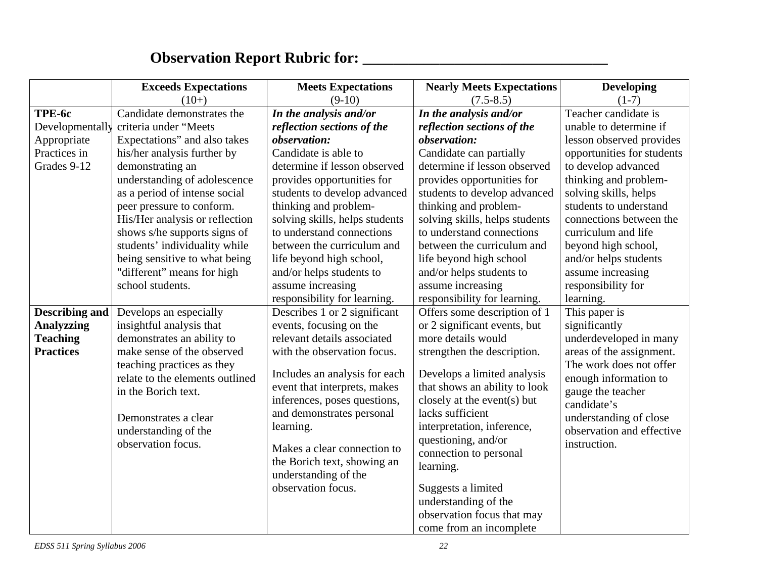# Observation Report Rubric for: ______________________________

| | **Exceeds Expectations** (10+) | **Meets Expectations** (9-10) | **Nearly Meets Expectations** (7.5-8.5) | **Developing** (1-7) |
|---|---|---|---|---|
| **TPE-6c** Developmentally Appropriate Practices in Grades 9-12 | Candidate demonstrates the criteria under "Meets Expectations" and also takes his/her analysis further by demonstrating an understanding of adolescence as a period of intense social peer pressure to conform. His/Her analysis or reflection shows s/he supports signs of students' individuality while being sensitive to what being "different" means for high school students. | ***In the analysis and/or reflection sections of the observation:*** Candidate is able to determine if lesson observed provides opportunities for students to develop advanced thinking and problem-solving skills, helps students to understand connections between the curriculum and life beyond high school, and/or helps students to assume increasing responsibility for learning. | ***In the analysis and/or reflection sections of the observation:*** Candidate can partially determine if lesson observed provides opportunities for students to develop advanced thinking and problem-solving skills, helps students to understand connections between the curriculum and life beyond high school and/or helps students to assume increasing responsibility for learning. | Teacher candidate is unable to determine if lesson observed provides opportunities for students to develop advanced thinking and problem-solving skills, helps students to understand connections between the curriculum and life beyond high school, and/or helps students assume increasing responsibility for learning. |
| **Describing and Analyzzing Teaching Practices** | Develops an especially insightful analysis that demonstrates an ability to make sense of the observed teaching practices as they relate to the elements outlined in the Borich text.<br><br>Demonstrates a clear understanding of the observation focus. | Describes 1 or 2 significant events, focusing on the relevant details associated with the observation focus.<br><br>Includes an analysis for each event that interprets, makes inferences, poses questions, and demonstrates personal learning.<br><br>Makes a clear connection to the Borich text, showing an understanding of the observation focus. | Offers some description of 1 or 2 significant events, but more details would strengthen the description.<br><br>Develops a limited analysis that shows an ability to look closely at the event(s) but lacks sufficient interpretation, inference, questioning, and/or connection to personal learning.<br><br>Suggests a limited understanding of the observation focus that may come from an incomplete | This paper is significantly underdeveloped in many areas of the assignment. The work does not offer enough information to gauge the teacher candidate's understanding of close observation and effective instruction. |

*EDSS 511 Spring Syllabus 2006*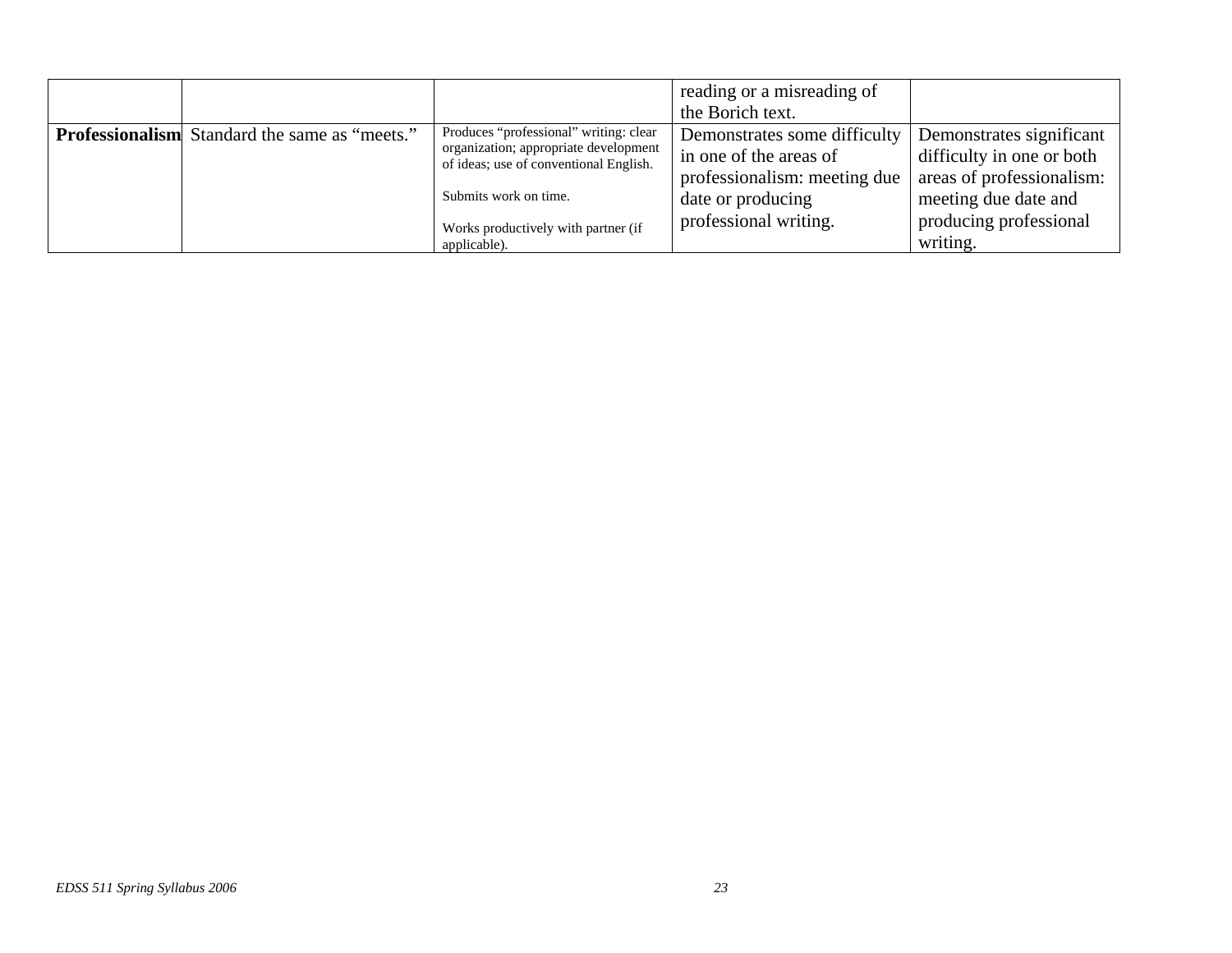| | | | | |
|---|---|---|---|---|
| | | | reading or a misreading of the Borich text. | |
| **Professionalism** | Standard the same as "meets." | Produces "professional" writing: clear organization; appropriate development of ideas; use of conventional English.<br><br>Submits work on time.<br><br>Works productively with partner (if applicable). | Demonstrates some difficulty in one of the areas of professionalism: meeting due date or producing professional writing. | Demonstrates significant difficulty in one or both areas of professionalism: meeting due date and producing professional writing. |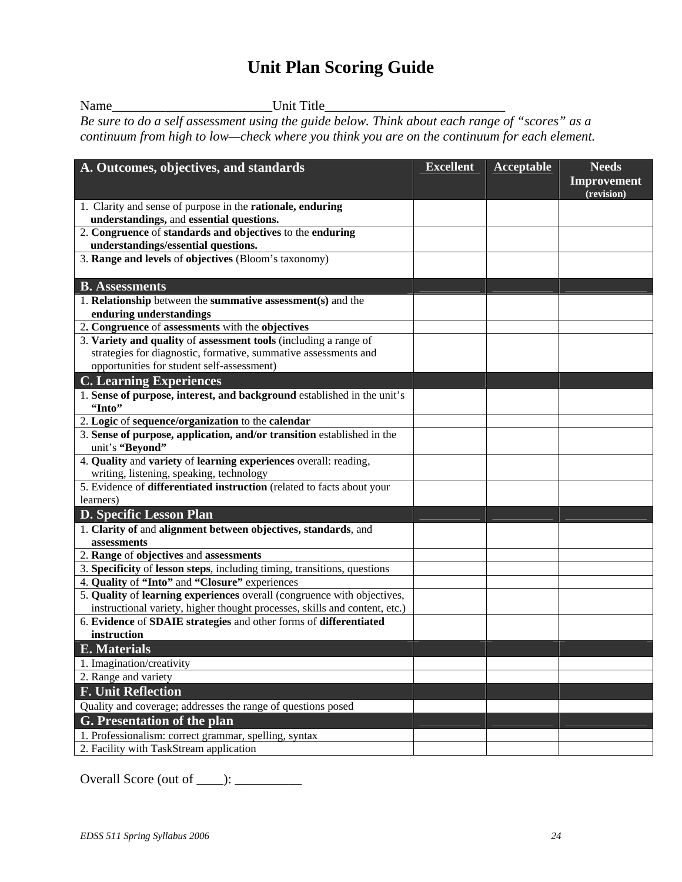# Unit Plan Scoring Guide

Name________________________Unit Title___________________________

*Be sure to do a self assessment using the guide below. Think about each range of "scores" as a continuum from high to low—check where you think you are on the continuum for each element.*

| **A. Outcomes, objectives, and standards** | **Excellent** | **Acceptable** | **Needs Improvement (revision)** |
|---|---|---|---|
| 1. Clarity and sense of purpose in the **rationale, enduring understandings,** and **essential questions.** | | | |
| 2. **Congruence** of **standards and objectives** to the **enduring understandings/essential questions.** | | | |
| 3. **Range and levels** of **objectives** (Bloom's taxonomy) | | | |
| **B. Assessments** | | | |
| 1. **Relationship** between the **summative assessment(s)** and the **enduring understandings** | | | |
| 2**. Congruence** of **assessments** with the **objectives** | | | |
| 3. **Variety and quality** of **assessment tools** (including a range of strategies for diagnostic, formative, summative assessments and opportunities for student self-assessment) | | | |
| **C. Learning Experiences** | | | |
| 1. **Sense of purpose, interest, and background** established in the unit's **"Into"** | | | |
| 2. **Logic** of **sequence/organization** to the **calendar** | | | |
| 3. **Sense of purpose, application, and/or transition** established in the unit's **"Beyond"** | | | |
| 4. **Quality** and **variety** of **learning experiences** overall: reading, writing, listening, speaking, technology | | | |
| 5. Evidence of **differentiated instruction** (related to facts about your learners) | | | |
| **D. Specific Lesson Plan** | | | |
| 1. **Clarity of** and **alignment between objectives, standards**, and **assessments** | | | |
| 2. **Range** of **objectives** and **assessments** | | | |
| 3. **Specificity** of **lesson steps**, including timing, transitions, questions | | | |
| 4. **Quality** of **"Into"** and **"Closure"** experiences | | | |
| 5. **Quality** of **learning experiences** overall (congruence with objectives, instructional variety, higher thought processes, skills and content, etc.) | | | |
| 6. **Evidence** of **SDAIE strategies** and other forms of **differentiated instruction** | | | |
| **E. Materials** | | | |
| 1. Imagination/creativity | | | |
| 2. Range and variety | | | |
| **F. Unit Reflection** | | | |
| Quality and coverage; addresses the range of questions posed | | | |
| **G. Presentation of the plan** | | | |
| 1. Professionalism: correct grammar, spelling, syntax | | | |
| 2. Facility with TaskStream application | | | |

Overall Score (out of ____): __________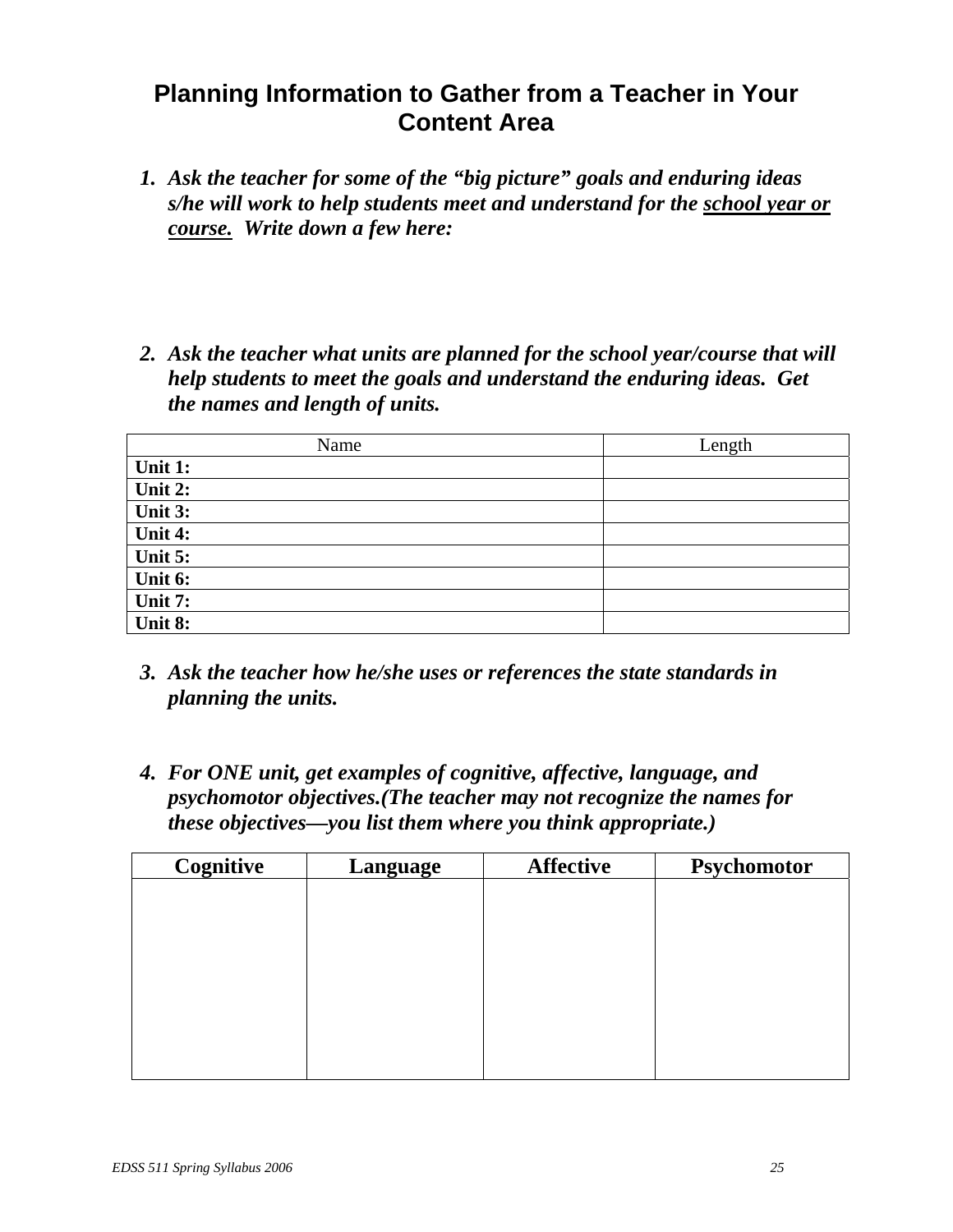# Planning Information to Gather from a Teacher in Your Content Area

1. ***Ask the teacher for some of the "big picture" goals and enduring ideas s/he will work to help students meet and understand for the <u>school year or course.</u> Write down a few here:***

2. ***Ask the teacher what units are planned for the school year/course that will help students to meet the goals and understand the enduring ideas. Get the names and length of units.***

| Name | Length |
|---|---|
| **Unit 1:** | |
| **Unit 2:** | |
| **Unit 3:** | |
| **Unit 4:** | |
| **Unit 5:** | |
| **Unit 6:** | |
| **Unit 7:** | |
| **Unit 8:** | |

3. ***Ask the teacher how he/she uses or references the state standards in planning the units.***

4. ***For ONE unit, get examples of cognitive, affective, language, and psychomotor objectives.(The teacher may not recognize the names for these objectives—you list them where you think appropriate.)***

| **Cognitive** | **Language** | **Affective** | **Psychomotor** |
|---|---|---|---|
| | | | |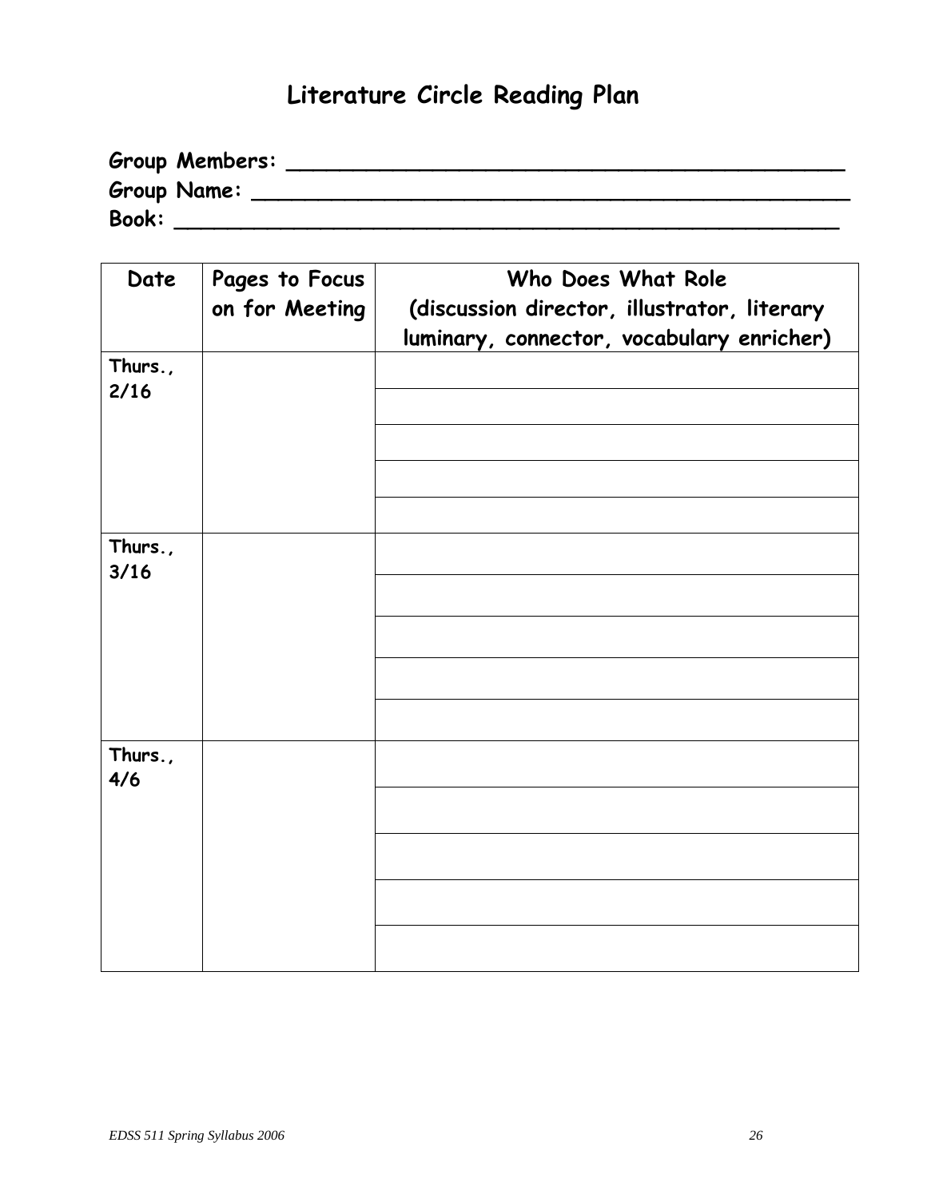# Literature Circle Reading Plan

**Group Members:** ___________________________________________

**Group Name:** _____________________________________________

**Book:** ___________________________________________________

| Date | Pages to Focus on for Meeting | Who Does What Role (discussion director, illustrator, literary luminary, connector, vocabulary enricher) |
|---|---|---|
| Thurs., 2/16 | | |
| | | |
| | | |
| | | |
| | | |
| Thurs., 3/16 | | |
| | | |
| | | |
| | | |
| | | |
| Thurs., 4/6 | | |
| | | |
| | | |
| | | |
| | | |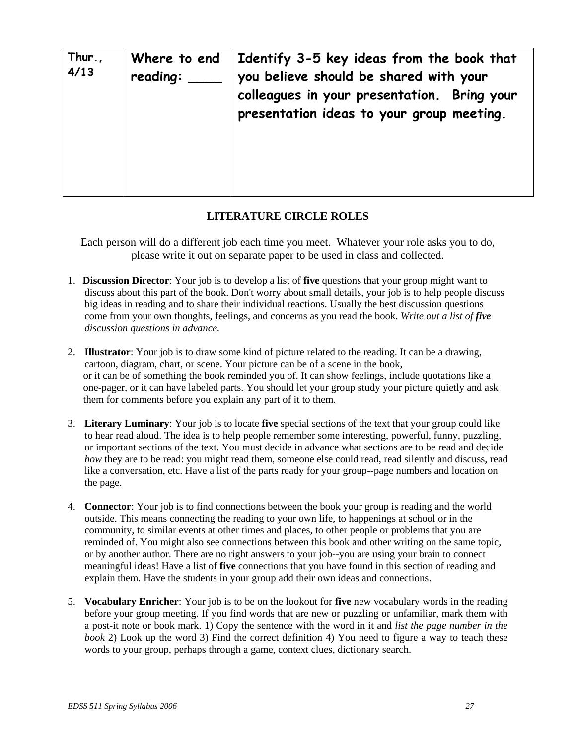| Thur., 4/13 | Where to end reading: ____ | Identify 3-5 key ideas from the book that you believe should be shared with your colleagues in your presentation. Bring your presentation ideas to your group meeting. |
|---|---|---|

## LITERATURE CIRCLE ROLES

Each person will do a different job each time you meet. Whatever your role asks you to do, please write it out on separate paper to be used in class and collected.

1. **Discussion Director**: Your job is to develop a list of **five** questions that your group might want to discuss about this part of the book. Don't worry about small details, your job is to help people discuss big ideas in reading and to share their individual reactions. Usually the best discussion questions come from your own thoughts, feelings, and concerns as <u>you</u> read the book. *Write out a list of **five** discussion questions in advance.*

2. **Illustrator**: Your job is to draw some kind of picture related to the reading. It can be a drawing, cartoon, diagram, chart, or scene. Your picture can be of a scene in the book, or it can be of something the book reminded you of. It can show feelings, include quotations like a one-pager, or it can have labeled parts. You should let your group study your picture quietly and ask them for comments before you explain any part of it to them.

3. **Literary Luminary**: Your job is to locate **five** special sections of the text that your group could like to hear read aloud. The idea is to help people remember some interesting, powerful, funny, puzzling, or important sections of the text. You must decide in advance what sections are to be read and decide *how* they are to be read: you might read them, someone else could read, read silently and discuss, read like a conversation, etc. Have a list of the parts ready for your group--page numbers and location on the page.

4. **Connector**: Your job is to find connections between the book your group is reading and the world outside. This means connecting the reading to your own life, to happenings at school or in the community, to similar events at other times and places, to other people or problems that you are reminded of. You might also see connections between this book and other writing on the same topic, or by another author. There are no right answers to your job--you are using your brain to connect meaningful ideas! Have a list of **five** connections that you have found in this section of reading and explain them. Have the students in your group add their own ideas and connections.

5. **Vocabulary Enricher**: Your job is to be on the lookout for **five** new vocabulary words in the reading before your group meeting. If you find words that are new or puzzling or unfamiliar, mark them with a post-it note or book mark. 1) Copy the sentence with the word in it and *list the page number in the book* 2) Look up the word 3) Find the correct definition 4) You need to figure a way to teach these words to your group, perhaps through a game, context clues, dictionary search.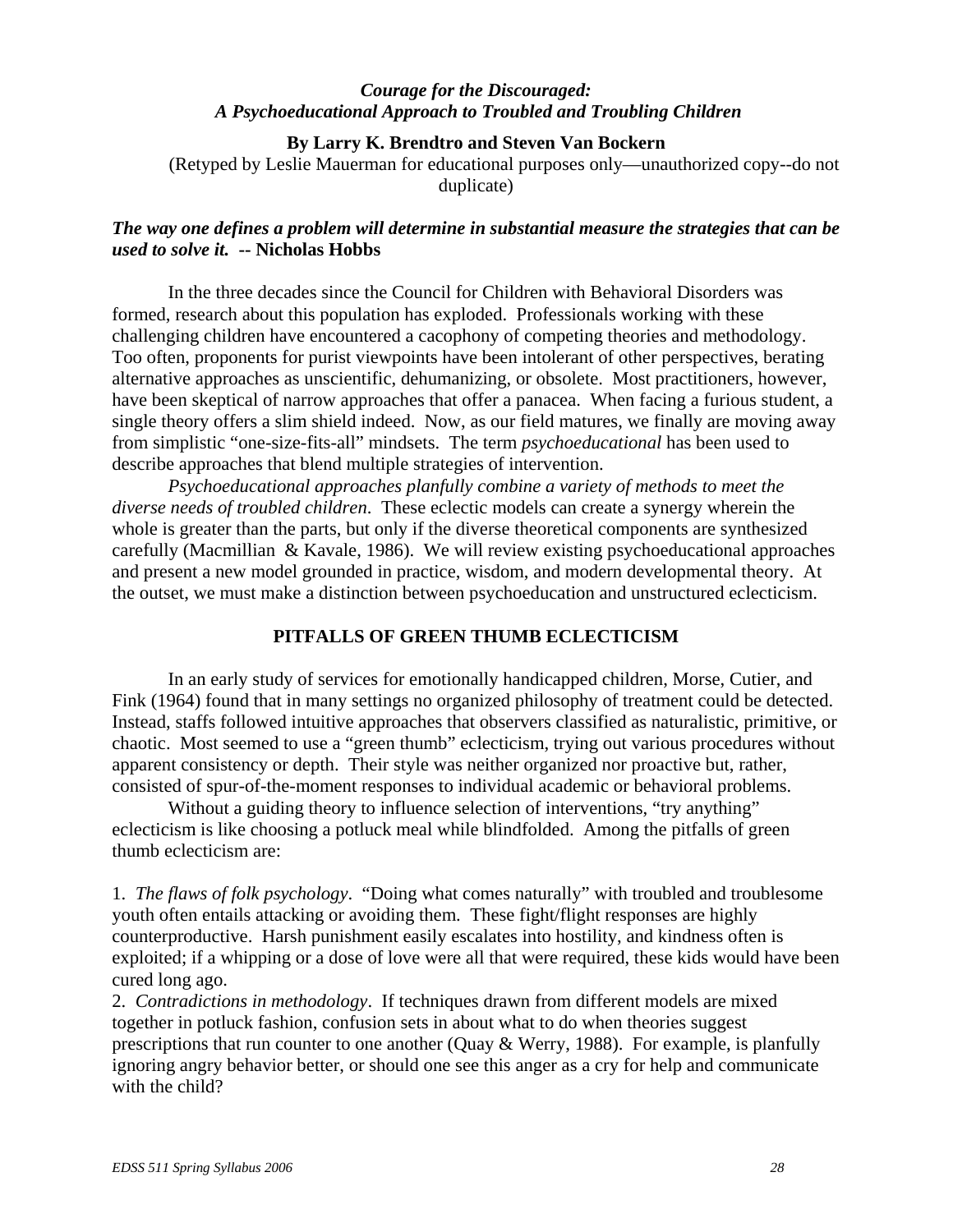***Courage for the Discouraged:***
***A Psychoeducational Approach to Troubled and Troubling Children***

**By Larry K. Brendtro and Steven Van Bockern**

(Retyped by Leslie Mauerman for educational purposes only—unauthorized copy--do not duplicate)

***The way one defines a problem will determine in substantial measure the strategies that can be used to solve it.* -- Nicholas Hobbs**

In the three decades since the Council for Children with Behavioral Disorders was formed, research about this population has exploded. Professionals working with these challenging children have encountered a cacophony of competing theories and methodology. Too often, proponents for purist viewpoints have been intolerant of other perspectives, berating alternative approaches as unscientific, dehumanizing, or obsolete. Most practitioners, however, have been skeptical of narrow approaches that offer a panacea. When facing a furious student, a single theory offers a slim shield indeed. Now, as our field matures, we finally are moving away from simplistic "one-size-fits-all" mindsets. The term *psychoeducational* has been used to describe approaches that blend multiple strategies of intervention.

*Psychoeducational approaches planfully combine a variety of methods to meet the diverse needs of troubled children*. These eclectic models can create a synergy wherein the whole is greater than the parts, but only if the diverse theoretical components are synthesized carefully (Macmillian & Kavale, 1986). We will review existing psychoeducational approaches and present a new model grounded in practice, wisdom, and modern developmental theory. At the outset, we must make a distinction between psychoeducation and unstructured eclecticism.

## PITFALLS OF GREEN THUMB ECLECTICISM

In an early study of services for emotionally handicapped children, Morse, Cutier, and Fink (1964) found that in many settings no organized philosophy of treatment could be detected. Instead, staffs followed intuitive approaches that observers classified as naturalistic, primitive, or chaotic. Most seemed to use a "green thumb" eclecticism, trying out various procedures without apparent consistency or depth. Their style was neither organized nor proactive but, rather, consisted of spur-of-the-moment responses to individual academic or behavioral problems.

Without a guiding theory to influence selection of interventions, "try anything" eclecticism is like choosing a potluck meal while blindfolded. Among the pitfalls of green thumb eclecticism are:

1. *The flaws of folk psychology*. "Doing what comes naturally" with troubled and troublesome youth often entails attacking or avoiding them. These fight/flight responses are highly counterproductive. Harsh punishment easily escalates into hostility, and kindness often is exploited; if a whipping or a dose of love were all that were required, these kids would have been cured long ago.
2. *Contradictions in methodology*. If techniques drawn from different models are mixed together in potluck fashion, confusion sets in about what to do when theories suggest prescriptions that run counter to one another (Quay & Werry, 1988). For example, is planfully ignoring angry behavior better, or should one see this anger as a cry for help and communicate with the child?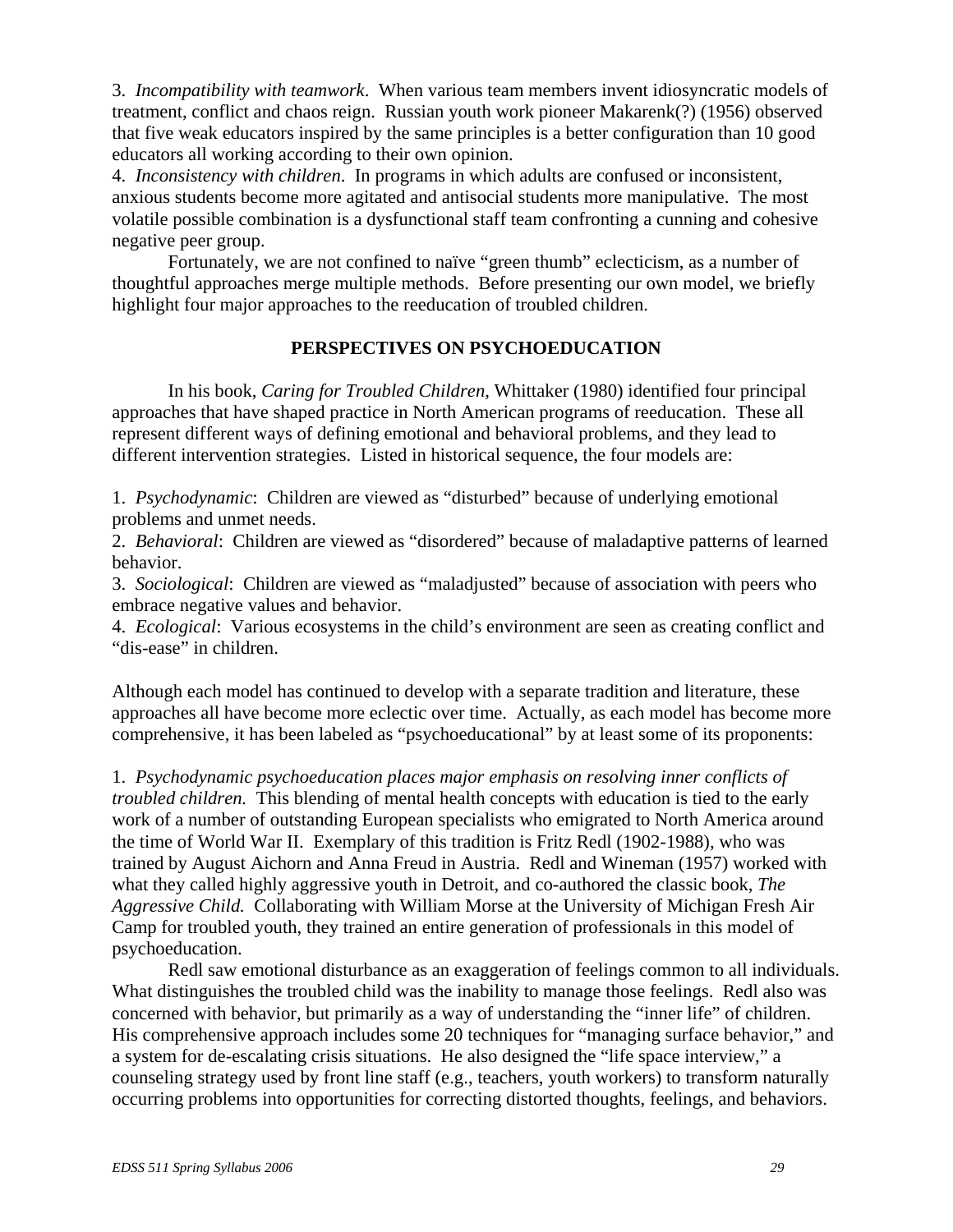3. *Incompatibility with teamwork*. When various team members invent idiosyncratic models of treatment, conflict and chaos reign. Russian youth work pioneer Makarenk(?) (1956) observed that five weak educators inspired by the same principles is a better configuration than 10 good educators all working according to their own opinion.

4. *Inconsistency with children*. In programs in which adults are confused or inconsistent, anxious students become more agitated and antisocial students more manipulative. The most volatile possible combination is a dysfunctional staff team confronting a cunning and cohesive negative peer group.

Fortunately, we are not confined to naïve "green thumb" eclecticism, as a number of thoughtful approaches merge multiple methods. Before presenting our own model, we briefly highlight four major approaches to the reeducation of troubled children.

## PERSPECTIVES ON PSYCHOEDUCATION

In his book, *Caring for Troubled Children*, Whittaker (1980) identified four principal approaches that have shaped practice in North American programs of reeducation. These all represent different ways of defining emotional and behavioral problems, and they lead to different intervention strategies. Listed in historical sequence, the four models are:

1. *Psychodynamic*: Children are viewed as "disturbed" because of underlying emotional problems and unmet needs.
2. *Behavioral*: Children are viewed as "disordered" because of maladaptive patterns of learned behavior.
3. *Sociological*: Children are viewed as "maladjusted" because of association with peers who embrace negative values and behavior.
4. *Ecological*: Various ecosystems in the child's environment are seen as creating conflict and "dis-ease" in children.

Although each model has continued to develop with a separate tradition and literature, these approaches all have become more eclectic over time. Actually, as each model has become more comprehensive, it has been labeled as "psychoeducational" by at least some of its proponents:

1. *Psychodynamic psychoeducation places major emphasis on resolving inner conflicts of troubled children.* This blending of mental health concepts with education is tied to the early work of a number of outstanding European specialists who emigrated to North America around the time of World War II. Exemplary of this tradition is Fritz Redl (1902-1988), who was trained by August Aichorn and Anna Freud in Austria. Redl and Wineman (1957) worked with what they called highly aggressive youth in Detroit, and co-authored the classic book, *The Aggressive Child.* Collaborating with William Morse at the University of Michigan Fresh Air Camp for troubled youth, they trained an entire generation of professionals in this model of psychoeducation.

   Redl saw emotional disturbance as an exaggeration of feelings common to all individuals. What distinguishes the troubled child was the inability to manage those feelings. Redl also was concerned with behavior, but primarily as a way of understanding the "inner life" of children. His comprehensive approach includes some 20 techniques for "managing surface behavior," and a system for de-escalating crisis situations. He also designed the "life space interview," a counseling strategy used by front line staff (e.g., teachers, youth workers) to transform naturally occurring problems into opportunities for correcting distorted thoughts, feelings, and behaviors.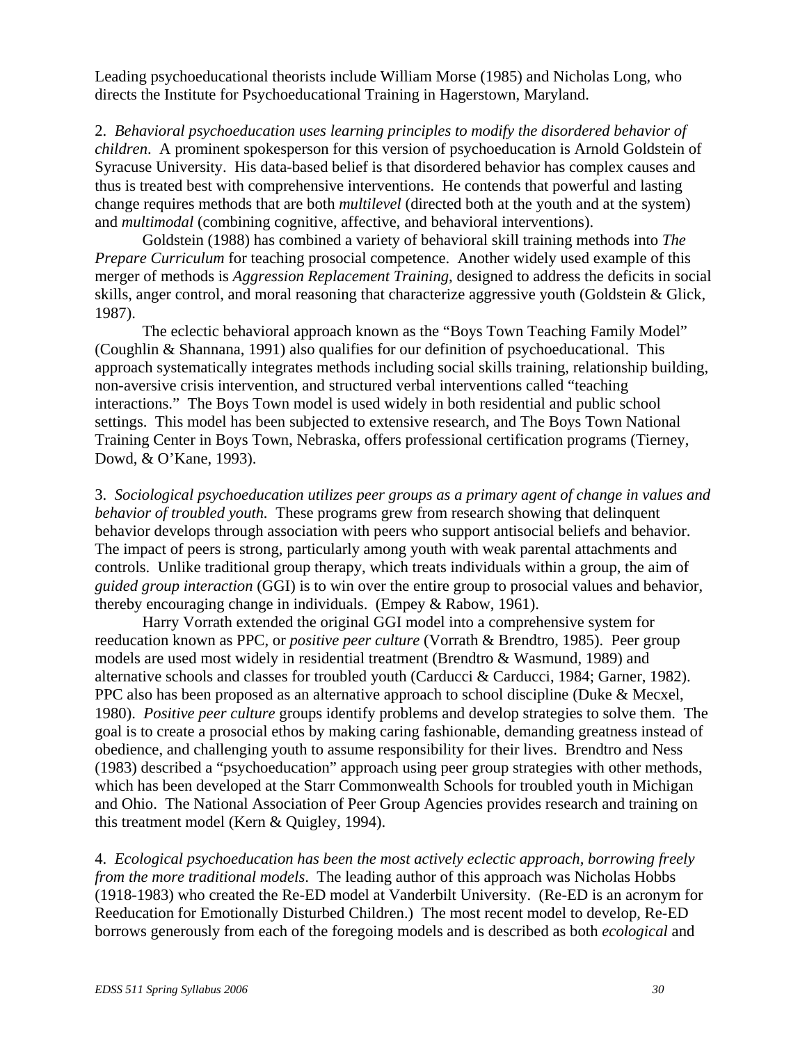Leading psychoeducational theorists include William Morse (1985) and Nicholas Long, who directs the Institute for Psychoeducational Training in Hagerstown, Maryland.

2. *Behavioral psychoeducation uses learning principles to modify the disordered behavior of children*. A prominent spokesperson for this version of psychoeducation is Arnold Goldstein of Syracuse University. His data-based belief is that disordered behavior has complex causes and thus is treated best with comprehensive interventions. He contends that powerful and lasting change requires methods that are both *multilevel* (directed both at the youth and at the system) and *multimodal* (combining cognitive, affective, and behavioral interventions).

Goldstein (1988) has combined a variety of behavioral skill training methods into *The Prepare Curriculum* for teaching prosocial competence. Another widely used example of this merger of methods is *Aggression Replacement Training*, designed to address the deficits in social skills, anger control, and moral reasoning that characterize aggressive youth (Goldstein & Glick, 1987).

The eclectic behavioral approach known as the "Boys Town Teaching Family Model" (Coughlin & Shannana, 1991) also qualifies for our definition of psychoeducational. This approach systematically integrates methods including social skills training, relationship building, non-aversive crisis intervention, and structured verbal interventions called "teaching interactions." The Boys Town model is used widely in both residential and public school settings. This model has been subjected to extensive research, and The Boys Town National Training Center in Boys Town, Nebraska, offers professional certification programs (Tierney, Dowd, & O'Kane, 1993).

3. *Sociological psychoeducation utilizes peer groups as a primary agent of change in values and behavior of troubled youth.* These programs grew from research showing that delinquent behavior develops through association with peers who support antisocial beliefs and behavior. The impact of peers is strong, particularly among youth with weak parental attachments and controls. Unlike traditional group therapy, which treats individuals within a group, the aim of *guided group interaction* (GGI) is to win over the entire group to prosocial values and behavior, thereby encouraging change in individuals. (Empey & Rabow, 1961).

Harry Vorrath extended the original GGI model into a comprehensive system for reeducation known as PPC, or *positive peer culture* (Vorrath & Brendtro, 1985). Peer group models are used most widely in residential treatment (Brendtro & Wasmund, 1989) and alternative schools and classes for troubled youth (Carducci & Carducci, 1984; Garner, 1982). PPC also has been proposed as an alternative approach to school discipline (Duke & Mecxel, 1980). *Positive peer culture* groups identify problems and develop strategies to solve them. The goal is to create a prosocial ethos by making caring fashionable, demanding greatness instead of obedience, and challenging youth to assume responsibility for their lives. Brendtro and Ness (1983) described a "psychoeducation" approach using peer group strategies with other methods, which has been developed at the Starr Commonwealth Schools for troubled youth in Michigan and Ohio. The National Association of Peer Group Agencies provides research and training on this treatment model (Kern & Quigley, 1994).

4. *Ecological psychoeducation has been the most actively eclectic approach, borrowing freely from the more traditional models*. The leading author of this approach was Nicholas Hobbs (1918-1983) who created the Re-ED model at Vanderbilt University. (Re-ED is an acronym for Reeducation for Emotionally Disturbed Children.) The most recent model to develop, Re-ED borrows generously from each of the foregoing models and is described as both *ecological* and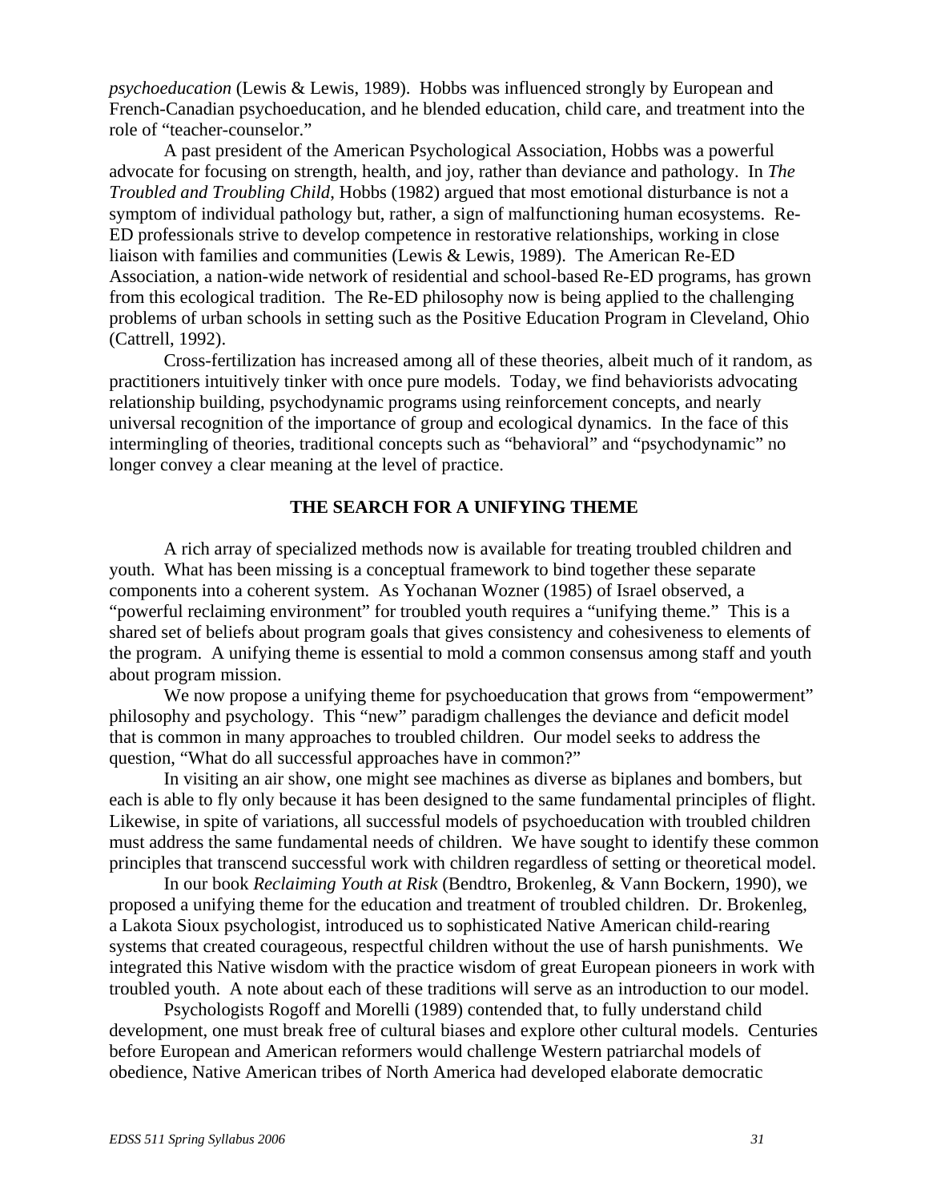*psychoeducation* (Lewis & Lewis, 1989). Hobbs was influenced strongly by European and French-Canadian psychoeducation, and he blended education, child care, and treatment into the role of "teacher-counselor."

A past president of the American Psychological Association, Hobbs was a powerful advocate for focusing on strength, health, and joy, rather than deviance and pathology. In *The Troubled and Troubling Child*, Hobbs (1982) argued that most emotional disturbance is not a symptom of individual pathology but, rather, a sign of malfunctioning human ecosystems. Re-ED professionals strive to develop competence in restorative relationships, working in close liaison with families and communities (Lewis & Lewis, 1989). The American Re-ED Association, a nation-wide network of residential and school-based Re-ED programs, has grown from this ecological tradition. The Re-ED philosophy now is being applied to the challenging problems of urban schools in setting such as the Positive Education Program in Cleveland, Ohio (Cattrell, 1992).

Cross-fertilization has increased among all of these theories, albeit much of it random, as practitioners intuitively tinker with once pure models. Today, we find behaviorists advocating relationship building, psychodynamic programs using reinforcement concepts, and nearly universal recognition of the importance of group and ecological dynamics. In the face of this intermingling of theories, traditional concepts such as "behavioral" and "psychodynamic" no longer convey a clear meaning at the level of practice.

## THE SEARCH FOR A UNIFYING THEME

A rich array of specialized methods now is available for treating troubled children and youth. What has been missing is a conceptual framework to bind together these separate components into a coherent system. As Yochanan Wozner (1985) of Israel observed, a "powerful reclaiming environment" for troubled youth requires a "unifying theme." This is a shared set of beliefs about program goals that gives consistency and cohesiveness to elements of the program. A unifying theme is essential to mold a common consensus among staff and youth about program mission.

We now propose a unifying theme for psychoeducation that grows from "empowerment" philosophy and psychology. This "new" paradigm challenges the deviance and deficit model that is common in many approaches to troubled children. Our model seeks to address the question, "What do all successful approaches have in common?"

In visiting an air show, one might see machines as diverse as biplanes and bombers, but each is able to fly only because it has been designed to the same fundamental principles of flight. Likewise, in spite of variations, all successful models of psychoeducation with troubled children must address the same fundamental needs of children. We have sought to identify these common principles that transcend successful work with children regardless of setting or theoretical model.

In our book *Reclaiming Youth at Risk* (Bendtro, Brokenleg, & Vann Bockern, 1990), we proposed a unifying theme for the education and treatment of troubled children. Dr. Brokenleg, a Lakota Sioux psychologist, introduced us to sophisticated Native American child-rearing systems that created courageous, respectful children without the use of harsh punishments. We integrated this Native wisdom with the practice wisdom of great European pioneers in work with troubled youth. A note about each of these traditions will serve as an introduction to our model.

Psychologists Rogoff and Morelli (1989) contended that, to fully understand child development, one must break free of cultural biases and explore other cultural models. Centuries before European and American reformers would challenge Western patriarchal models of obedience, Native American tribes of North America had developed elaborate democratic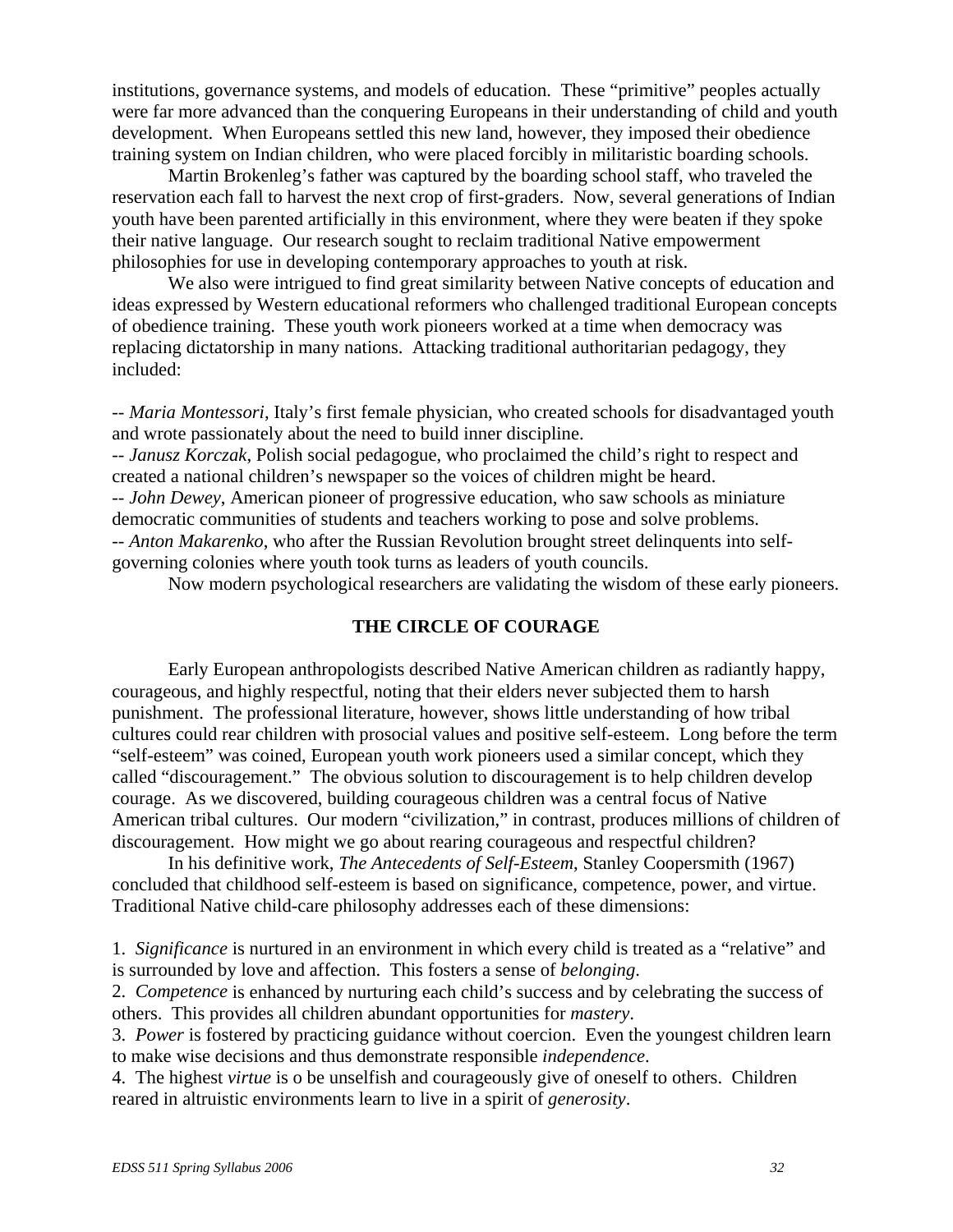institutions, governance systems, and models of education. These "primitive" peoples actually were far more advanced than the conquering Europeans in their understanding of child and youth development. When Europeans settled this new land, however, they imposed their obedience training system on Indian children, who were placed forcibly in militaristic boarding schools.

Martin Brokenleg's father was captured by the boarding school staff, who traveled the reservation each fall to harvest the next crop of first-graders. Now, several generations of Indian youth have been parented artificially in this environment, where they were beaten if they spoke their native language. Our research sought to reclaim traditional Native empowerment philosophies for use in developing contemporary approaches to youth at risk.

We also were intrigued to find great similarity between Native concepts of education and ideas expressed by Western educational reformers who challenged traditional European concepts of obedience training. These youth work pioneers worked at a time when democracy was replacing dictatorship in many nations. Attacking traditional authoritarian pedagogy, they included:

-- *Maria Montessori*, Italy's first female physician, who created schools for disadvantaged youth and wrote passionately about the need to build inner discipline.
-- *Janusz Korczak*, Polish social pedagogue, who proclaimed the child's right to respect and created a national children's newspaper so the voices of children might be heard.
-- *John Dewey*, American pioneer of progressive education, who saw schools as miniature democratic communities of students and teachers working to pose and solve problems.
-- *Anton Makarenko*, who after the Russian Revolution brought street delinquents into self-governing colonies where youth took turns as leaders of youth councils.

Now modern psychological researchers are validating the wisdom of these early pioneers.

## THE CIRCLE OF COURAGE

Early European anthropologists described Native American children as radiantly happy, courageous, and highly respectful, noting that their elders never subjected them to harsh punishment. The professional literature, however, shows little understanding of how tribal cultures could rear children with prosocial values and positive self-esteem. Long before the term "self-esteem" was coined, European youth work pioneers used a similar concept, which they called "discouragement." The obvious solution to discouragement is to help children develop courage. As we discovered, building courageous children was a central focus of Native American tribal cultures. Our modern "civilization," in contrast, produces millions of children of discouragement. How might we go about rearing courageous and respectful children?

In his definitive work, *The Antecedents of Self-Esteem*, Stanley Coopersmith (1967) concluded that childhood self-esteem is based on significance, competence, power, and virtue. Traditional Native child-care philosophy addresses each of these dimensions:

1. *Significance* is nurtured in an environment in which every child is treated as a "relative" and is surrounded by love and affection. This fosters a sense of *belonging*.
2. *Competence* is enhanced by nurturing each child's success and by celebrating the success of others. This provides all children abundant opportunities for *mastery*.
3. *Power* is fostered by practicing guidance without coercion. Even the youngest children learn to make wise decisions and thus demonstrate responsible *independence*.
4. The highest *virtue* is o be unselfish and courageously give of oneself to others. Children reared in altruistic environments learn to live in a spirit of *generosity*.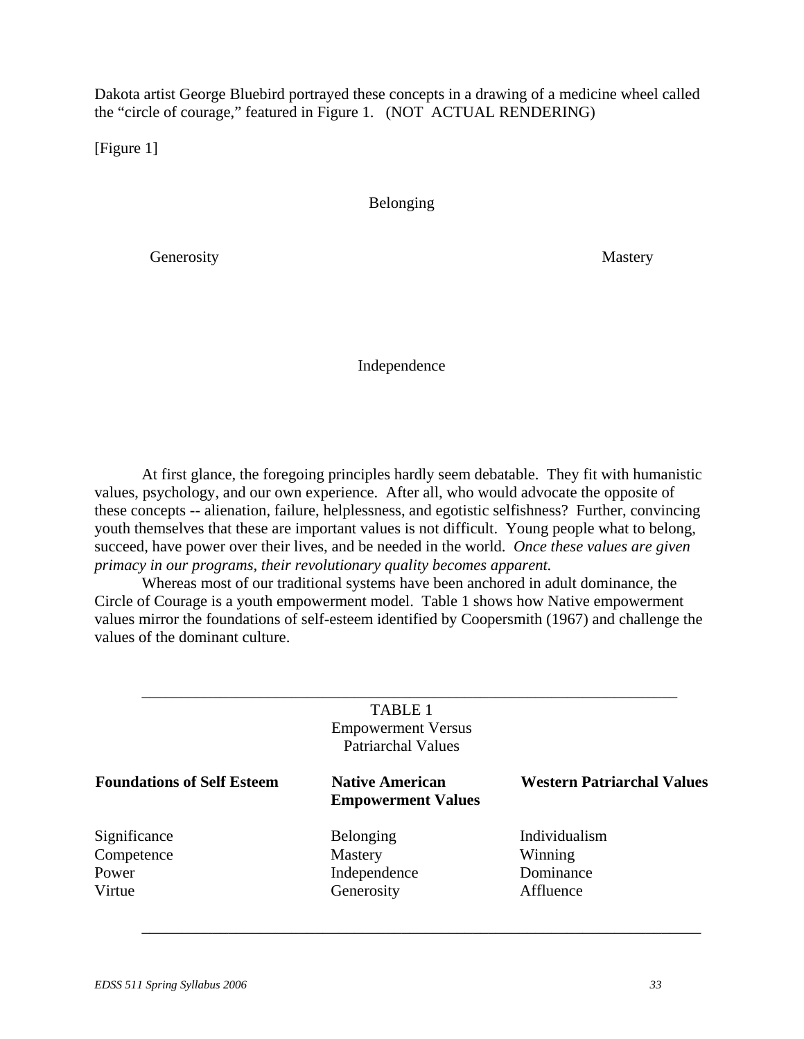Dakota artist George Bluebird portrayed these concepts in a drawing of a medicine wheel called the "circle of courage," featured in Figure 1. (NOT ACTUAL RENDERING)

[Figure 1]

Belonging

Generosity

Mastery

Independence

At first glance, the foregoing principles hardly seem debatable. They fit with humanistic values, psychology, and our own experience. After all, who would advocate the opposite of these concepts -- alienation, failure, helplessness, and egotistic selfishness? Further, convincing youth themselves that these are important values is not difficult. Young people what to belong, succeed, have power over their lives, and be needed in the world. *Once these values are given primacy in our programs, their revolutionary quality becomes apparent.*

Whereas most of our traditional systems have been anchored in adult dominance, the Circle of Courage is a youth empowerment model. Table 1 shows how Native empowerment values mirror the foundations of self-esteem identified by Coopersmith (1967) and challenge the values of the dominant culture.

TABLE 1
Empowerment Versus
Patriarchal Values

| **Foundations of Self Esteem** | **Native American Empowerment Values** | **Western Patriarchal Values** |
|---|---|---|
| Significance | Belonging | Individualism |
| Competence | Mastery | Winning |
| Power | Independence | Dominance |
| Virtue | Generosity | Affluence |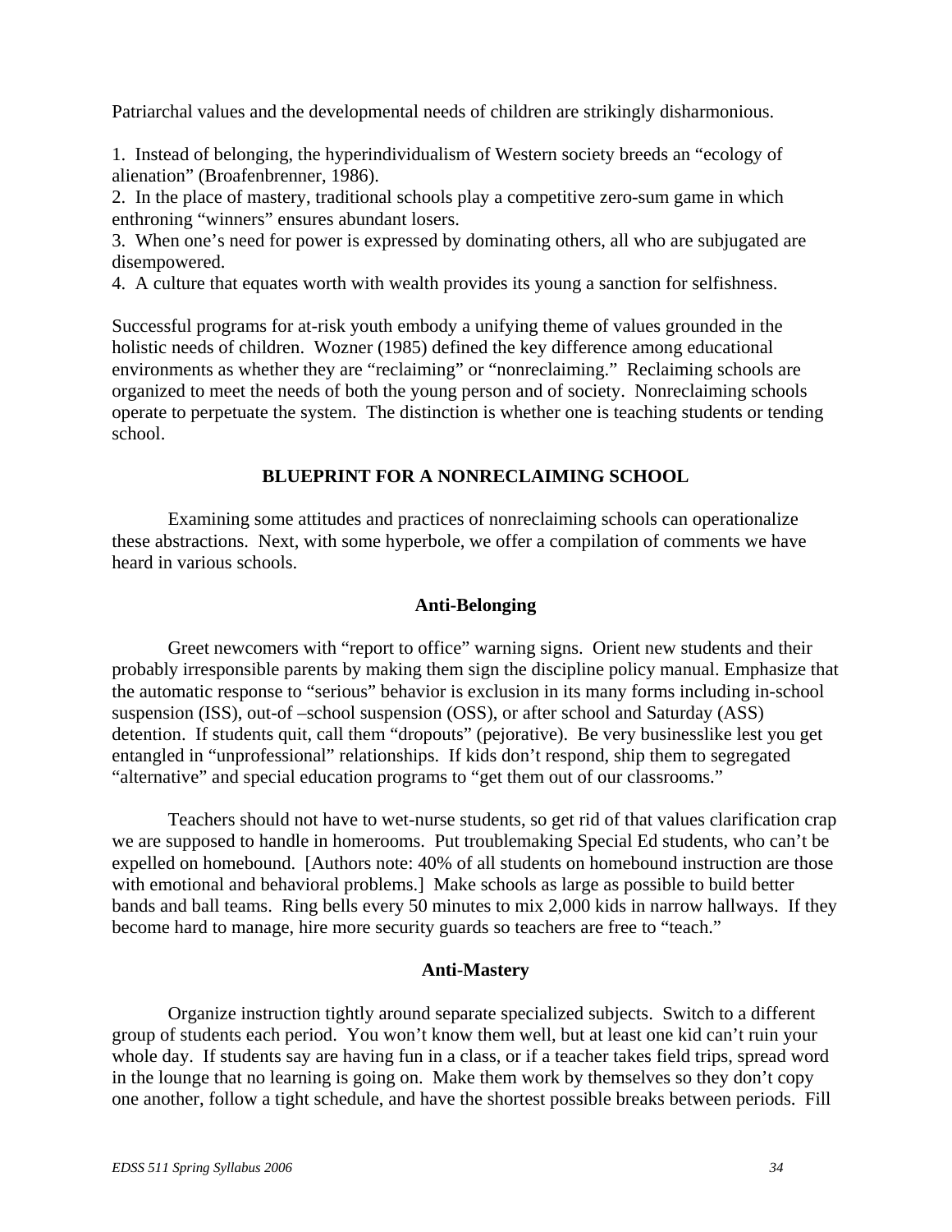Patriarchal values and the developmental needs of children are strikingly disharmonious.

1. Instead of belonging, the hyperindividualism of Western society breeds an "ecology of alienation" (Broafenbrenner, 1986).
2. In the place of mastery, traditional schools play a competitive zero-sum game in which enthroning "winners" ensures abundant losers.
3. When one's need for power is expressed by dominating others, all who are subjugated are disempowered.
4. A culture that equates worth with wealth provides its young a sanction for selfishness.

Successful programs for at-risk youth embody a unifying theme of values grounded in the holistic needs of children. Wozner (1985) defined the key difference among educational environments as whether they are "reclaiming" or "nonreclaiming." Reclaiming schools are organized to meet the needs of both the young person and of society. Nonreclaiming schools operate to perpetuate the system. The distinction is whether one is teaching students or tending school.

## BLUEPRINT FOR A NONRECLAIMING SCHOOL

Examining some attitudes and practices of nonreclaiming schools can operationalize these abstractions. Next, with some hyperbole, we offer a compilation of comments we have heard in various schools.

### Anti-Belonging

Greet newcomers with "report to office" warning signs. Orient new students and their probably irresponsible parents by making them sign the discipline policy manual. Emphasize that the automatic response to "serious" behavior is exclusion in its many forms including in-school suspension (ISS), out-of –school suspension (OSS), or after school and Saturday (ASS) detention. If students quit, call them "dropouts" (pejorative). Be very businesslike lest you get entangled in "unprofessional" relationships. If kids don't respond, ship them to segregated "alternative" and special education programs to "get them out of our classrooms."

Teachers should not have to wet-nurse students, so get rid of that values clarification crap we are supposed to handle in homerooms. Put troublemaking Special Ed students, who can't be expelled on homebound. [Authors note: 40% of all students on homebound instruction are those with emotional and behavioral problems.] Make schools as large as possible to build better bands and ball teams. Ring bells every 50 minutes to mix 2,000 kids in narrow hallways. If they become hard to manage, hire more security guards so teachers are free to "teach."

### Anti-Mastery

Organize instruction tightly around separate specialized subjects. Switch to a different group of students each period. You won't know them well, but at least one kid can't ruin your whole day. If students say are having fun in a class, or if a teacher takes field trips, spread word in the lounge that no learning is going on. Make them work by themselves so they don't copy one another, follow a tight schedule, and have the shortest possible breaks between periods. Fill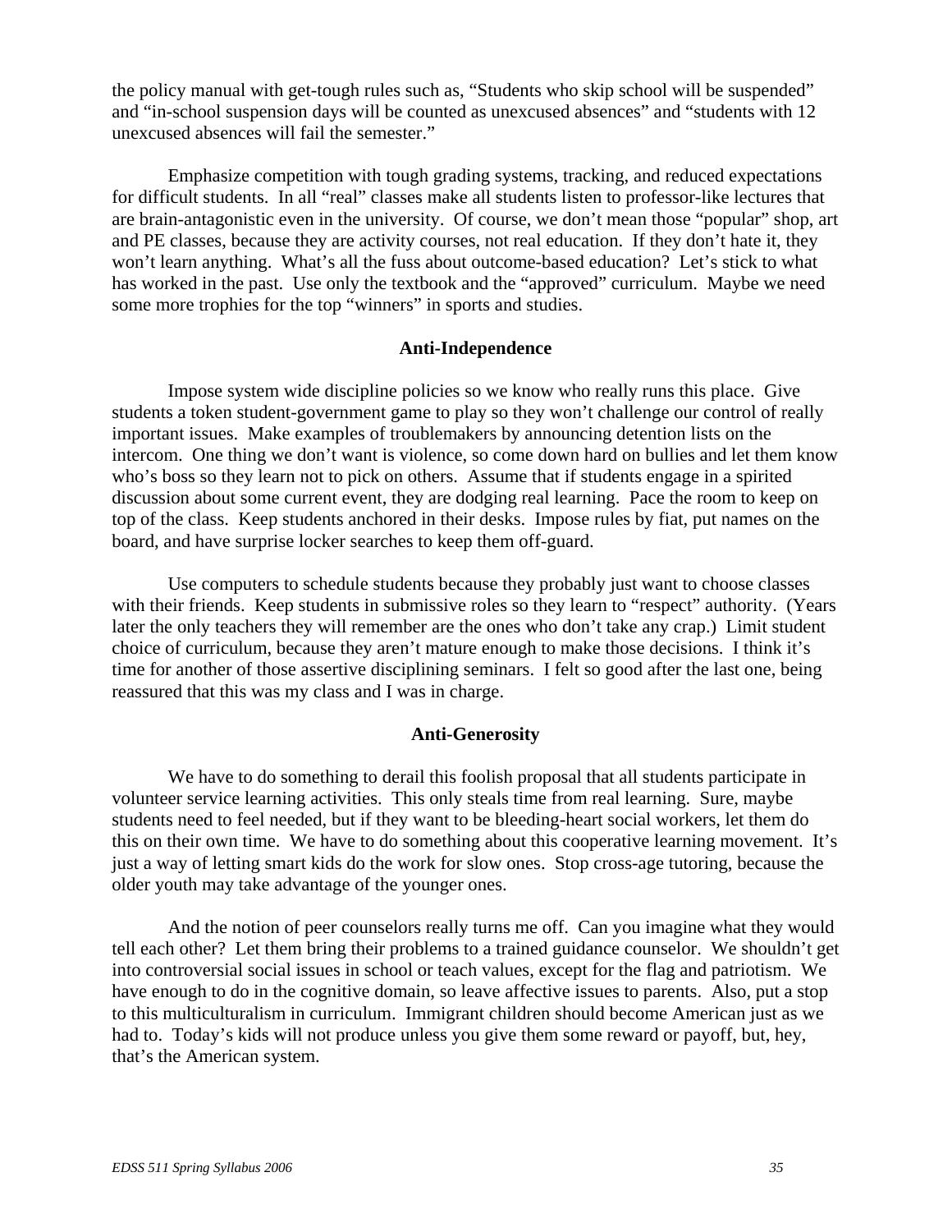the policy manual with get-tough rules such as, "Students who skip school will be suspended" and "in-school suspension days will be counted as unexcused absences" and "students with 12 unexcused absences will fail the semester."

Emphasize competition with tough grading systems, tracking, and reduced expectations for difficult students. In all "real" classes make all students listen to professor-like lectures that are brain-antagonistic even in the university. Of course, we don't mean those "popular" shop, art and PE classes, because they are activity courses, not real education. If they don't hate it, they won't learn anything. What's all the fuss about outcome-based education? Let's stick to what has worked in the past. Use only the textbook and the "approved" curriculum. Maybe we need some more trophies for the top "winners" in sports and studies.

### Anti-Independence

Impose system wide discipline policies so we know who really runs this place. Give students a token student-government game to play so they won't challenge our control of really important issues. Make examples of troublemakers by announcing detention lists on the intercom. One thing we don't want is violence, so come down hard on bullies and let them know who's boss so they learn not to pick on others. Assume that if students engage in a spirited discussion about some current event, they are dodging real learning. Pace the room to keep on top of the class. Keep students anchored in their desks. Impose rules by fiat, put names on the board, and have surprise locker searches to keep them off-guard.

Use computers to schedule students because they probably just want to choose classes with their friends. Keep students in submissive roles so they learn to "respect" authority. (Years later the only teachers they will remember are the ones who don't take any crap.) Limit student choice of curriculum, because they aren't mature enough to make those decisions. I think it's time for another of those assertive disciplining seminars. I felt so good after the last one, being reassured that this was my class and I was in charge.

### Anti-Generosity

We have to do something to derail this foolish proposal that all students participate in volunteer service learning activities. This only steals time from real learning. Sure, maybe students need to feel needed, but if they want to be bleeding-heart social workers, let them do this on their own time. We have to do something about this cooperative learning movement. It's just a way of letting smart kids do the work for slow ones. Stop cross-age tutoring, because the older youth may take advantage of the younger ones.

And the notion of peer counselors really turns me off. Can you imagine what they would tell each other? Let them bring their problems to a trained guidance counselor. We shouldn't get into controversial social issues in school or teach values, except for the flag and patriotism. We have enough to do in the cognitive domain, so leave affective issues to parents. Also, put a stop to this multiculturalism in curriculum. Immigrant children should become American just as we had to. Today's kids will not produce unless you give them some reward or payoff, but, hey, that's the American system.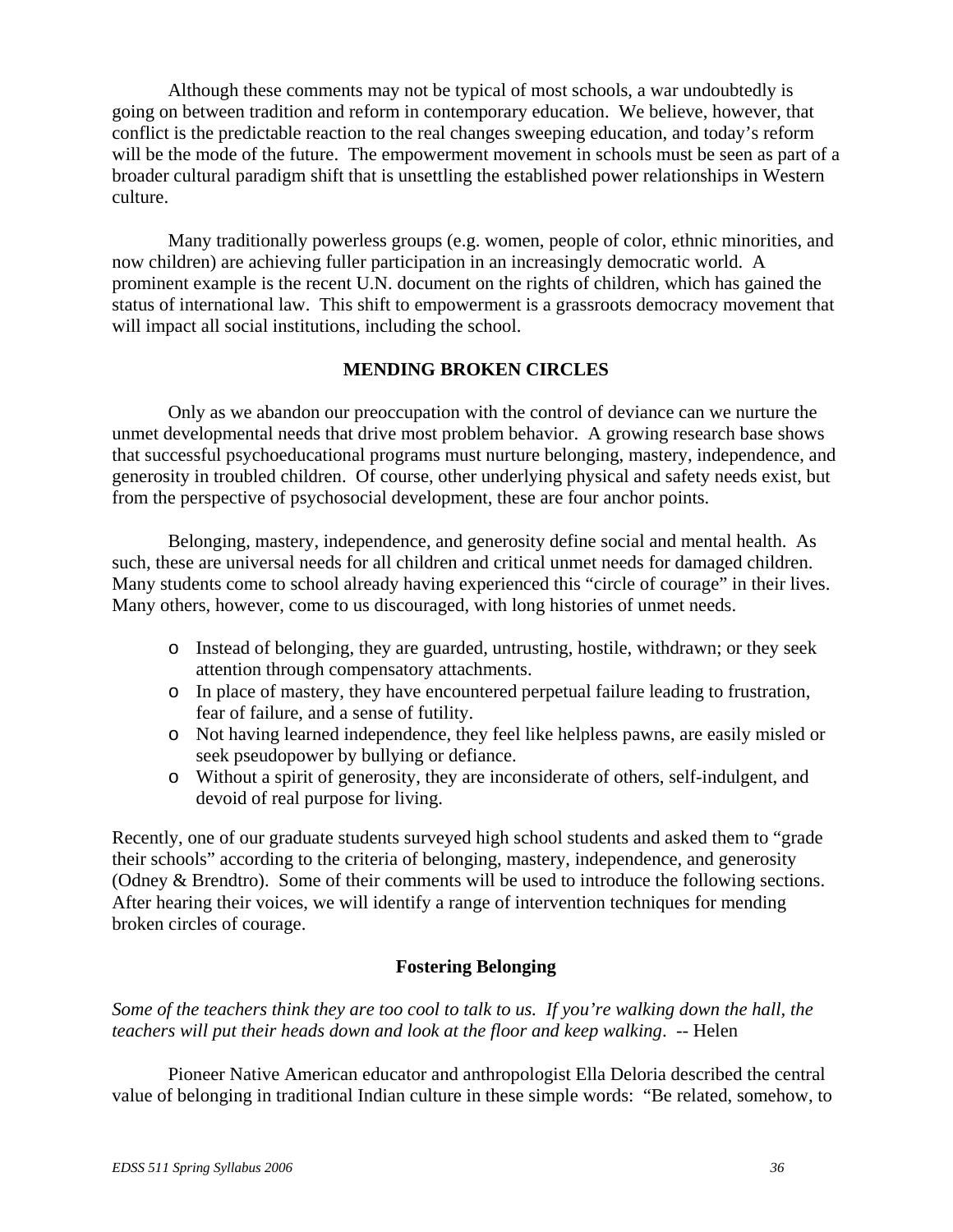Although these comments may not be typical of most schools, a war undoubtedly is going on between tradition and reform in contemporary education. We believe, however, that conflict is the predictable reaction to the real changes sweeping education, and today's reform will be the mode of the future. The empowerment movement in schools must be seen as part of a broader cultural paradigm shift that is unsettling the established power relationships in Western culture.

Many traditionally powerless groups (e.g. women, people of color, ethnic minorities, and now children) are achieving fuller participation in an increasingly democratic world. A prominent example is the recent U.N. document on the rights of children, which has gained the status of international law. This shift to empowerment is a grassroots democracy movement that will impact all social institutions, including the school.

## MENDING BROKEN CIRCLES

Only as we abandon our preoccupation with the control of deviance can we nurture the unmet developmental needs that drive most problem behavior. A growing research base shows that successful psychoeducational programs must nurture belonging, mastery, independence, and generosity in troubled children. Of course, other underlying physical and safety needs exist, but from the perspective of psychosocial development, these are four anchor points.

Belonging, mastery, independence, and generosity define social and mental health. As such, these are universal needs for all children and critical unmet needs for damaged children. Many students come to school already having experienced this "circle of courage" in their lives. Many others, however, come to us discouraged, with long histories of unmet needs.

- Instead of belonging, they are guarded, untrusting, hostile, withdrawn; or they seek attention through compensatory attachments.
- In place of mastery, they have encountered perpetual failure leading to frustration, fear of failure, and a sense of futility.
- Not having learned independence, they feel like helpless pawns, are easily misled or seek pseudopower by bullying or defiance.
- Without a spirit of generosity, they are inconsiderate of others, self-indulgent, and devoid of real purpose for living.

Recently, one of our graduate students surveyed high school students and asked them to "grade their schools" according to the criteria of belonging, mastery, independence, and generosity (Odney & Brendtro). Some of their comments will be used to introduce the following sections. After hearing their voices, we will identify a range of intervention techniques for mending broken circles of courage.

### Fostering Belonging

*Some of the teachers think they are too cool to talk to us. If you're walking down the hall, the teachers will put their heads down and look at the floor and keep walking.* -- Helen

Pioneer Native American educator and anthropologist Ella Deloria described the central value of belonging in traditional Indian culture in these simple words: "Be related, somehow, to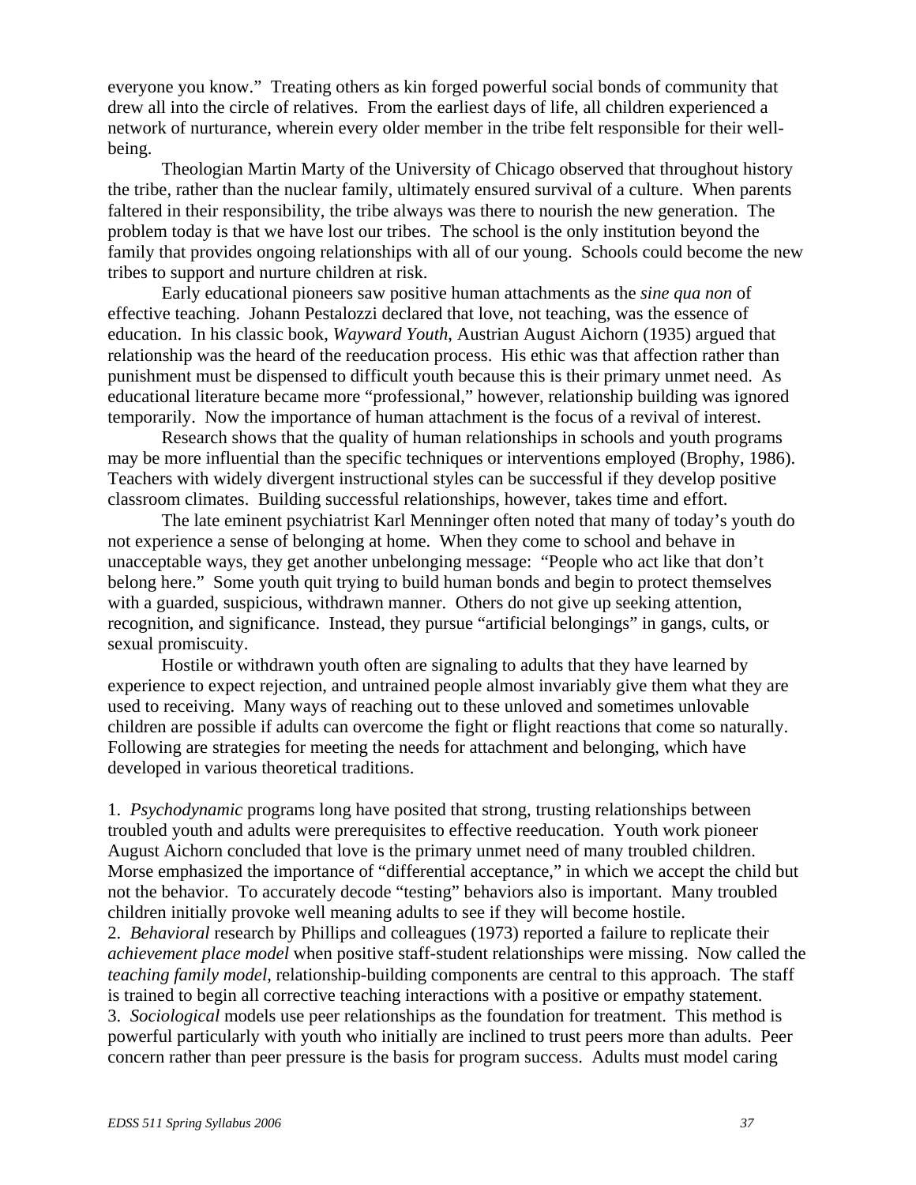everyone you know." Treating others as kin forged powerful social bonds of community that drew all into the circle of relatives. From the earliest days of life, all children experienced a network of nurturance, wherein every older member in the tribe felt responsible for their well-being.

Theologian Martin Marty of the University of Chicago observed that throughout history the tribe, rather than the nuclear family, ultimately ensured survival of a culture. When parents faltered in their responsibility, the tribe always was there to nourish the new generation. The problem today is that we have lost our tribes. The school is the only institution beyond the family that provides ongoing relationships with all of our young. Schools could become the new tribes to support and nurture children at risk.

Early educational pioneers saw positive human attachments as the *sine qua non* of effective teaching. Johann Pestalozzi declared that love, not teaching, was the essence of education. In his classic book, *Wayward Youth*, Austrian August Aichorn (1935) argued that relationship was the heard of the reeducation process. His ethic was that affection rather than punishment must be dispensed to difficult youth because this is their primary unmet need. As educational literature became more "professional," however, relationship building was ignored temporarily. Now the importance of human attachment is the focus of a revival of interest.

Research shows that the quality of human relationships in schools and youth programs may be more influential than the specific techniques or interventions employed (Brophy, 1986). Teachers with widely divergent instructional styles can be successful if they develop positive classroom climates. Building successful relationships, however, takes time and effort.

The late eminent psychiatrist Karl Menninger often noted that many of today's youth do not experience a sense of belonging at home. When they come to school and behave in unacceptable ways, they get another unbelonging message: "People who act like that don't belong here." Some youth quit trying to build human bonds and begin to protect themselves with a guarded, suspicious, withdrawn manner. Others do not give up seeking attention, recognition, and significance. Instead, they pursue "artificial belongings" in gangs, cults, or sexual promiscuity.

Hostile or withdrawn youth often are signaling to adults that they have learned by experience to expect rejection, and untrained people almost invariably give them what they are used to receiving. Many ways of reaching out to these unloved and sometimes unlovable children are possible if adults can overcome the fight or flight reactions that come so naturally. Following are strategies for meeting the needs for attachment and belonging, which have developed in various theoretical traditions.

1. *Psychodynamic* programs long have posited that strong, trusting relationships between troubled youth and adults were prerequisites to effective reeducation. Youth work pioneer August Aichorn concluded that love is the primary unmet need of many troubled children. Morse emphasized the importance of "differential acceptance," in which we accept the child but not the behavior. To accurately decode "testing" behaviors also is important. Many troubled children initially provoke well meaning adults to see if they will become hostile.
2. *Behavioral* research by Phillips and colleagues (1973) reported a failure to replicate their *achievement place model* when positive staff-student relationships were missing. Now called the *teaching family model*, relationship-building components are central to this approach. The staff is trained to begin all corrective teaching interactions with a positive or empathy statement.
3. *Sociological* models use peer relationships as the foundation for treatment. This method is powerful particularly with youth who initially are inclined to trust peers more than adults. Peer concern rather than peer pressure is the basis for program success. Adults must model caring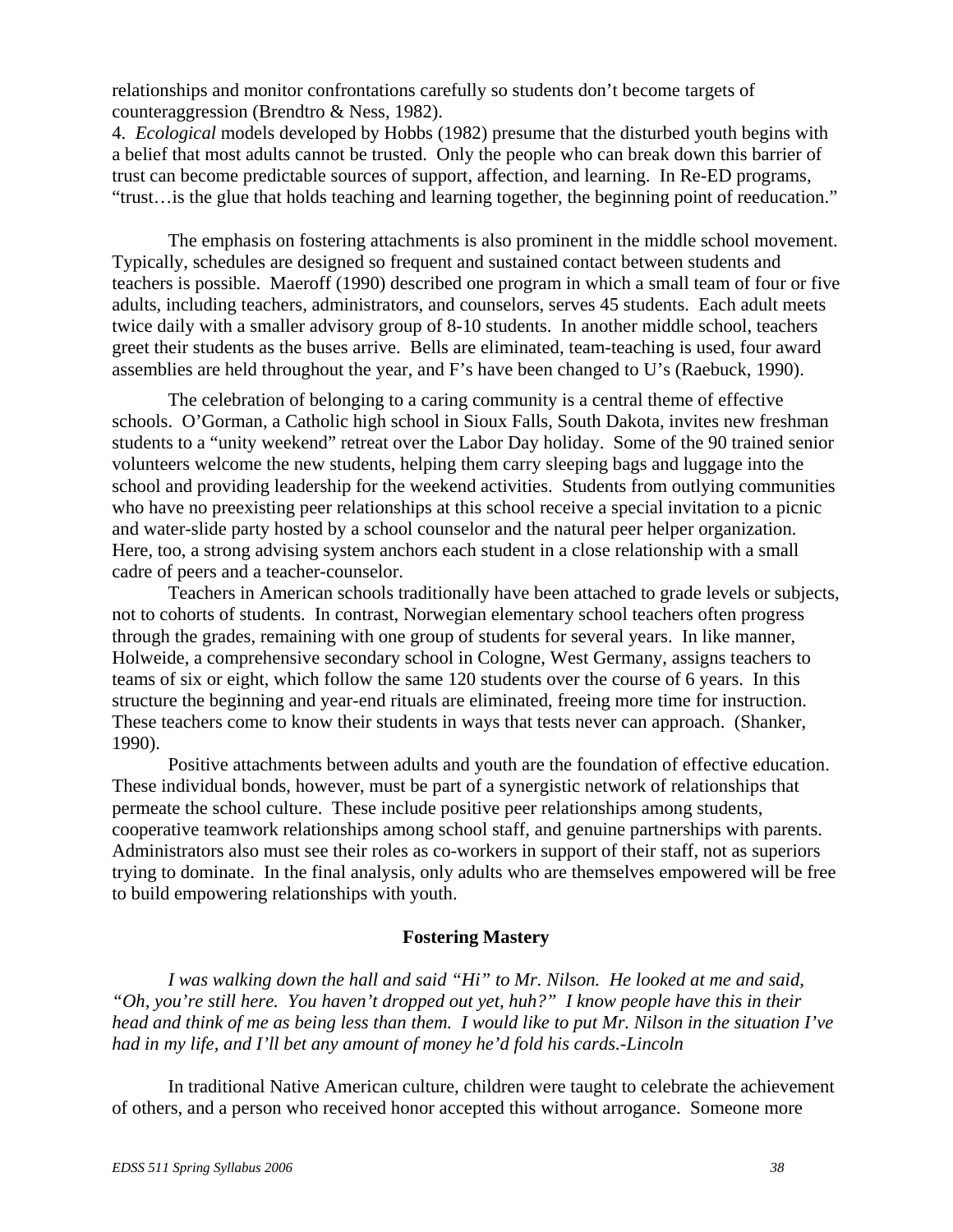relationships and monitor confrontations carefully so students don't become targets of counteraggression (Brendtro & Ness, 1982).

4. *Ecological* models developed by Hobbs (1982) presume that the disturbed youth begins with a belief that most adults cannot be trusted. Only the people who can break down this barrier of trust can become predictable sources of support, affection, and learning. In Re-ED programs, "trust…is the glue that holds teaching and learning together, the beginning point of reeducation."

The emphasis on fostering attachments is also prominent in the middle school movement. Typically, schedules are designed so frequent and sustained contact between students and teachers is possible. Maeroff (1990) described one program in which a small team of four or five adults, including teachers, administrators, and counselors, serves 45 students. Each adult meets twice daily with a smaller advisory group of 8-10 students. In another middle school, teachers greet their students as the buses arrive. Bells are eliminated, team-teaching is used, four award assemblies are held throughout the year, and F's have been changed to U's (Raebuck, 1990).

The celebration of belonging to a caring community is a central theme of effective schools. O'Gorman, a Catholic high school in Sioux Falls, South Dakota, invites new freshman students to a "unity weekend" retreat over the Labor Day holiday. Some of the 90 trained senior volunteers welcome the new students, helping them carry sleeping bags and luggage into the school and providing leadership for the weekend activities. Students from outlying communities who have no preexisting peer relationships at this school receive a special invitation to a picnic and water-slide party hosted by a school counselor and the natural peer helper organization. Here, too, a strong advising system anchors each student in a close relationship with a small cadre of peers and a teacher-counselor.

Teachers in American schools traditionally have been attached to grade levels or subjects, not to cohorts of students. In contrast, Norwegian elementary school teachers often progress through the grades, remaining with one group of students for several years. In like manner, Holweide, a comprehensive secondary school in Cologne, West Germany, assigns teachers to teams of six or eight, which follow the same 120 students over the course of 6 years. In this structure the beginning and year-end rituals are eliminated, freeing more time for instruction. These teachers come to know their students in ways that tests never can approach. (Shanker, 1990).

Positive attachments between adults and youth are the foundation of effective education. These individual bonds, however, must be part of a synergistic network of relationships that permeate the school culture. These include positive peer relationships among students, cooperative teamwork relationships among school staff, and genuine partnerships with parents. Administrators also must see their roles as co-workers in support of their staff, not as superiors trying to dominate. In the final analysis, only adults who are themselves empowered will be free to build empowering relationships with youth.

### Fostering Mastery

*I was walking down the hall and said "Hi" to Mr. Nilson. He looked at me and said, "Oh, you're still here. You haven't dropped out yet, huh?" I know people have this in their head and think of me as being less than them. I would like to put Mr. Nilson in the situation I've had in my life, and I'll bet any amount of money he'd fold his cards.-Lincoln*

In traditional Native American culture, children were taught to celebrate the achievement of others, and a person who received honor accepted this without arrogance. Someone more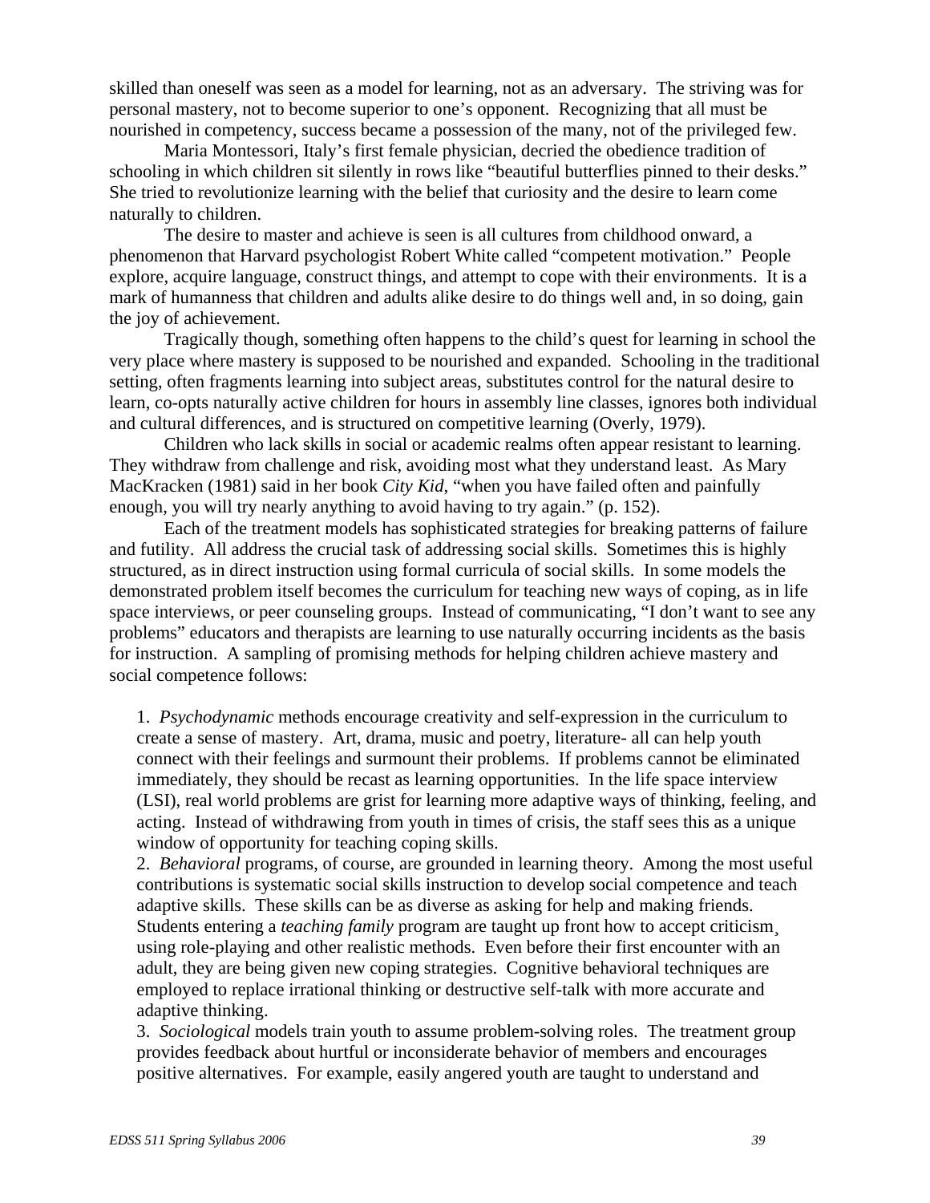skilled than oneself was seen as a model for learning, not as an adversary. The striving was for personal mastery, not to become superior to one's opponent. Recognizing that all must be nourished in competency, success became a possession of the many, not of the privileged few.

Maria Montessori, Italy's first female physician, decried the obedience tradition of schooling in which children sit silently in rows like "beautiful butterflies pinned to their desks." She tried to revolutionize learning with the belief that curiosity and the desire to learn come naturally to children.

The desire to master and achieve is seen is all cultures from childhood onward, a phenomenon that Harvard psychologist Robert White called "competent motivation." People explore, acquire language, construct things, and attempt to cope with their environments. It is a mark of humanness that children and adults alike desire to do things well and, in so doing, gain the joy of achievement.

Tragically though, something often happens to the child's quest for learning in school the very place where mastery is supposed to be nourished and expanded. Schooling in the traditional setting, often fragments learning into subject areas, substitutes control for the natural desire to learn, co-opts naturally active children for hours in assembly line classes, ignores both individual and cultural differences, and is structured on competitive learning (Overly, 1979).

Children who lack skills in social or academic realms often appear resistant to learning. They withdraw from challenge and risk, avoiding most what they understand least. As Mary MacKracken (1981) said in her book *City Kid*, "when you have failed often and painfully enough, you will try nearly anything to avoid having to try again." (p. 152).

Each of the treatment models has sophisticated strategies for breaking patterns of failure and futility. All address the crucial task of addressing social skills. Sometimes this is highly structured, as in direct instruction using formal curricula of social skills. In some models the demonstrated problem itself becomes the curriculum for teaching new ways of coping, as in life space interviews, or peer counseling groups. Instead of communicating, "I don't want to see any problems" educators and therapists are learning to use naturally occurring incidents as the basis for instruction. A sampling of promising methods for helping children achieve mastery and social competence follows:

1. *Psychodynamic* methods encourage creativity and self-expression in the curriculum to create a sense of mastery. Art, drama, music and poetry, literature- all can help youth connect with their feelings and surmount their problems. If problems cannot be eliminated immediately, they should be recast as learning opportunities. In the life space interview (LSI), real world problems are grist for learning more adaptive ways of thinking, feeling, and acting. Instead of withdrawing from youth in times of crisis, the staff sees this as a unique window of opportunity for teaching coping skills.
2. *Behavioral* programs, of course, are grounded in learning theory. Among the most useful contributions is systematic social skills instruction to develop social competence and teach adaptive skills. These skills can be as diverse as asking for help and making friends. Students entering a *teaching family* program are taught up front how to accept criticism¸ using role-playing and other realistic methods. Even before their first encounter with an adult, they are being given new coping strategies. Cognitive behavioral techniques are employed to replace irrational thinking or destructive self-talk with more accurate and adaptive thinking.
3. *Sociological* models train youth to assume problem-solving roles. The treatment group provides feedback about hurtful or inconsiderate behavior of members and encourages positive alternatives. For example, easily angered youth are taught to understand and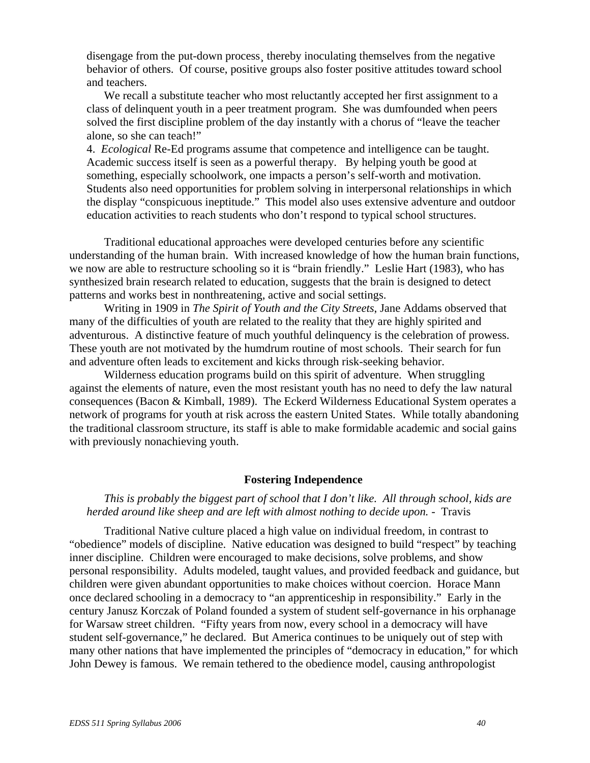disengage from the put-down process¸ thereby inoculating themselves from the negative behavior of others. Of course, positive groups also foster positive attitudes toward school and teachers.

We recall a substitute teacher who most reluctantly accepted her first assignment to a class of delinquent youth in a peer treatment program. She was dumfounded when peers solved the first discipline problem of the day instantly with a chorus of "leave the teacher alone, so she can teach!"

4. *Ecological* Re-Ed programs assume that competence and intelligence can be taught. Academic success itself is seen as a powerful therapy. By helping youth be good at something, especially schoolwork, one impacts a person's self-worth and motivation. Students also need opportunities for problem solving in interpersonal relationships in which the display "conspicuous ineptitude." This model also uses extensive adventure and outdoor education activities to reach students who don't respond to typical school structures.

Traditional educational approaches were developed centuries before any scientific understanding of the human brain. With increased knowledge of how the human brain functions, we now are able to restructure schooling so it is "brain friendly." Leslie Hart (1983), who has synthesized brain research related to education, suggests that the brain is designed to detect patterns and works best in nonthreatening, active and social settings.

Writing in 1909 in *The Spirit of Youth and the City Streets*, Jane Addams observed that many of the difficulties of youth are related to the reality that they are highly spirited and adventurous. A distinctive feature of much youthful delinquency is the celebration of prowess. These youth are not motivated by the humdrum routine of most schools. Their search for fun and adventure often leads to excitement and kicks through risk-seeking behavior.

Wilderness education programs build on this spirit of adventure. When struggling against the elements of nature, even the most resistant youth has no need to defy the law natural consequences (Bacon & Kimball, 1989). The Eckerd Wilderness Educational System operates a network of programs for youth at risk across the eastern United States. While totally abandoning the traditional classroom structure, its staff is able to make formidable academic and social gains with previously nonachieving youth.

## Fostering Independence

*This is probably the biggest part of school that I don't like. All through school, kids are herded around like sheep and are left with almost nothing to decide upon.* - Travis

Traditional Native culture placed a high value on individual freedom, in contrast to "obedience" models of discipline. Native education was designed to build "respect" by teaching inner discipline. Children were encouraged to make decisions, solve problems, and show personal responsibility. Adults modeled, taught values, and provided feedback and guidance, but children were given abundant opportunities to make choices without coercion. Horace Mann once declared schooling in a democracy to "an apprenticeship in responsibility." Early in the century Janusz Korczak of Poland founded a system of student self-governance in his orphanage for Warsaw street children. "Fifty years from now, every school in a democracy will have student self-governance," he declared. But America continues to be uniquely out of step with many other nations that have implemented the principles of "democracy in education," for which John Dewey is famous. We remain tethered to the obedience model, causing anthropologist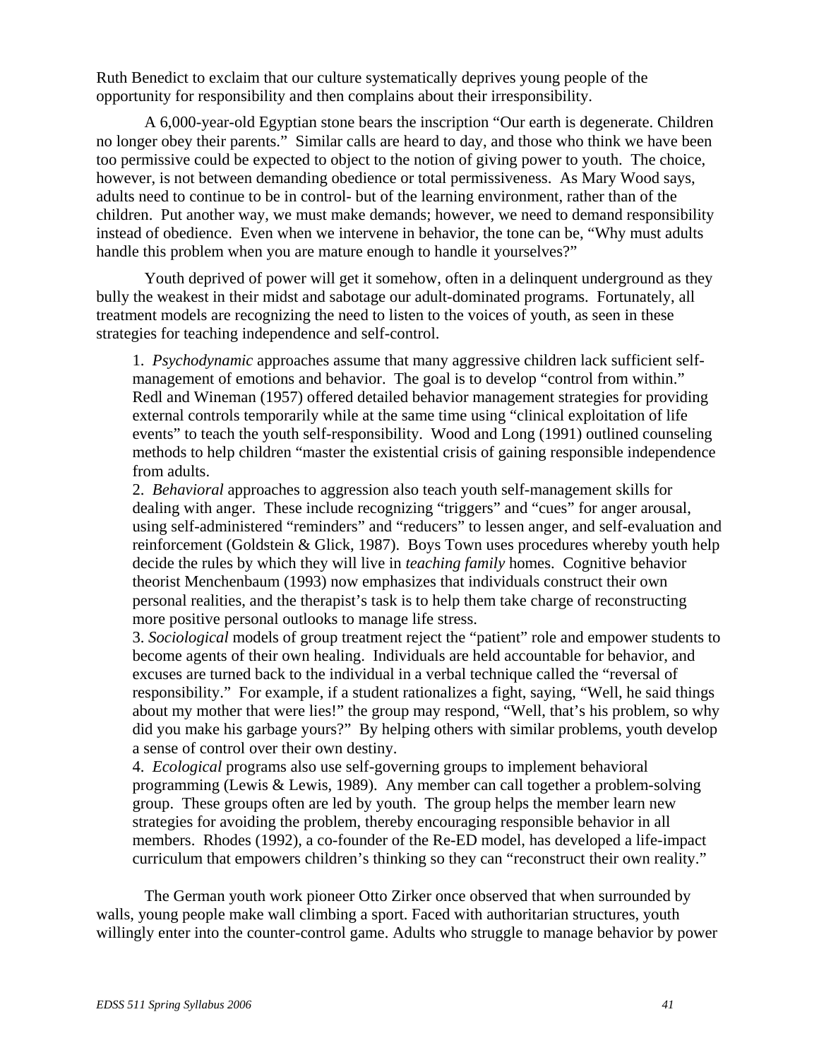Ruth Benedict to exclaim that our culture systematically deprives young people of the opportunity for responsibility and then complains about their irresponsibility.

A 6,000-year-old Egyptian stone bears the inscription "Our earth is degenerate. Children no longer obey their parents." Similar calls are heard to day, and those who think we have been too permissive could be expected to object to the notion of giving power to youth. The choice, however, is not between demanding obedience or total permissiveness. As Mary Wood says, adults need to continue to be in control- but of the learning environment, rather than of the children. Put another way, we must make demands; however, we need to demand responsibility instead of obedience. Even when we intervene in behavior, the tone can be, "Why must adults handle this problem when you are mature enough to handle it yourselves?"

Youth deprived of power will get it somehow, often in a delinquent underground as they bully the weakest in their midst and sabotage our adult-dominated programs. Fortunately, all treatment models are recognizing the need to listen to the voices of youth, as seen in these strategies for teaching independence and self-control.

1. *Psychodynamic* approaches assume that many aggressive children lack sufficient self-management of emotions and behavior. The goal is to develop "control from within." Redl and Wineman (1957) offered detailed behavior management strategies for providing external controls temporarily while at the same time using "clinical exploitation of life events" to teach the youth self-responsibility. Wood and Long (1991) outlined counseling methods to help children "master the existential crisis of gaining responsible independence from adults.
2. *Behavioral* approaches to aggression also teach youth self-management skills for dealing with anger. These include recognizing "triggers" and "cues" for anger arousal, using self-administered "reminders" and "reducers" to lessen anger, and self-evaluation and reinforcement (Goldstein & Glick, 1987). Boys Town uses procedures whereby youth help decide the rules by which they will live in *teaching family* homes. Cognitive behavior theorist Menchenbaum (1993) now emphasizes that individuals construct their own personal realities, and the therapist's task is to help them take charge of reconstructing more positive personal outlooks to manage life stress.
3. *Sociological* models of group treatment reject the "patient" role and empower students to become agents of their own healing. Individuals are held accountable for behavior, and excuses are turned back to the individual in a verbal technique called the "reversal of responsibility." For example, if a student rationalizes a fight, saying, "Well, he said things about my mother that were lies!" the group may respond, "Well, that's his problem, so why did you make his garbage yours?" By helping others with similar problems, youth develop a sense of control over their own destiny.
4. *Ecological* programs also use self-governing groups to implement behavioral programming (Lewis & Lewis, 1989). Any member can call together a problem-solving group. These groups often are led by youth. The group helps the member learn new strategies for avoiding the problem, thereby encouraging responsible behavior in all members. Rhodes (1992), a co-founder of the Re-ED model, has developed a life-impact curriculum that empowers children's thinking so they can "reconstruct their own reality."

The German youth work pioneer Otto Zirker once observed that when surrounded by walls, young people make wall climbing a sport. Faced with authoritarian structures, youth willingly enter into the counter-control game. Adults who struggle to manage behavior by power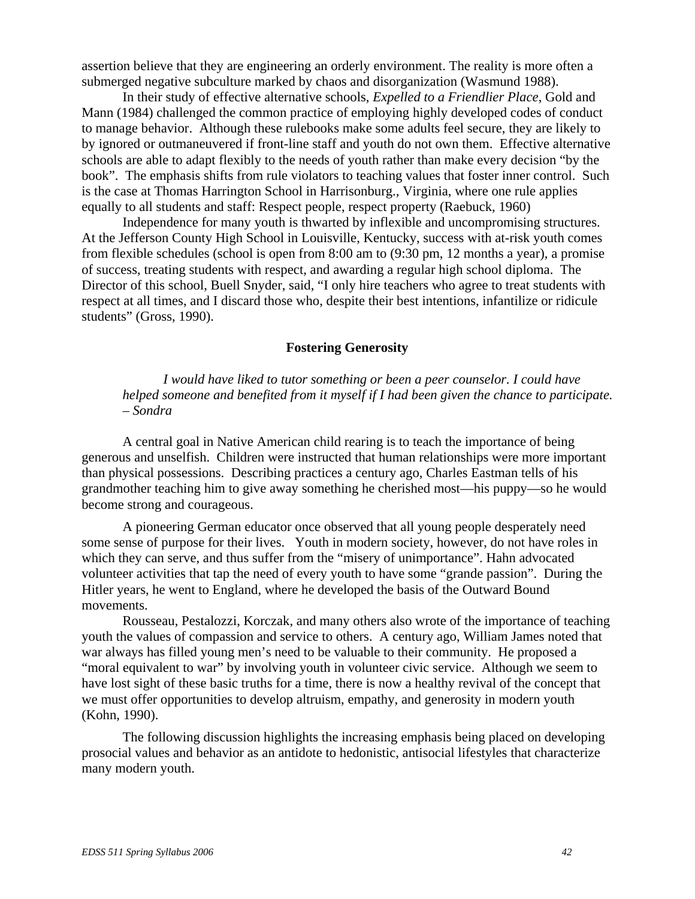assertion believe that they are engineering an orderly environment. The reality is more often a submerged negative subculture marked by chaos and disorganization (Wasmund 1988).

In their study of effective alternative schools, *Expelled to a Friendlier Place*, Gold and Mann (1984) challenged the common practice of employing highly developed codes of conduct to manage behavior. Although these rulebooks make some adults feel secure, they are likely to by ignored or outmaneuvered if front-line staff and youth do not own them. Effective alternative schools are able to adapt flexibly to the needs of youth rather than make every decision "by the book". The emphasis shifts from rule violators to teaching values that foster inner control. Such is the case at Thomas Harrington School in Harrisonburg., Virginia, where one rule applies equally to all students and staff: Respect people, respect property (Raebuck, 1960)

Independence for many youth is thwarted by inflexible and uncompromising structures. At the Jefferson County High School in Louisville, Kentucky, success with at-risk youth comes from flexible schedules (school is open from 8:00 am to (9:30 pm, 12 months a year), a promise of success, treating students with respect, and awarding a regular high school diploma. The Director of this school, Buell Snyder, said, "I only hire teachers who agree to treat students with respect at all times, and I discard those who, despite their best intentions, infantilize or ridicule students" (Gross, 1990).

### Fostering Generosity

> *I would have liked to tutor something or been a peer counselor. I could have helped someone and benefited from it myself if I had been given the chance to participate. – Sondra*

A central goal in Native American child rearing is to teach the importance of being generous and unselfish. Children were instructed that human relationships were more important than physical possessions. Describing practices a century ago, Charles Eastman tells of his grandmother teaching him to give away something he cherished most—his puppy—so he would become strong and courageous.

A pioneering German educator once observed that all young people desperately need some sense of purpose for their lives. Youth in modern society, however, do not have roles in which they can serve, and thus suffer from the "misery of unimportance". Hahn advocated volunteer activities that tap the need of every youth to have some "grande passion". During the Hitler years, he went to England, where he developed the basis of the Outward Bound movements.

Rousseau, Pestalozzi, Korczak, and many others also wrote of the importance of teaching youth the values of compassion and service to others. A century ago, William James noted that war always has filled young men's need to be valuable to their community. He proposed a "moral equivalent to war" by involving youth in volunteer civic service. Although we seem to have lost sight of these basic truths for a time, there is now a healthy revival of the concept that we must offer opportunities to develop altruism, empathy, and generosity in modern youth (Kohn, 1990).

The following discussion highlights the increasing emphasis being placed on developing prosocial values and behavior as an antidote to hedonistic, antisocial lifestyles that characterize many modern youth.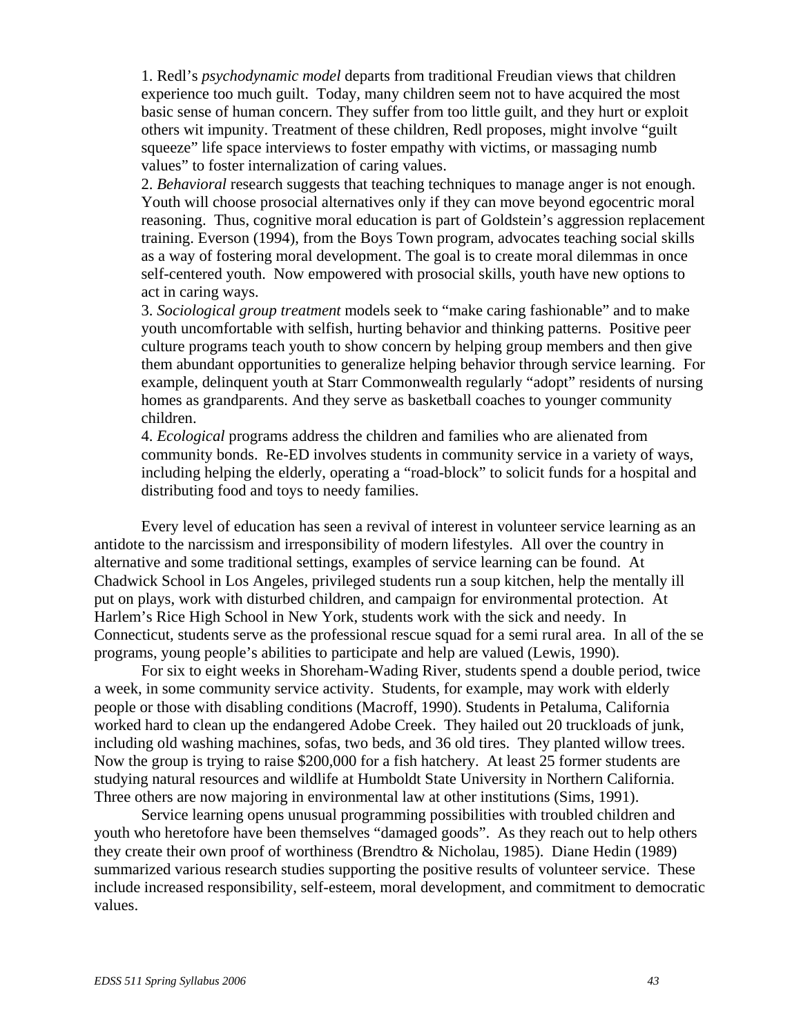1. Redl's *psychodynamic model* departs from traditional Freudian views that children experience too much guilt. Today, many children seem not to have acquired the most basic sense of human concern. They suffer from too little guilt, and they hurt or exploit others wit impunity. Treatment of these children, Redl proposes, might involve "guilt squeeze" life space interviews to foster empathy with victims, or massaging numb values" to foster internalization of caring values.
2. *Behavioral* research suggests that teaching techniques to manage anger is not enough. Youth will choose prosocial alternatives only if they can move beyond egocentric moral reasoning. Thus, cognitive moral education is part of Goldstein's aggression replacement training. Everson (1994), from the Boys Town program, advocates teaching social skills as a way of fostering moral development. The goal is to create moral dilemmas in once self-centered youth. Now empowered with prosocial skills, youth have new options to act in caring ways.
3. *Sociological group treatment* models seek to "make caring fashionable" and to make youth uncomfortable with selfish, hurting behavior and thinking patterns. Positive peer culture programs teach youth to show concern by helping group members and then give them abundant opportunities to generalize helping behavior through service learning. For example, delinquent youth at Starr Commonwealth regularly "adopt" residents of nursing homes as grandparents. And they serve as basketball coaches to younger community children.
4. *Ecological* programs address the children and families who are alienated from community bonds. Re-ED involves students in community service in a variety of ways, including helping the elderly, operating a "road-block" to solicit funds for a hospital and distributing food and toys to needy families.

Every level of education has seen a revival of interest in volunteer service learning as an antidote to the narcissism and irresponsibility of modern lifestyles. All over the country in alternative and some traditional settings, examples of service learning can be found. At Chadwick School in Los Angeles, privileged students run a soup kitchen, help the mentally ill put on plays, work with disturbed children, and campaign for environmental protection. At Harlem's Rice High School in New York, students work with the sick and needy. In Connecticut, students serve as the professional rescue squad for a semi rural area. In all of the se programs, young people's abilities to participate and help are valued (Lewis, 1990).

For six to eight weeks in Shoreham-Wading River, students spend a double period, twice a week, in some community service activity. Students, for example, may work with elderly people or those with disabling conditions (Macroff, 1990). Students in Petaluma, California worked hard to clean up the endangered Adobe Creek. They hailed out 20 truckloads of junk, including old washing machines, sofas, two beds, and 36 old tires. They planted willow trees. Now the group is trying to raise $200,000 for a fish hatchery. At least 25 former students are studying natural resources and wildlife at Humboldt State University in Northern California. Three others are now majoring in environmental law at other institutions (Sims, 1991).

Service learning opens unusual programming possibilities with troubled children and youth who heretofore have been themselves "damaged goods". As they reach out to help others they create their own proof of worthiness (Brendtro & Nicholau, 1985). Diane Hedin (1989) summarized various research studies supporting the positive results of volunteer service. These include increased responsibility, self-esteem, moral development, and commitment to democratic values.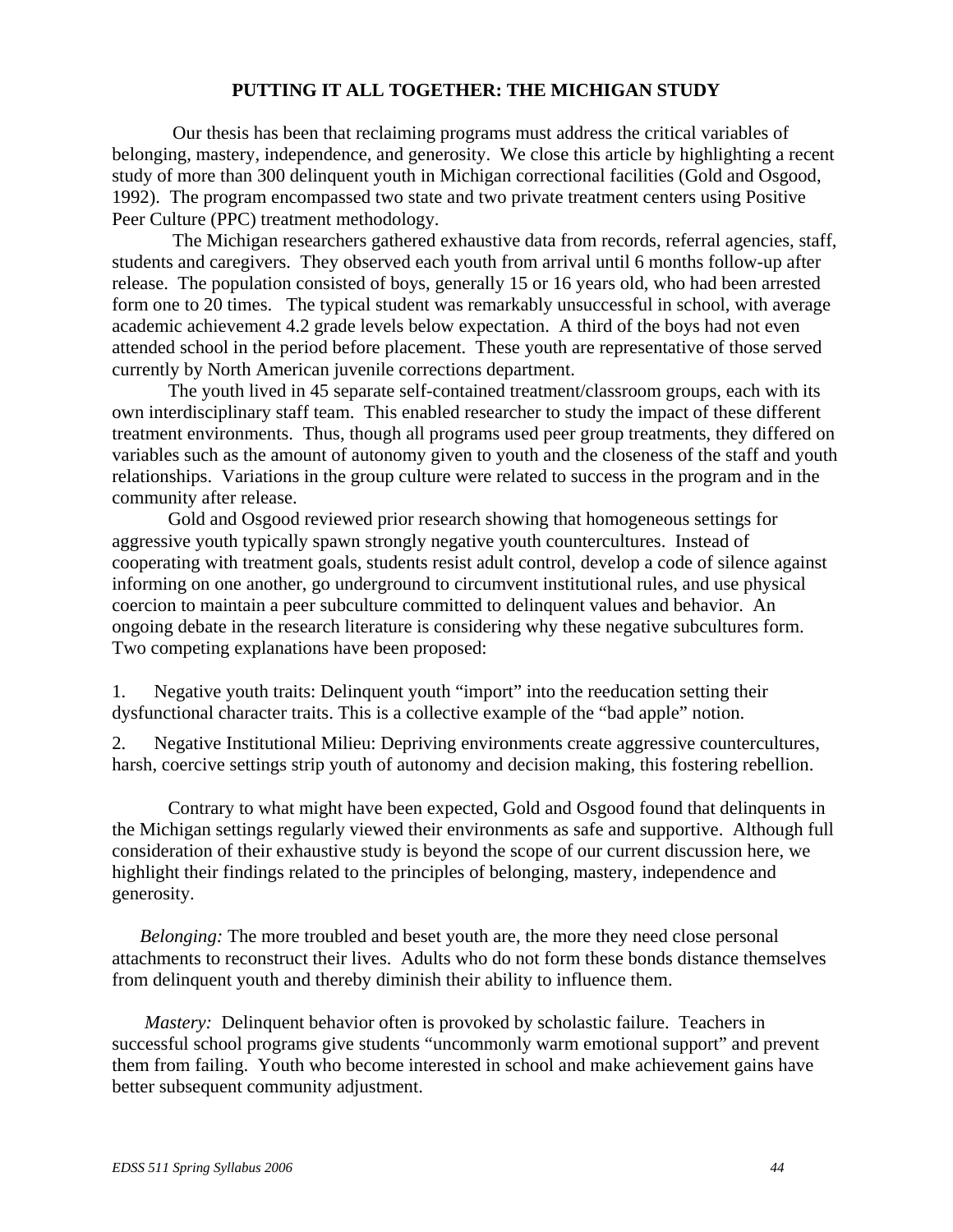## PUTTING IT ALL TOGETHER: THE MICHIGAN STUDY

Our thesis has been that reclaiming programs must address the critical variables of belonging, mastery, independence, and generosity. We close this article by highlighting a recent study of more than 300 delinquent youth in Michigan correctional facilities (Gold and Osgood, 1992). The program encompassed two state and two private treatment centers using Positive Peer Culture (PPC) treatment methodology.

The Michigan researchers gathered exhaustive data from records, referral agencies, staff, students and caregivers. They observed each youth from arrival until 6 months follow-up after release. The population consisted of boys, generally 15 or 16 years old, who had been arrested form one to 20 times. The typical student was remarkably unsuccessful in school, with average academic achievement 4.2 grade levels below expectation. A third of the boys had not even attended school in the period before placement. These youth are representative of those served currently by North American juvenile corrections department.

The youth lived in 45 separate self-contained treatment/classroom groups, each with its own interdisciplinary staff team. This enabled researcher to study the impact of these different treatment environments. Thus, though all programs used peer group treatments, they differed on variables such as the amount of autonomy given to youth and the closeness of the staff and youth relationships. Variations in the group culture were related to success in the program and in the community after release.

Gold and Osgood reviewed prior research showing that homogeneous settings for aggressive youth typically spawn strongly negative youth countercultures. Instead of cooperating with treatment goals, students resist adult control, develop a code of silence against informing on one another, go underground to circumvent institutional rules, and use physical coercion to maintain a peer subculture committed to delinquent values and behavior. An ongoing debate in the research literature is considering why these negative subcultures form. Two competing explanations have been proposed:

1. Negative youth traits: Delinquent youth "import" into the reeducation setting their dysfunctional character traits. This is a collective example of the "bad apple" notion.
2. Negative Institutional Milieu: Depriving environments create aggressive countercultures, harsh, coercive settings strip youth of autonomy and decision making, this fostering rebellion.

Contrary to what might have been expected, Gold and Osgood found that delinquents in the Michigan settings regularly viewed their environments as safe and supportive. Although full consideration of their exhaustive study is beyond the scope of our current discussion here, we highlight their findings related to the principles of belonging, mastery, independence and generosity.

*Belonging:* The more troubled and beset youth are, the more they need close personal attachments to reconstruct their lives. Adults who do not form these bonds distance themselves from delinquent youth and thereby diminish their ability to influence them.

*Mastery:* Delinquent behavior often is provoked by scholastic failure. Teachers in successful school programs give students "uncommonly warm emotional support" and prevent them from failing. Youth who become interested in school and make achievement gains have better subsequent community adjustment.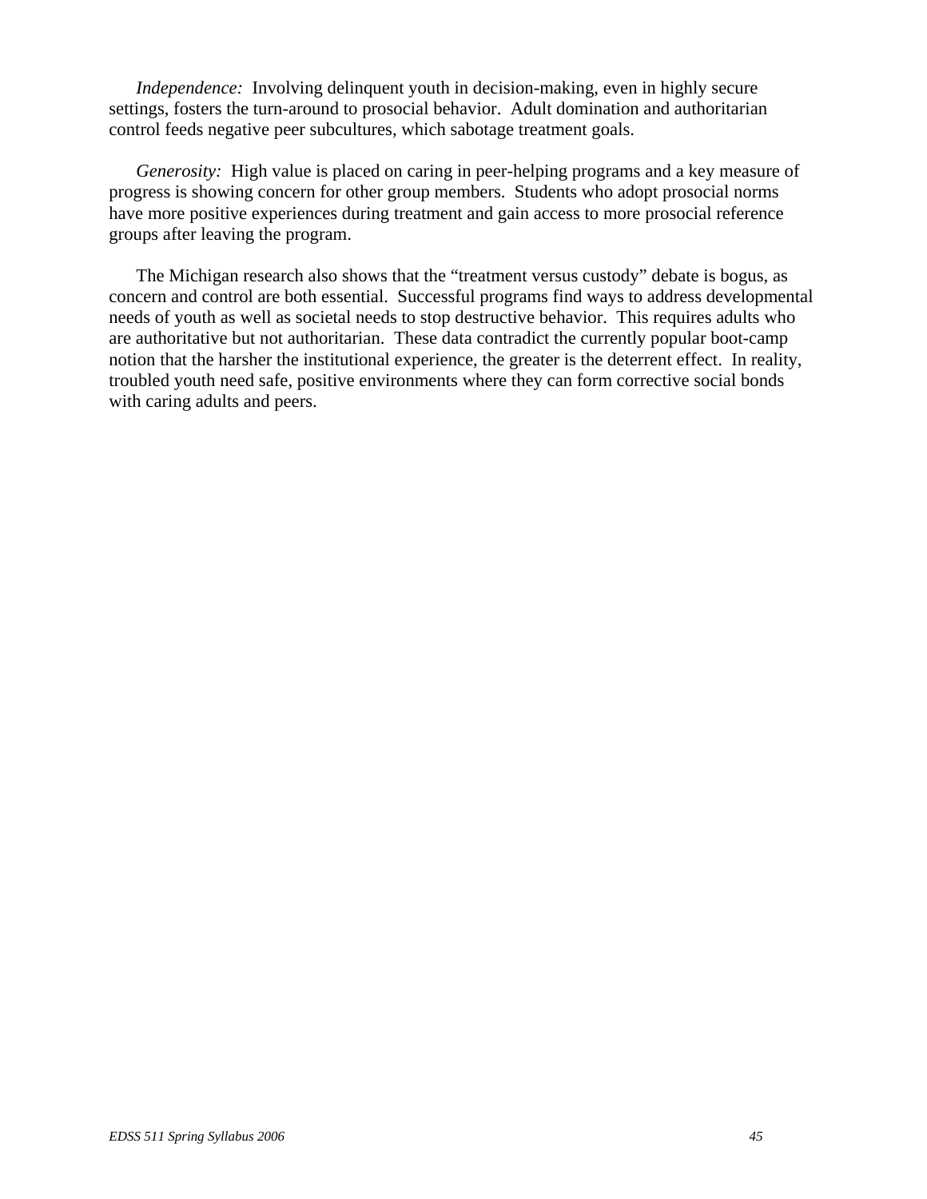*Independence:* Involving delinquent youth in decision-making, even in highly secure settings, fosters the turn-around to prosocial behavior. Adult domination and authoritarian control feeds negative peer subcultures, which sabotage treatment goals.

*Generosity:* High value is placed on caring in peer-helping programs and a key measure of progress is showing concern for other group members. Students who adopt prosocial norms have more positive experiences during treatment and gain access to more prosocial reference groups after leaving the program.

The Michigan research also shows that the "treatment versus custody" debate is bogus, as concern and control are both essential. Successful programs find ways to address developmental needs of youth as well as societal needs to stop destructive behavior. This requires adults who are authoritative but not authoritarian. These data contradict the currently popular boot-camp notion that the harsher the institutional experience, the greater is the deterrent effect. In reality, troubled youth need safe, positive environments where they can form corrective social bonds with caring adults and peers.